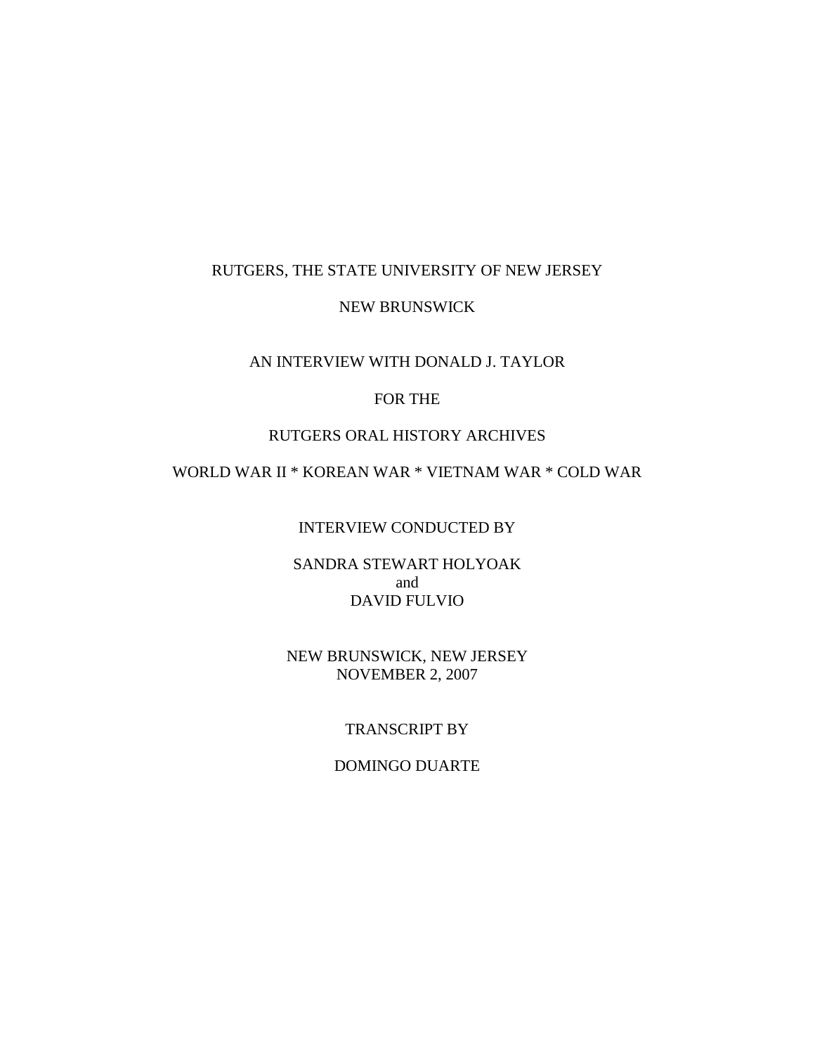RUTGERS, THE STATE UNIVERSITY OF NEW JERSEY

NEW BRUNSWICK

AN INTERVIEW WITH DONALD J. TAYLOR

FOR THE

RUTGERS ORAL HISTORY ARCHIVES

WORLD WAR II * KOREAN WAR * VIETNAM WAR * COLD WAR

INTERVIEW CONDUCTED BY

SANDRA STEWART HOLYOAK
and
DAVID FULVIO

NEW BRUNSWICK, NEW JERSEY
NOVEMBER 2, 2007

TRANSCRIPT BY

DOMINGO DUARTE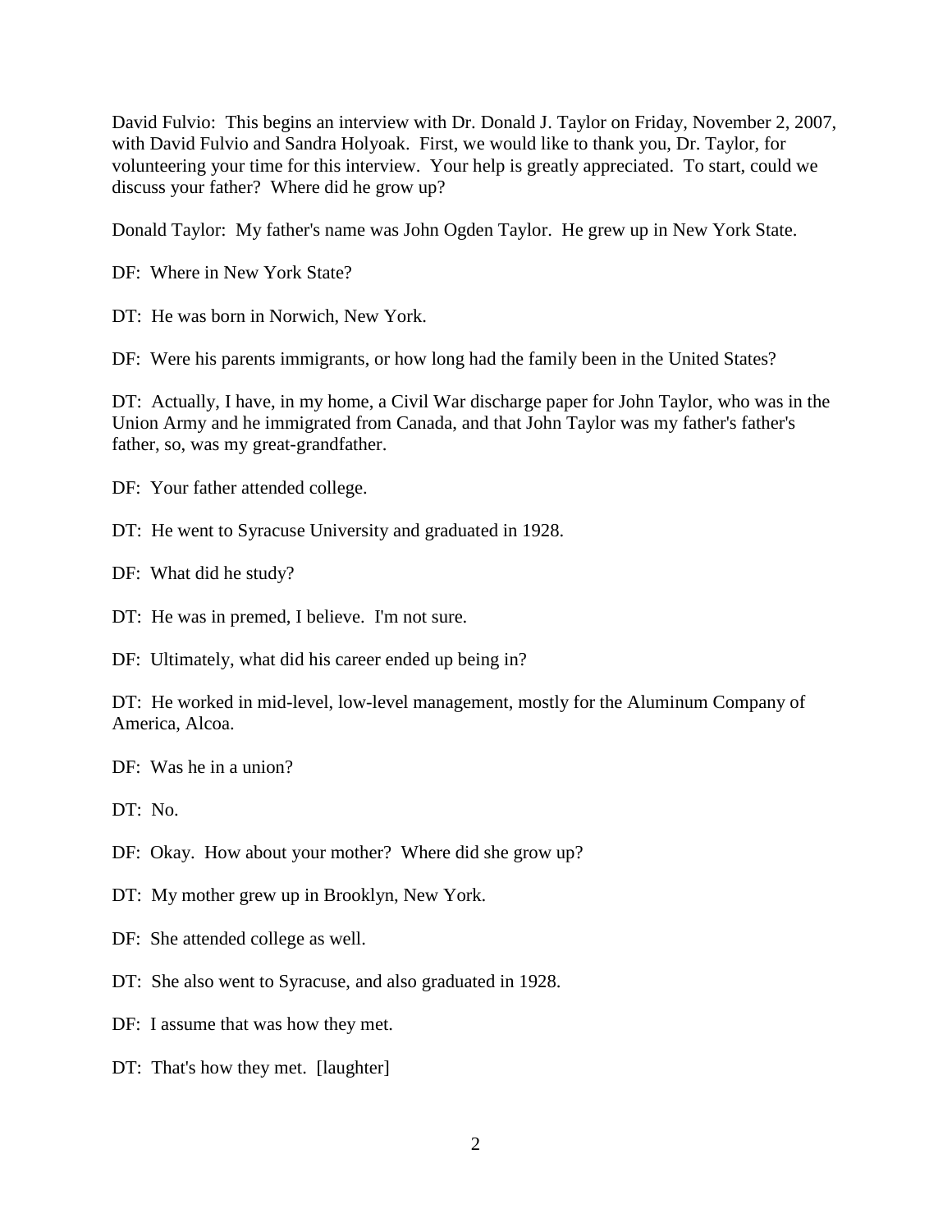David Fulvio: This begins an interview with Dr. Donald J. Taylor on Friday, November 2, 2007, with David Fulvio and Sandra Holyoak. First, we would like to thank you, Dr. Taylor, for volunteering your time for this interview. Your help is greatly appreciated. To start, could we discuss your father? Where did he grow up?

Donald Taylor: My father's name was John Ogden Taylor. He grew up in New York State.

DF: Where in New York State?

DT: He was born in Norwich, New York.

DF: Were his parents immigrants, or how long had the family been in the United States?

DT: Actually, I have, in my home, a Civil War discharge paper for John Taylor, who was in the Union Army and he immigrated from Canada, and that John Taylor was my father's father's father, so, was my great-grandfather.

DF: Your father attended college.

DT: He went to Syracuse University and graduated in 1928.

DF: What did he study?

DT: He was in premed, I believe. I'm not sure.

DF: Ultimately, what did his career ended up being in?

DT: He worked in mid-level, low-level management, mostly for the Aluminum Company of America, Alcoa.

DF: Was he in a union?

DT: No.

DF: Okay. How about your mother? Where did she grow up?

DT: My mother grew up in Brooklyn, New York.

DF: She attended college as well.

DT: She also went to Syracuse, and also graduated in 1928.

DF: I assume that was how they met.

DT: That's how they met. [laughter]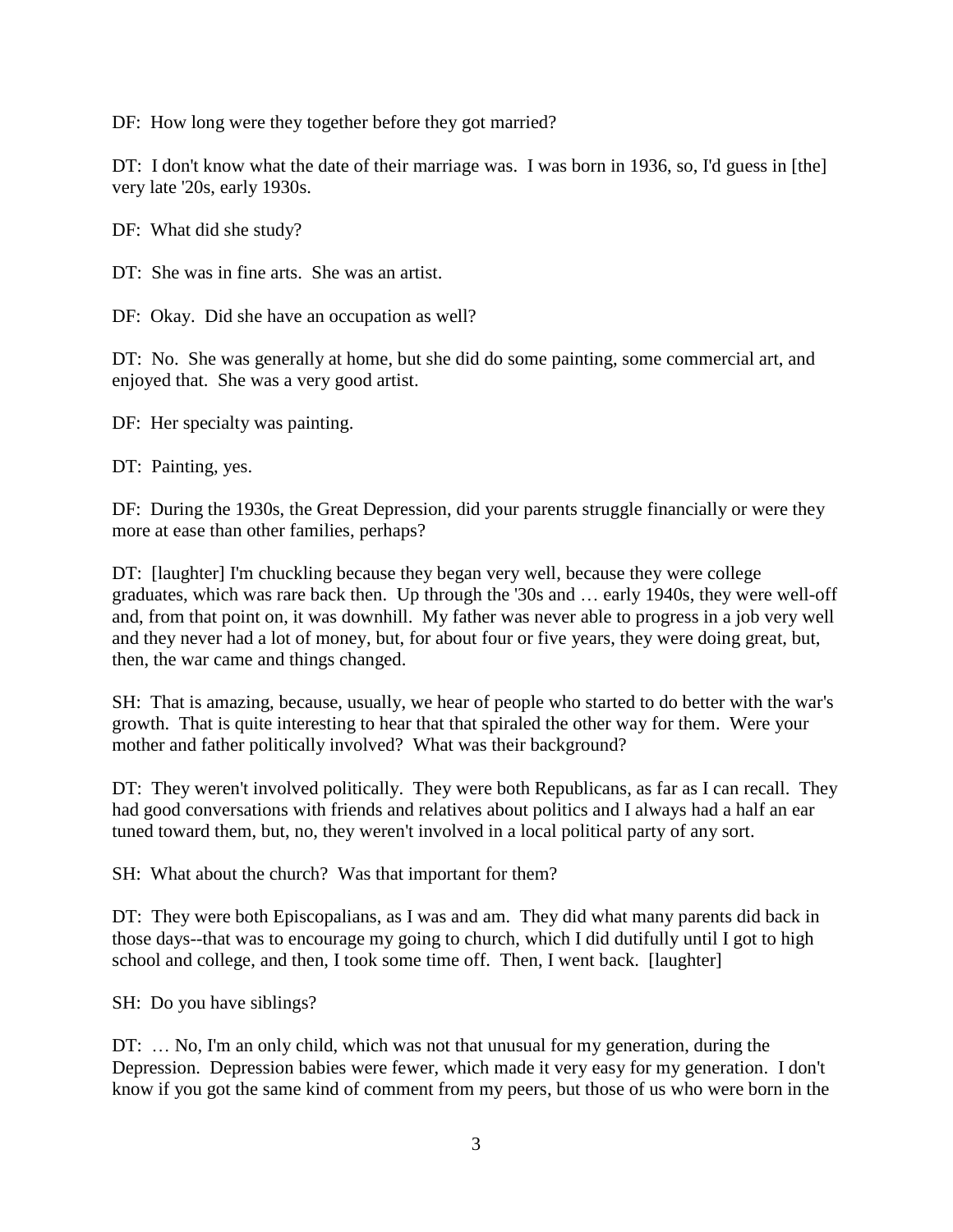DF: How long were they together before they got married?

DT: I don't know what the date of their marriage was. I was born in 1936, so, I'd guess in [the] very late '20s, early 1930s.

DF: What did she study?

DT: She was in fine arts. She was an artist.

DF: Okay. Did she have an occupation as well?

DT: No. She was generally at home, but she did do some painting, some commercial art, and enjoyed that. She was a very good artist.

DF: Her specialty was painting.

DT: Painting, yes.

DF: During the 1930s, the Great Depression, did your parents struggle financially or were they more at ease than other families, perhaps?

DT: [laughter] I'm chuckling because they began very well, because they were college graduates, which was rare back then. Up through the '30s and … early 1940s, they were well-off and, from that point on, it was downhill. My father was never able to progress in a job very well and they never had a lot of money, but, for about four or five years, they were doing great, but, then, the war came and things changed.

SH: That is amazing, because, usually, we hear of people who started to do better with the war's growth. That is quite interesting to hear that that spiraled the other way for them. Were your mother and father politically involved? What was their background?

DT: They weren't involved politically. They were both Republicans, as far as I can recall. They had good conversations with friends and relatives about politics and I always had a half an ear tuned toward them, but, no, they weren't involved in a local political party of any sort.

SH: What about the church? Was that important for them?

DT: They were both Episcopalians, as I was and am. They did what many parents did back in those days--that was to encourage my going to church, which I did dutifully until I got to high school and college, and then, I took some time off. Then, I went back. [laughter]

SH: Do you have siblings?

DT: … No, I'm an only child, which was not that unusual for my generation, during the Depression. Depression babies were fewer, which made it very easy for my generation. I don't know if you got the same kind of comment from my peers, but those of us who were born in the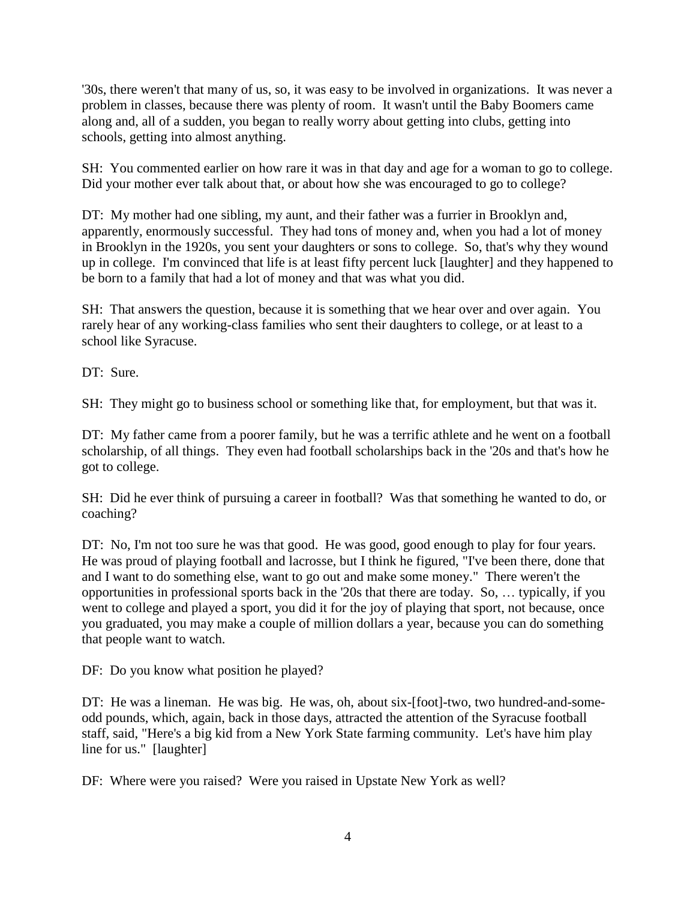'30s, there weren't that many of us, so, it was easy to be involved in organizations. It was never a problem in classes, because there was plenty of room. It wasn't until the Baby Boomers came along and, all of a sudden, you began to really worry about getting into clubs, getting into schools, getting into almost anything.

SH: You commented earlier on how rare it was in that day and age for a woman to go to college. Did your mother ever talk about that, or about how she was encouraged to go to college?

DT: My mother had one sibling, my aunt, and their father was a furrier in Brooklyn and, apparently, enormously successful. They had tons of money and, when you had a lot of money in Brooklyn in the 1920s, you sent your daughters or sons to college. So, that's why they wound up in college. I'm convinced that life is at least fifty percent luck [laughter] and they happened to be born to a family that had a lot of money and that was what you did.

SH: That answers the question, because it is something that we hear over and over again. You rarely hear of any working-class families who sent their daughters to college, or at least to a school like Syracuse.

DT: Sure.

SH: They might go to business school or something like that, for employment, but that was it.

DT: My father came from a poorer family, but he was a terrific athlete and he went on a football scholarship, of all things. They even had football scholarships back in the '20s and that's how he got to college.

SH: Did he ever think of pursuing a career in football? Was that something he wanted to do, or coaching?

DT: No, I'm not too sure he was that good. He was good, good enough to play for four years. He was proud of playing football and lacrosse, but I think he figured, "I've been there, done that and I want to do something else, want to go out and make some money." There weren't the opportunities in professional sports back in the '20s that there are today. So, … typically, if you went to college and played a sport, you did it for the joy of playing that sport, not because, once you graduated, you may make a couple of million dollars a year, because you can do something that people want to watch.

DF: Do you know what position he played?

DT: He was a lineman. He was big. He was, oh, about six-[foot]-two, two hundred-and-some-odd pounds, which, again, back in those days, attracted the attention of the Syracuse football staff, said, "Here's a big kid from a New York State farming community. Let's have him play line for us." [laughter]

DF: Where were you raised? Were you raised in Upstate New York as well?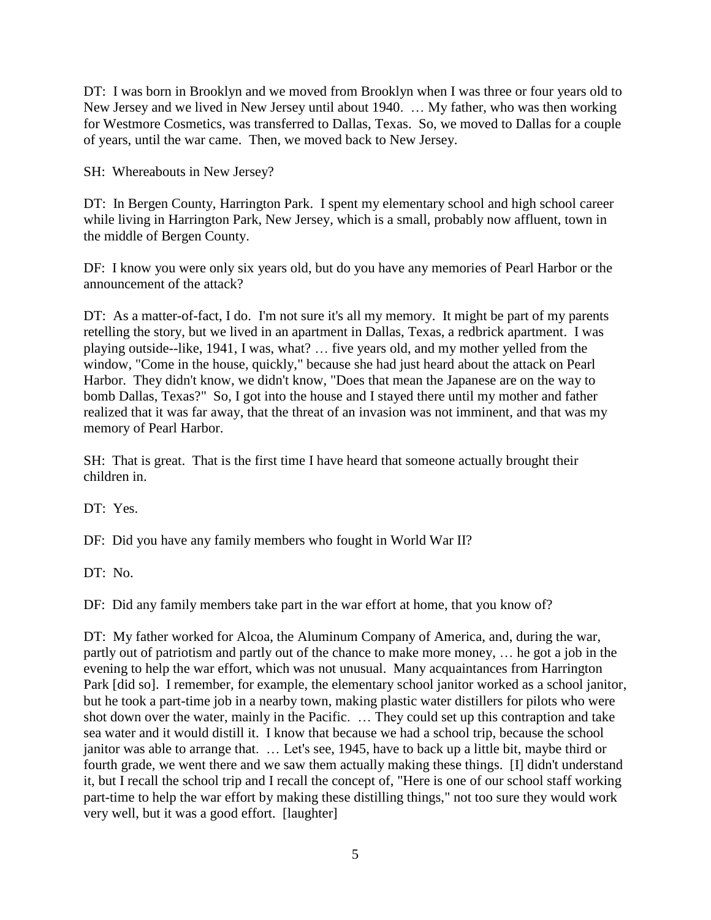DT: I was born in Brooklyn and we moved from Brooklyn when I was three or four years old to New Jersey and we lived in New Jersey until about 1940. … My father, who was then working for Westmore Cosmetics, was transferred to Dallas, Texas. So, we moved to Dallas for a couple of years, until the war came. Then, we moved back to New Jersey.

SH: Whereabouts in New Jersey?

DT: In Bergen County, Harrington Park. I spent my elementary school and high school career while living in Harrington Park, New Jersey, which is a small, probably now affluent, town in the middle of Bergen County.

DF: I know you were only six years old, but do you have any memories of Pearl Harbor or the announcement of the attack?

DT: As a matter-of-fact, I do. I'm not sure it's all my memory. It might be part of my parents retelling the story, but we lived in an apartment in Dallas, Texas, a redbrick apartment. I was playing outside--like, 1941, I was, what? … five years old, and my mother yelled from the window, "Come in the house, quickly," because she had just heard about the attack on Pearl Harbor. They didn't know, we didn't know, "Does that mean the Japanese are on the way to bomb Dallas, Texas?" So, I got into the house and I stayed there until my mother and father realized that it was far away, that the threat of an invasion was not imminent, and that was my memory of Pearl Harbor.

SH: That is great. That is the first time I have heard that someone actually brought their children in.

DT: Yes.

DF: Did you have any family members who fought in World War II?

DT: No.

DF: Did any family members take part in the war effort at home, that you know of?

DT: My father worked for Alcoa, the Aluminum Company of America, and, during the war, partly out of patriotism and partly out of the chance to make more money, … he got a job in the evening to help the war effort, which was not unusual. Many acquaintances from Harrington Park [did so]. I remember, for example, the elementary school janitor worked as a school janitor, but he took a part-time job in a nearby town, making plastic water distillers for pilots who were shot down over the water, mainly in the Pacific. … They could set up this contraption and take sea water and it would distill it. I know that because we had a school trip, because the school janitor was able to arrange that. … Let's see, 1945, have to back up a little bit, maybe third or fourth grade, we went there and we saw them actually making these things. [I] didn't understand it, but I recall the school trip and I recall the concept of, "Here is one of our school staff working part-time to help the war effort by making these distilling things," not too sure they would work very well, but it was a good effort. [laughter]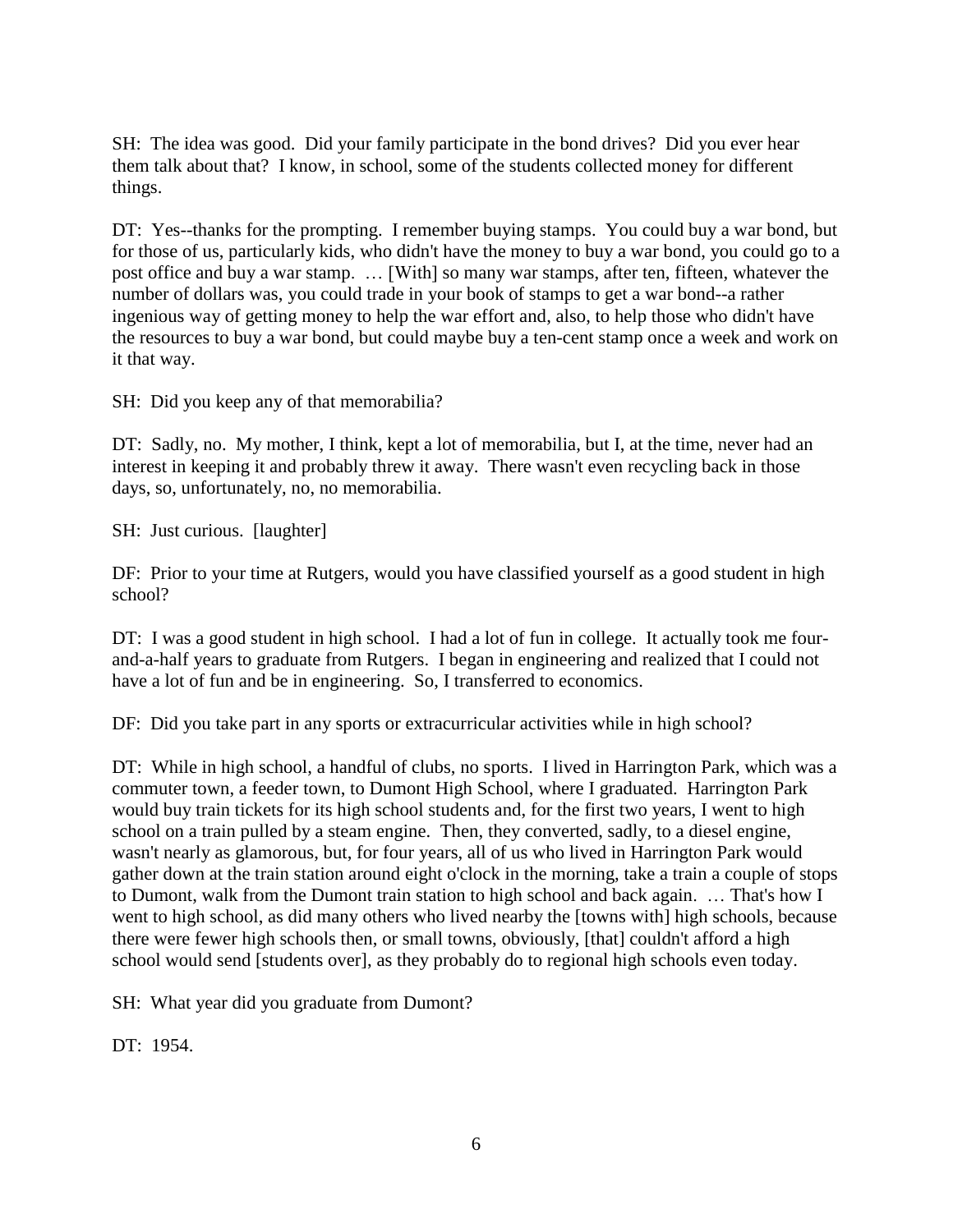SH: The idea was good. Did your family participate in the bond drives? Did you ever hear them talk about that? I know, in school, some of the students collected money for different things.

DT: Yes--thanks for the prompting. I remember buying stamps. You could buy a war bond, but for those of us, particularly kids, who didn't have the money to buy a war bond, you could go to a post office and buy a war stamp. … [With] so many war stamps, after ten, fifteen, whatever the number of dollars was, you could trade in your book of stamps to get a war bond--a rather ingenious way of getting money to help the war effort and, also, to help those who didn't have the resources to buy a war bond, but could maybe buy a ten-cent stamp once a week and work on it that way.

SH: Did you keep any of that memorabilia?

DT: Sadly, no. My mother, I think, kept a lot of memorabilia, but I, at the time, never had an interest in keeping it and probably threw it away. There wasn't even recycling back in those days, so, unfortunately, no, no memorabilia.

SH: Just curious. [laughter]

DF: Prior to your time at Rutgers, would you have classified yourself as a good student in high school?

DT: I was a good student in high school. I had a lot of fun in college. It actually took me four-and-a-half years to graduate from Rutgers. I began in engineering and realized that I could not have a lot of fun and be in engineering. So, I transferred to economics.

DF: Did you take part in any sports or extracurricular activities while in high school?

DT: While in high school, a handful of clubs, no sports. I lived in Harrington Park, which was a commuter town, a feeder town, to Dumont High School, where I graduated. Harrington Park would buy train tickets for its high school students and, for the first two years, I went to high school on a train pulled by a steam engine. Then, they converted, sadly, to a diesel engine, wasn't nearly as glamorous, but, for four years, all of us who lived in Harrington Park would gather down at the train station around eight o'clock in the morning, take a train a couple of stops to Dumont, walk from the Dumont train station to high school and back again. … That's how I went to high school, as did many others who lived nearby the [towns with] high schools, because there were fewer high schools then, or small towns, obviously, [that] couldn't afford a high school would send [students over], as they probably do to regional high schools even today.

SH: What year did you graduate from Dumont?

DT: 1954.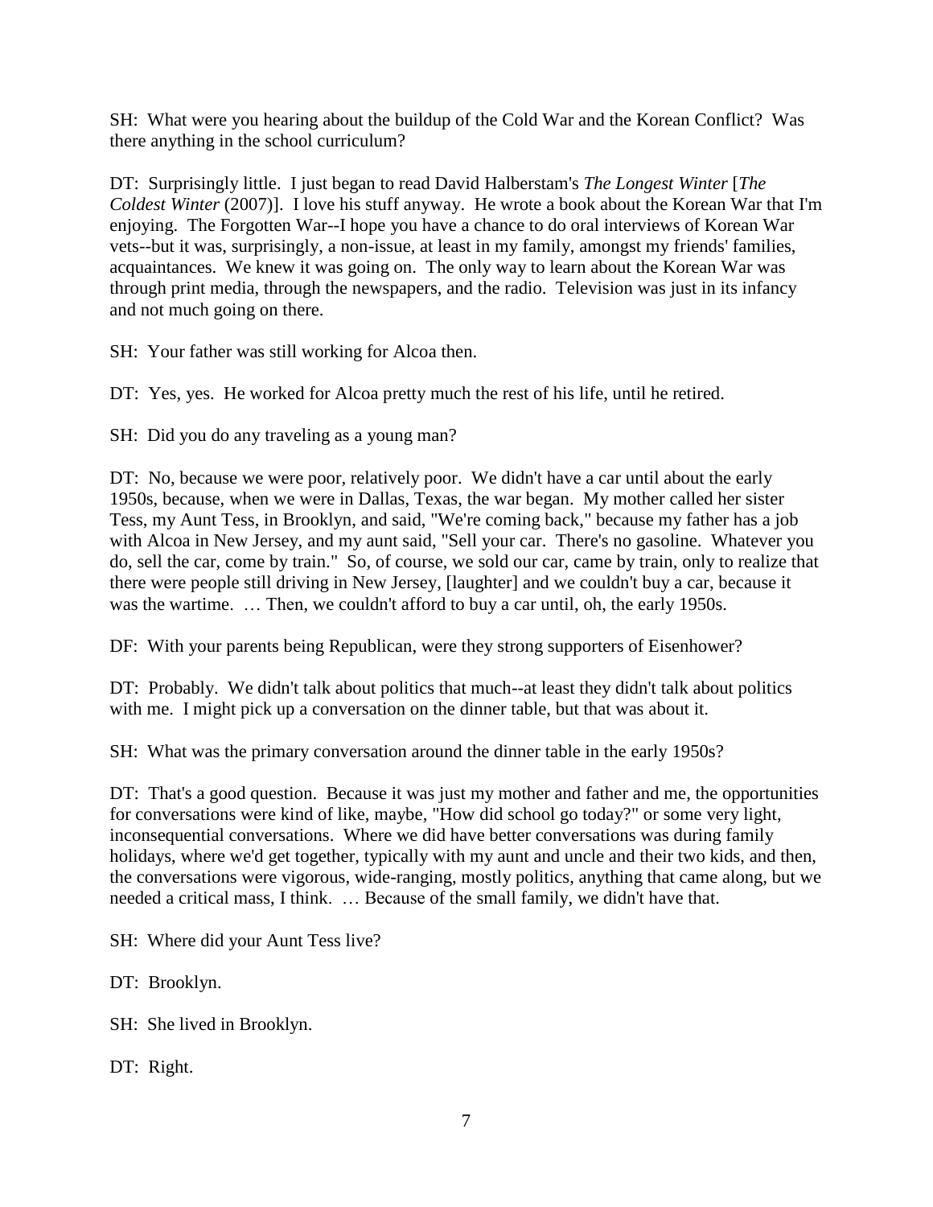SH: What were you hearing about the buildup of the Cold War and the Korean Conflict? Was there anything in the school curriculum?

DT: Surprisingly little. I just began to read David Halberstam's *The Longest Winter* [*The Coldest Winter* (2007)]. I love his stuff anyway. He wrote a book about the Korean War that I'm enjoying. The Forgotten War--I hope you have a chance to do oral interviews of Korean War vets--but it was, surprisingly, a non-issue, at least in my family, amongst my friends' families, acquaintances. We knew it was going on. The only way to learn about the Korean War was through print media, through the newspapers, and the radio. Television was just in its infancy and not much going on there.

SH: Your father was still working for Alcoa then.

DT: Yes, yes. He worked for Alcoa pretty much the rest of his life, until he retired.

SH: Did you do any traveling as a young man?

DT: No, because we were poor, relatively poor. We didn't have a car until about the early 1950s, because, when we were in Dallas, Texas, the war began. My mother called her sister Tess, my Aunt Tess, in Brooklyn, and said, "We're coming back," because my father has a job with Alcoa in New Jersey, and my aunt said, "Sell your car. There's no gasoline. Whatever you do, sell the car, come by train." So, of course, we sold our car, came by train, only to realize that there were people still driving in New Jersey, [laughter] and we couldn't buy a car, because it was the wartime. … Then, we couldn't afford to buy a car until, oh, the early 1950s.

DF: With your parents being Republican, were they strong supporters of Eisenhower?

DT: Probably. We didn't talk about politics that much--at least they didn't talk about politics with me. I might pick up a conversation on the dinner table, but that was about it.

SH: What was the primary conversation around the dinner table in the early 1950s?

DT: That's a good question. Because it was just my mother and father and me, the opportunities for conversations were kind of like, maybe, "How did school go today?" or some very light, inconsequential conversations. Where we did have better conversations was during family holidays, where we'd get together, typically with my aunt and uncle and their two kids, and then, the conversations were vigorous, wide-ranging, mostly politics, anything that came along, but we needed a critical mass, I think. … Because of the small family, we didn't have that.

SH: Where did your Aunt Tess live?

DT: Brooklyn.

SH: She lived in Brooklyn.

DT: Right.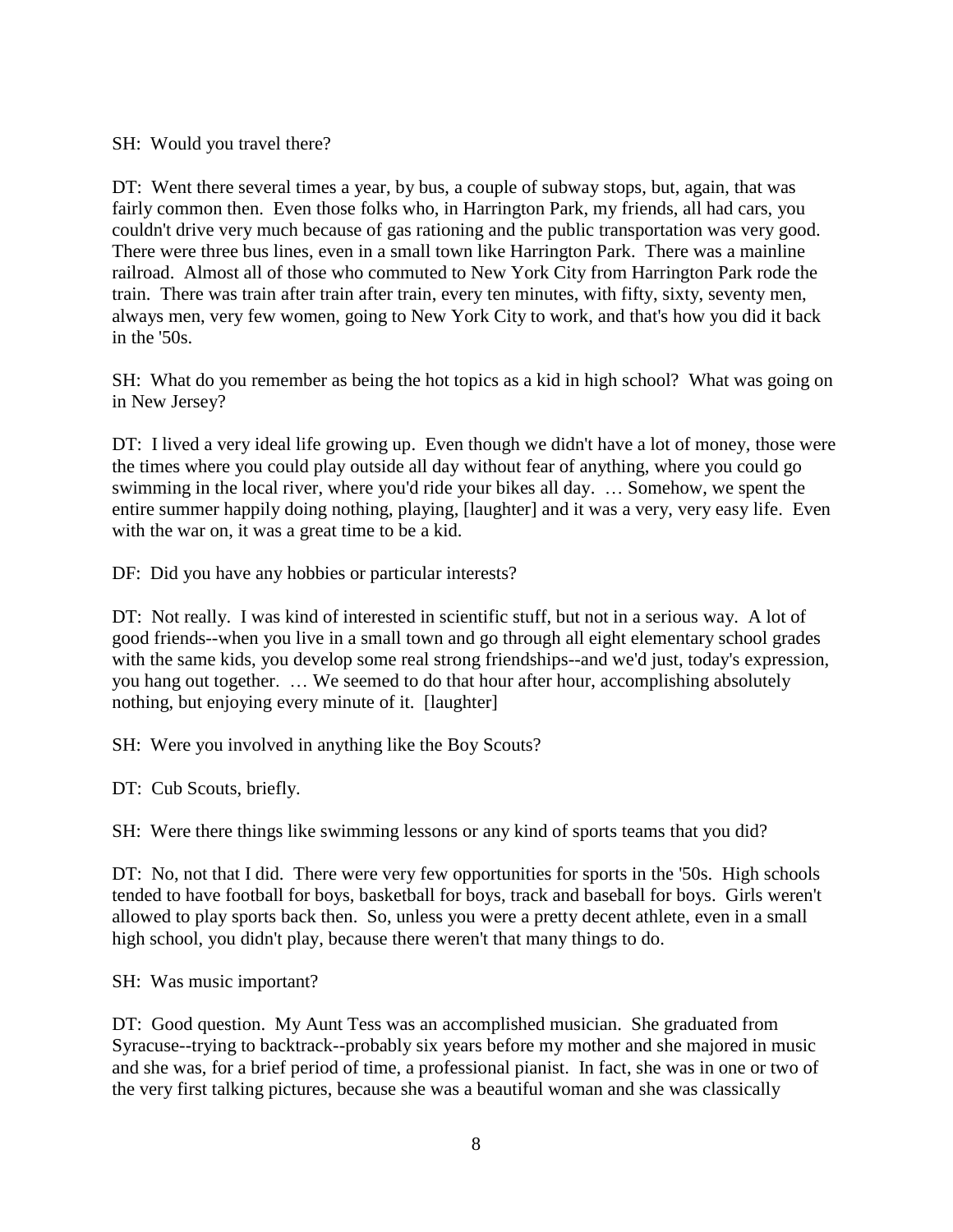SH: Would you travel there?

DT: Went there several times a year, by bus, a couple of subway stops, but, again, that was fairly common then. Even those folks who, in Harrington Park, my friends, all had cars, you couldn't drive very much because of gas rationing and the public transportation was very good. There were three bus lines, even in a small town like Harrington Park. There was a mainline railroad. Almost all of those who commuted to New York City from Harrington Park rode the train. There was train after train after train, every ten minutes, with fifty, sixty, seventy men, always men, very few women, going to New York City to work, and that's how you did it back in the '50s.

SH: What do you remember as being the hot topics as a kid in high school? What was going on in New Jersey?

DT: I lived a very ideal life growing up. Even though we didn't have a lot of money, those were the times where you could play outside all day without fear of anything, where you could go swimming in the local river, where you'd ride your bikes all day. … Somehow, we spent the entire summer happily doing nothing, playing, [laughter] and it was a very, very easy life. Even with the war on, it was a great time to be a kid.

DF: Did you have any hobbies or particular interests?

DT: Not really. I was kind of interested in scientific stuff, but not in a serious way. A lot of good friends--when you live in a small town and go through all eight elementary school grades with the same kids, you develop some real strong friendships--and we'd just, today's expression, you hang out together. … We seemed to do that hour after hour, accomplishing absolutely nothing, but enjoying every minute of it. [laughter]

SH: Were you involved in anything like the Boy Scouts?

DT: Cub Scouts, briefly.

SH: Were there things like swimming lessons or any kind of sports teams that you did?

DT: No, not that I did. There were very few opportunities for sports in the '50s. High schools tended to have football for boys, basketball for boys, track and baseball for boys. Girls weren't allowed to play sports back then. So, unless you were a pretty decent athlete, even in a small high school, you didn't play, because there weren't that many things to do.

SH: Was music important?

DT: Good question. My Aunt Tess was an accomplished musician. She graduated from Syracuse--trying to backtrack--probably six years before my mother and she majored in music and she was, for a brief period of time, a professional pianist. In fact, she was in one or two of the very first talking pictures, because she was a beautiful woman and she was classically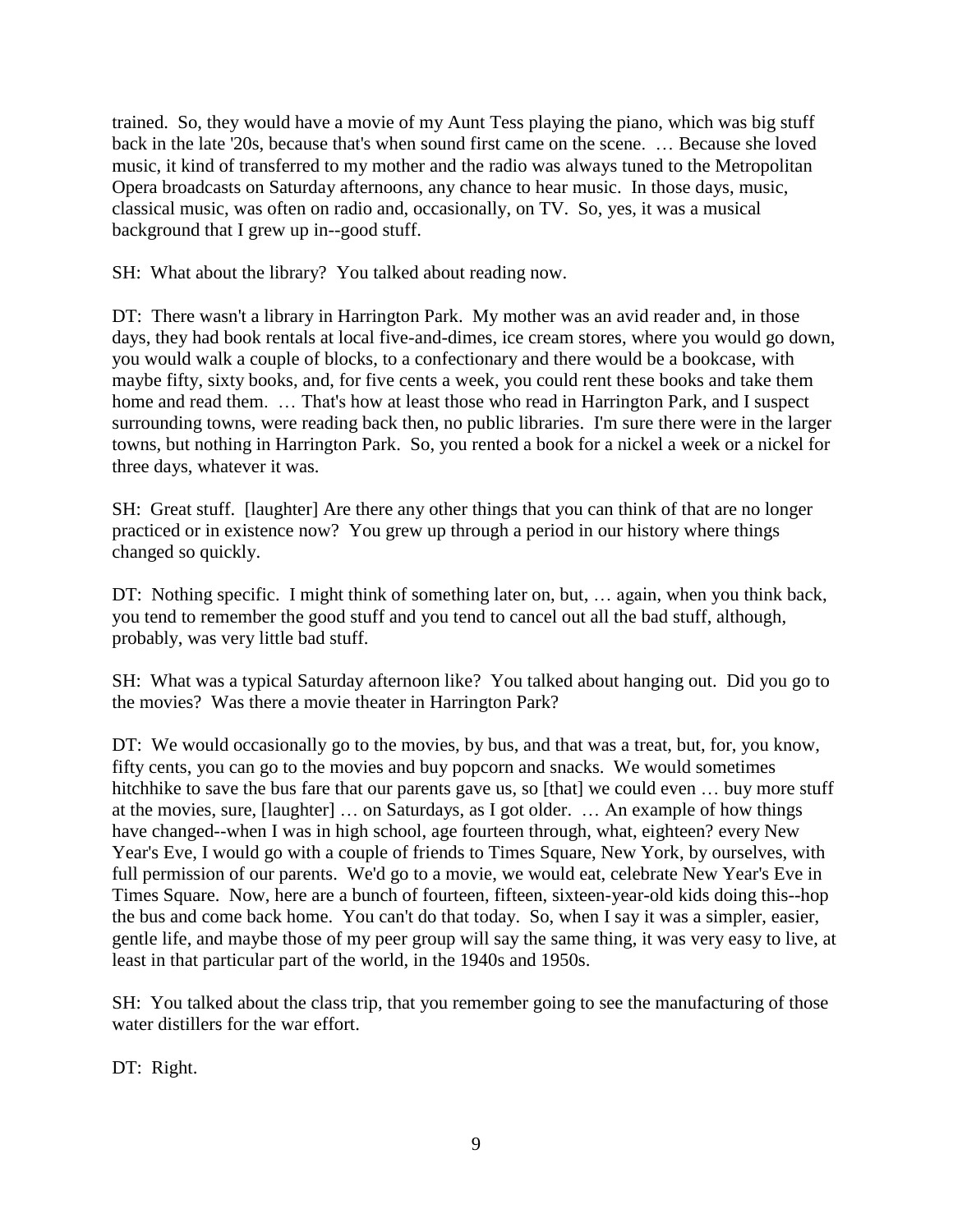trained. So, they would have a movie of my Aunt Tess playing the piano, which was big stuff back in the late '20s, because that's when sound first came on the scene. … Because she loved music, it kind of transferred to my mother and the radio was always tuned to the Metropolitan Opera broadcasts on Saturday afternoons, any chance to hear music. In those days, music, classical music, was often on radio and, occasionally, on TV. So, yes, it was a musical background that I grew up in--good stuff.

SH: What about the library? You talked about reading now.

DT: There wasn't a library in Harrington Park. My mother was an avid reader and, in those days, they had book rentals at local five-and-dimes, ice cream stores, where you would go down, you would walk a couple of blocks, to a confectionary and there would be a bookcase, with maybe fifty, sixty books, and, for five cents a week, you could rent these books and take them home and read them. … That's how at least those who read in Harrington Park, and I suspect surrounding towns, were reading back then, no public libraries. I'm sure there were in the larger towns, but nothing in Harrington Park. So, you rented a book for a nickel a week or a nickel for three days, whatever it was.

SH: Great stuff. [laughter] Are there any other things that you can think of that are no longer practiced or in existence now? You grew up through a period in our history where things changed so quickly.

DT: Nothing specific. I might think of something later on, but, … again, when you think back, you tend to remember the good stuff and you tend to cancel out all the bad stuff, although, probably, was very little bad stuff.

SH: What was a typical Saturday afternoon like? You talked about hanging out. Did you go to the movies? Was there a movie theater in Harrington Park?

DT: We would occasionally go to the movies, by bus, and that was a treat, but, for, you know, fifty cents, you can go to the movies and buy popcorn and snacks. We would sometimes hitchhike to save the bus fare that our parents gave us, so [that] we could even … buy more stuff at the movies, sure, [laughter] … on Saturdays, as I got older. … An example of how things have changed--when I was in high school, age fourteen through, what, eighteen? every New Year's Eve, I would go with a couple of friends to Times Square, New York, by ourselves, with full permission of our parents. We'd go to a movie, we would eat, celebrate New Year's Eve in Times Square. Now, here are a bunch of fourteen, fifteen, sixteen-year-old kids doing this--hop the bus and come back home. You can't do that today. So, when I say it was a simpler, easier, gentle life, and maybe those of my peer group will say the same thing, it was very easy to live, at least in that particular part of the world, in the 1940s and 1950s.

SH: You talked about the class trip, that you remember going to see the manufacturing of those water distillers for the war effort.

DT: Right.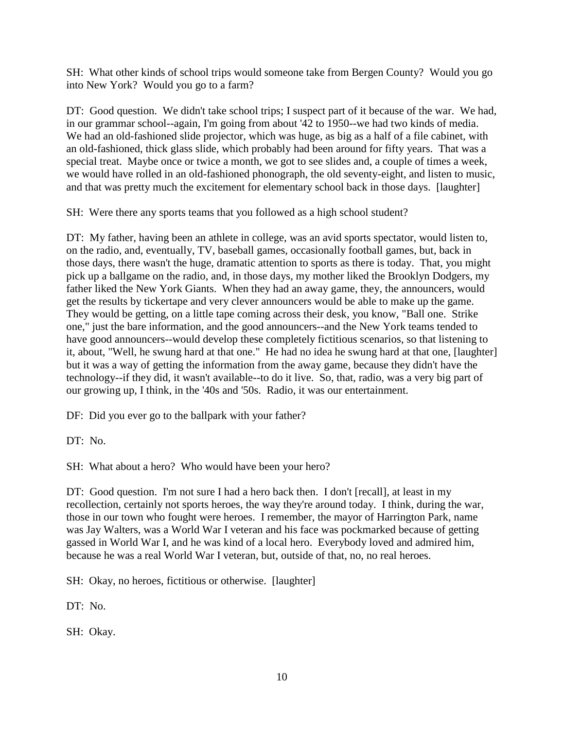SH: What other kinds of school trips would someone take from Bergen County? Would you go into New York? Would you go to a farm?

DT: Good question. We didn't take school trips; I suspect part of it because of the war. We had, in our grammar school--again, I'm going from about '42 to 1950--we had two kinds of media. We had an old-fashioned slide projector, which was huge, as big as a half of a file cabinet, with an old-fashioned, thick glass slide, which probably had been around for fifty years. That was a special treat. Maybe once or twice a month, we got to see slides and, a couple of times a week, we would have rolled in an old-fashioned phonograph, the old seventy-eight, and listen to music, and that was pretty much the excitement for elementary school back in those days. [laughter]

SH: Were there any sports teams that you followed as a high school student?

DT: My father, having been an athlete in college, was an avid sports spectator, would listen to, on the radio, and, eventually, TV, baseball games, occasionally football games, but, back in those days, there wasn't the huge, dramatic attention to sports as there is today. That, you might pick up a ballgame on the radio, and, in those days, my mother liked the Brooklyn Dodgers, my father liked the New York Giants. When they had an away game, they, the announcers, would get the results by tickertape and very clever announcers would be able to make up the game. They would be getting, on a little tape coming across their desk, you know, "Ball one. Strike one," just the bare information, and the good announcers--and the New York teams tended to have good announcers--would develop these completely fictitious scenarios, so that listening to it, about, "Well, he swung hard at that one." He had no idea he swung hard at that one, [laughter] but it was a way of getting the information from the away game, because they didn't have the technology--if they did, it wasn't available--to do it live. So, that, radio, was a very big part of our growing up, I think, in the '40s and '50s. Radio, it was our entertainment.

DF: Did you ever go to the ballpark with your father?

DT: No.

SH: What about a hero? Who would have been your hero?

DT: Good question. I'm not sure I had a hero back then. I don't [recall], at least in my recollection, certainly not sports heroes, the way they're around today. I think, during the war, those in our town who fought were heroes. I remember, the mayor of Harrington Park, name was Jay Walters, was a World War I veteran and his face was pockmarked because of getting gassed in World War I, and he was kind of a local hero. Everybody loved and admired him, because he was a real World War I veteran, but, outside of that, no, no real heroes.

SH: Okay, no heroes, fictitious or otherwise. [laughter]

DT: No.

SH: Okay.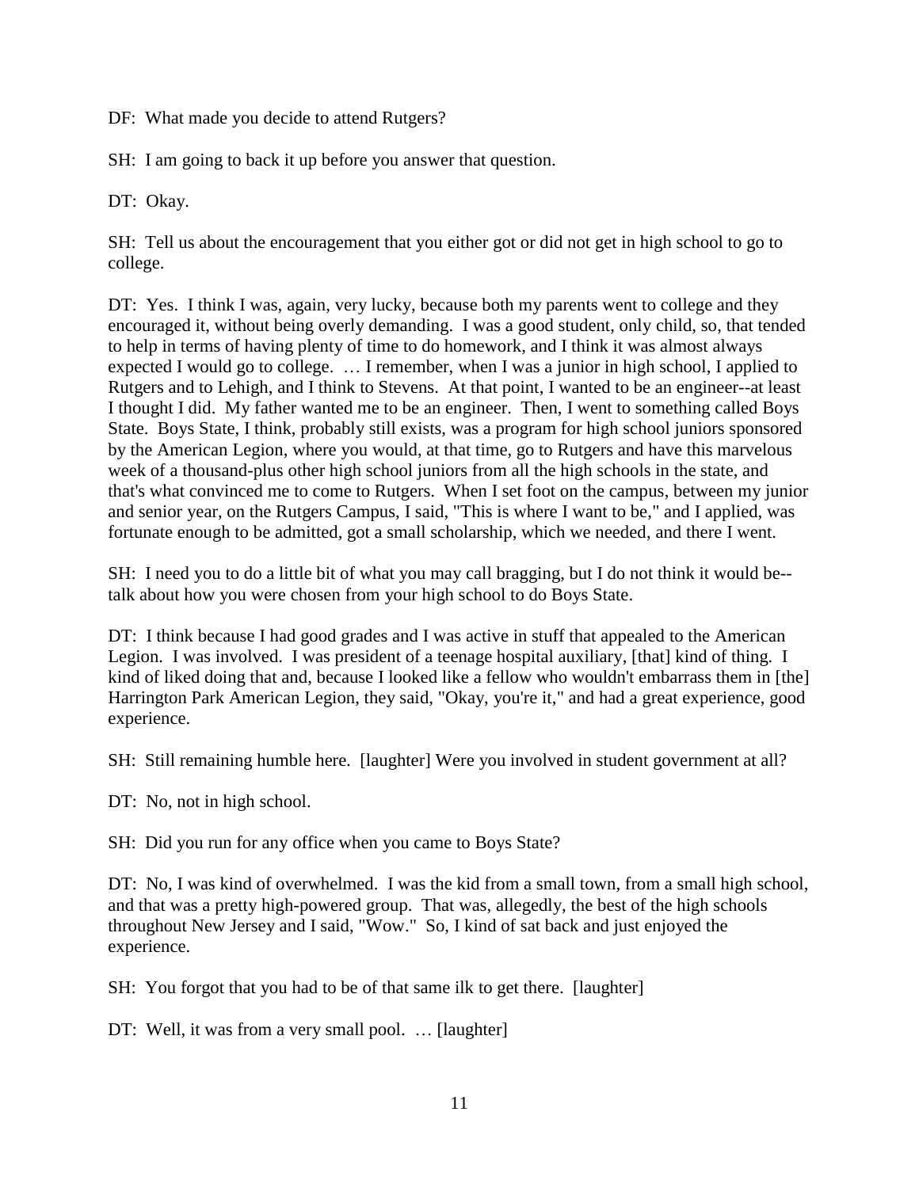DF: What made you decide to attend Rutgers?

SH: I am going to back it up before you answer that question.

DT: Okay.

SH: Tell us about the encouragement that you either got or did not get in high school to go to college.

DT: Yes. I think I was, again, very lucky, because both my parents went to college and they encouraged it, without being overly demanding. I was a good student, only child, so, that tended to help in terms of having plenty of time to do homework, and I think it was almost always expected I would go to college. … I remember, when I was a junior in high school, I applied to Rutgers and to Lehigh, and I think to Stevens. At that point, I wanted to be an engineer--at least I thought I did. My father wanted me to be an engineer. Then, I went to something called Boys State. Boys State, I think, probably still exists, was a program for high school juniors sponsored by the American Legion, where you would, at that time, go to Rutgers and have this marvelous week of a thousand-plus other high school juniors from all the high schools in the state, and that's what convinced me to come to Rutgers. When I set foot on the campus, between my junior and senior year, on the Rutgers Campus, I said, "This is where I want to be," and I applied, was fortunate enough to be admitted, got a small scholarship, which we needed, and there I went.

SH: I need you to do a little bit of what you may call bragging, but I do not think it would be--talk about how you were chosen from your high school to do Boys State.

DT: I think because I had good grades and I was active in stuff that appealed to the American Legion. I was involved. I was president of a teenage hospital auxiliary, [that] kind of thing. I kind of liked doing that and, because I looked like a fellow who wouldn't embarrass them in [the] Harrington Park American Legion, they said, "Okay, you're it," and had a great experience, good experience.

SH: Still remaining humble here. [laughter] Were you involved in student government at all?

DT: No, not in high school.

SH: Did you run for any office when you came to Boys State?

DT: No, I was kind of overwhelmed. I was the kid from a small town, from a small high school, and that was a pretty high-powered group. That was, allegedly, the best of the high schools throughout New Jersey and I said, "Wow." So, I kind of sat back and just enjoyed the experience.

SH: You forgot that you had to be of that same ilk to get there. [laughter]

DT: Well, it was from a very small pool. … [laughter]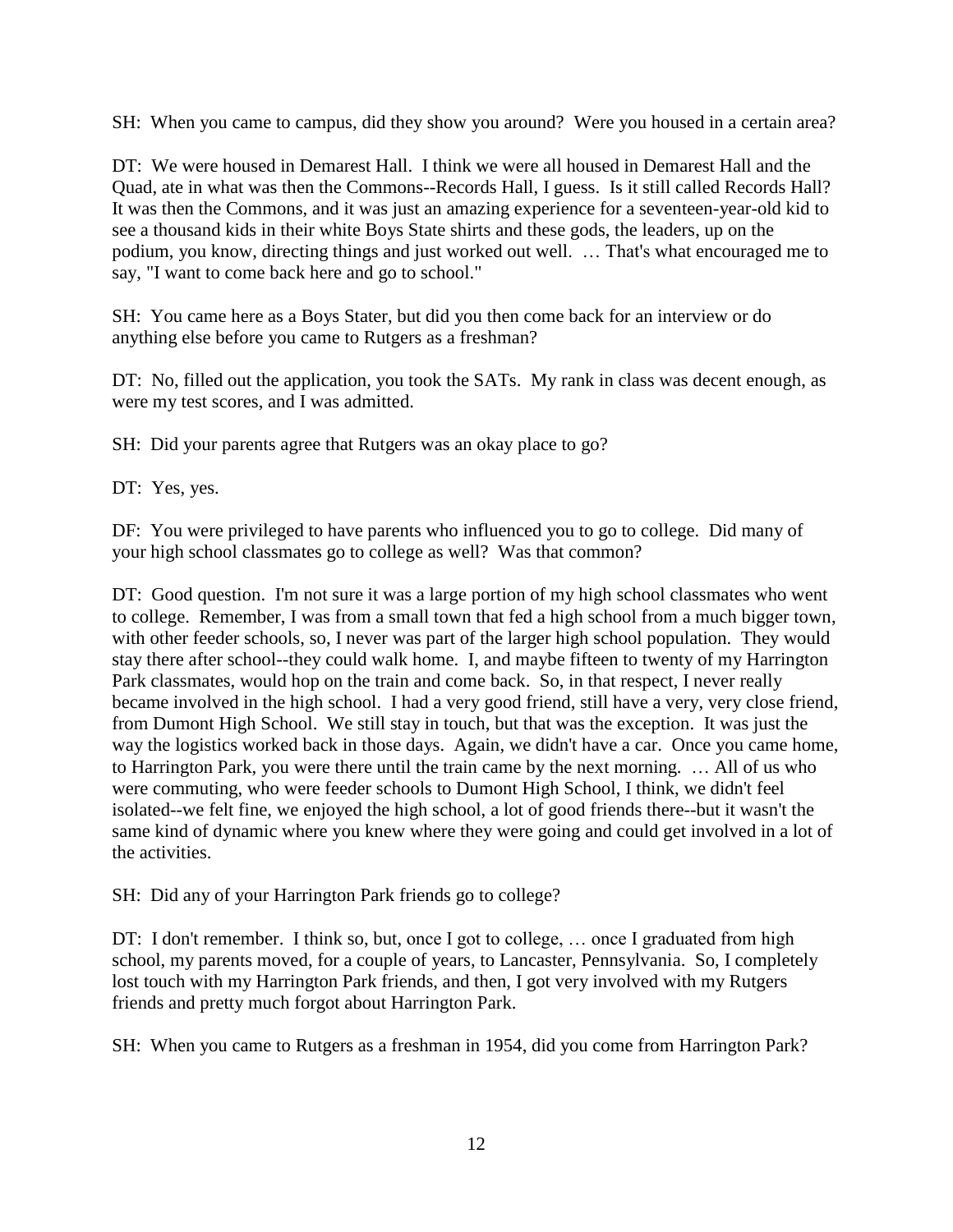SH: When you came to campus, did they show you around? Were you housed in a certain area?

DT: We were housed in Demarest Hall. I think we were all housed in Demarest Hall and the Quad, ate in what was then the Commons--Records Hall, I guess. Is it still called Records Hall? It was then the Commons, and it was just an amazing experience for a seventeen-year-old kid to see a thousand kids in their white Boys State shirts and these gods, the leaders, up on the podium, you know, directing things and just worked out well. … That's what encouraged me to say, "I want to come back here and go to school."

SH: You came here as a Boys Stater, but did you then come back for an interview or do anything else before you came to Rutgers as a freshman?

DT: No, filled out the application, you took the SATs. My rank in class was decent enough, as were my test scores, and I was admitted.

SH: Did your parents agree that Rutgers was an okay place to go?

DT: Yes, yes.

DF: You were privileged to have parents who influenced you to go to college. Did many of your high school classmates go to college as well? Was that common?

DT: Good question. I'm not sure it was a large portion of my high school classmates who went to college. Remember, I was from a small town that fed a high school from a much bigger town, with other feeder schools, so, I never was part of the larger high school population. They would stay there after school--they could walk home. I, and maybe fifteen to twenty of my Harrington Park classmates, would hop on the train and come back. So, in that respect, I never really became involved in the high school. I had a very good friend, still have a very, very close friend, from Dumont High School. We still stay in touch, but that was the exception. It was just the way the logistics worked back in those days. Again, we didn't have a car. Once you came home, to Harrington Park, you were there until the train came by the next morning. … All of us who were commuting, who were feeder schools to Dumont High School, I think, we didn't feel isolated--we felt fine, we enjoyed the high school, a lot of good friends there--but it wasn't the same kind of dynamic where you knew where they were going and could get involved in a lot of the activities.

SH: Did any of your Harrington Park friends go to college?

DT: I don't remember. I think so, but, once I got to college, … once I graduated from high school, my parents moved, for a couple of years, to Lancaster, Pennsylvania. So, I completely lost touch with my Harrington Park friends, and then, I got very involved with my Rutgers friends and pretty much forgot about Harrington Park.

SH: When you came to Rutgers as a freshman in 1954, did you come from Harrington Park?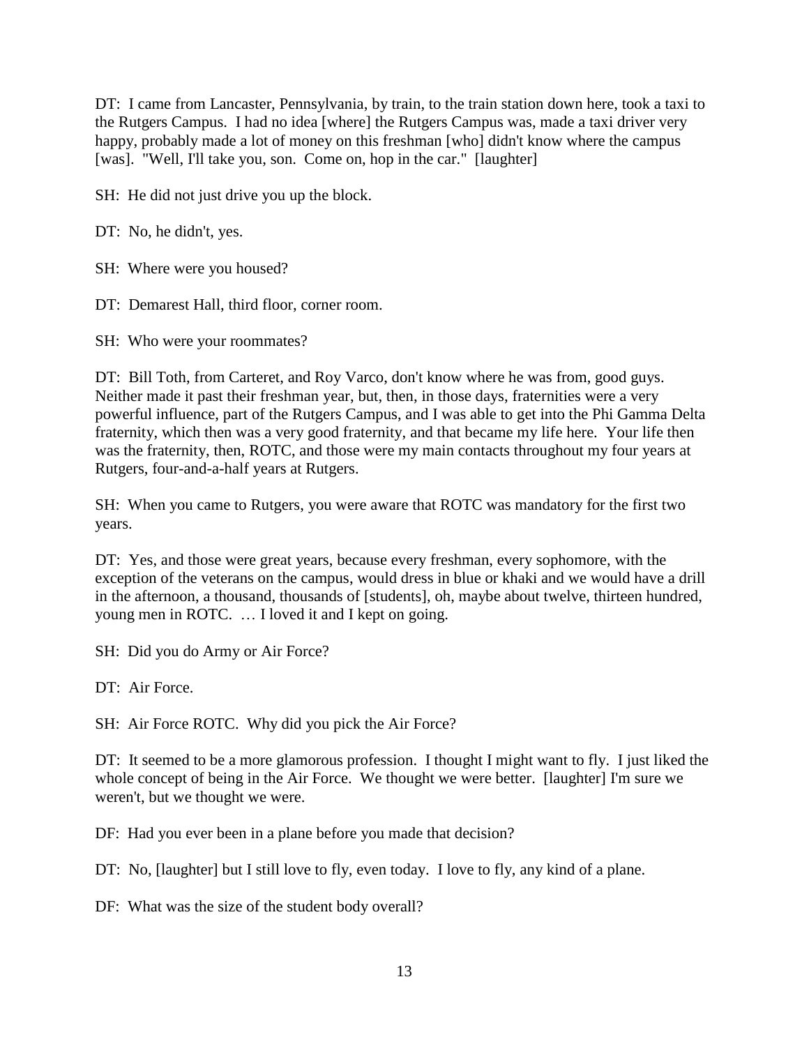DT: I came from Lancaster, Pennsylvania, by train, to the train station down here, took a taxi to the Rutgers Campus. I had no idea [where] the Rutgers Campus was, made a taxi driver very happy, probably made a lot of money on this freshman [who] didn't know where the campus [was]. "Well, I'll take you, son. Come on, hop in the car." [laughter]

SH: He did not just drive you up the block.

DT: No, he didn't, yes.

SH: Where were you housed?

DT: Demarest Hall, third floor, corner room.

SH: Who were your roommates?

DT: Bill Toth, from Carteret, and Roy Varco, don't know where he was from, good guys. Neither made it past their freshman year, but, then, in those days, fraternities were a very powerful influence, part of the Rutgers Campus, and I was able to get into the Phi Gamma Delta fraternity, which then was a very good fraternity, and that became my life here. Your life then was the fraternity, then, ROTC, and those were my main contacts throughout my four years at Rutgers, four-and-a-half years at Rutgers.

SH: When you came to Rutgers, you were aware that ROTC was mandatory for the first two years.

DT: Yes, and those were great years, because every freshman, every sophomore, with the exception of the veterans on the campus, would dress in blue or khaki and we would have a drill in the afternoon, a thousand, thousands of [students], oh, maybe about twelve, thirteen hundred, young men in ROTC. … I loved it and I kept on going.

SH: Did you do Army or Air Force?

DT: Air Force.

SH: Air Force ROTC. Why did you pick the Air Force?

DT: It seemed to be a more glamorous profession. I thought I might want to fly. I just liked the whole concept of being in the Air Force. We thought we were better. [laughter] I'm sure we weren't, but we thought we were.

DF: Had you ever been in a plane before you made that decision?

DT: No, [laughter] but I still love to fly, even today. I love to fly, any kind of a plane.

DF: What was the size of the student body overall?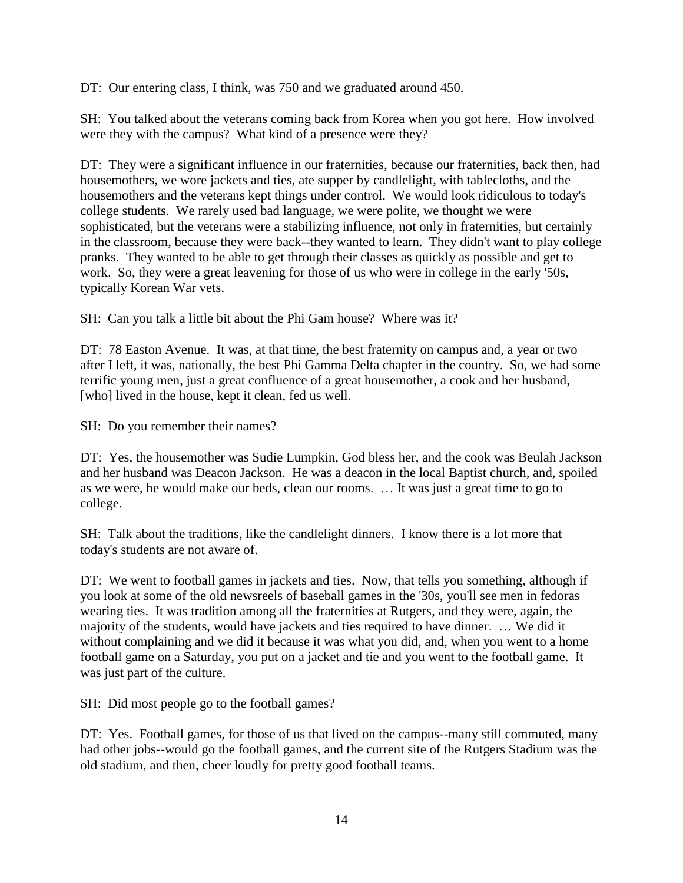DT: Our entering class, I think, was 750 and we graduated around 450.

SH: You talked about the veterans coming back from Korea when you got here. How involved were they with the campus? What kind of a presence were they?

DT: They were a significant influence in our fraternities, because our fraternities, back then, had housemothers, we wore jackets and ties, ate supper by candlelight, with tablecloths, and the housemothers and the veterans kept things under control. We would look ridiculous to today's college students. We rarely used bad language, we were polite, we thought we were sophisticated, but the veterans were a stabilizing influence, not only in fraternities, but certainly in the classroom, because they were back--they wanted to learn. They didn't want to play college pranks. They wanted to be able to get through their classes as quickly as possible and get to work. So, they were a great leavening for those of us who were in college in the early '50s, typically Korean War vets.

SH: Can you talk a little bit about the Phi Gam house? Where was it?

DT: 78 Easton Avenue. It was, at that time, the best fraternity on campus and, a year or two after I left, it was, nationally, the best Phi Gamma Delta chapter in the country. So, we had some terrific young men, just a great confluence of a great housemother, a cook and her husband, [who] lived in the house, kept it clean, fed us well.

SH: Do you remember their names?

DT: Yes, the housemother was Sudie Lumpkin, God bless her, and the cook was Beulah Jackson and her husband was Deacon Jackson. He was a deacon in the local Baptist church, and, spoiled as we were, he would make our beds, clean our rooms. … It was just a great time to go to college.

SH: Talk about the traditions, like the candlelight dinners. I know there is a lot more that today's students are not aware of.

DT: We went to football games in jackets and ties. Now, that tells you something, although if you look at some of the old newsreels of baseball games in the '30s, you'll see men in fedoras wearing ties. It was tradition among all the fraternities at Rutgers, and they were, again, the majority of the students, would have jackets and ties required to have dinner. … We did it without complaining and we did it because it was what you did, and, when you went to a home football game on a Saturday, you put on a jacket and tie and you went to the football game. It was just part of the culture.

SH: Did most people go to the football games?

DT: Yes. Football games, for those of us that lived on the campus--many still commuted, many had other jobs--would go the football games, and the current site of the Rutgers Stadium was the old stadium, and then, cheer loudly for pretty good football teams.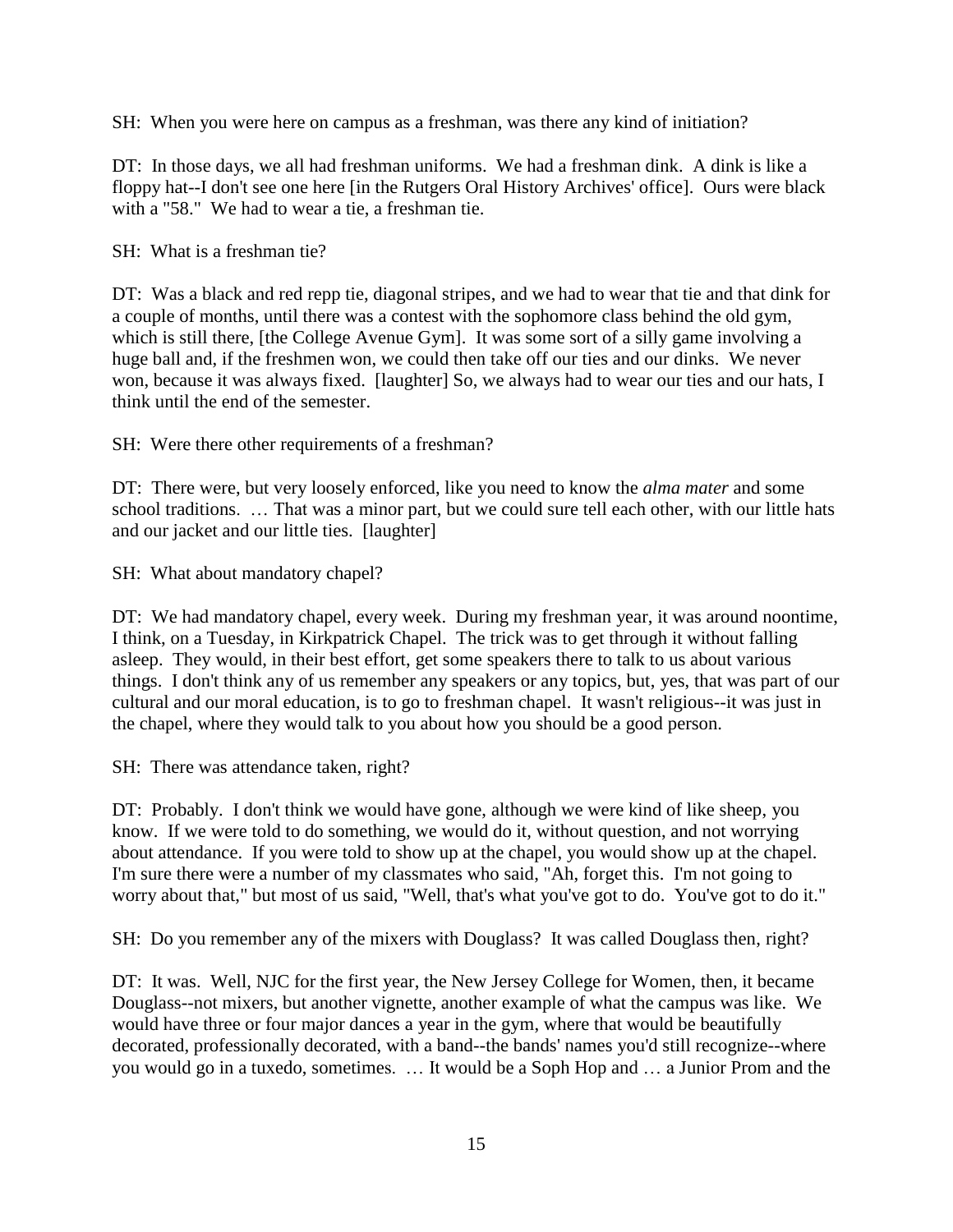SH: When you were here on campus as a freshman, was there any kind of initiation?

DT: In those days, we all had freshman uniforms. We had a freshman dink. A dink is like a floppy hat--I don't see one here [in the Rutgers Oral History Archives' office]. Ours were black with a "58." We had to wear a tie, a freshman tie.

SH: What is a freshman tie?

DT: Was a black and red repp tie, diagonal stripes, and we had to wear that tie and that dink for a couple of months, until there was a contest with the sophomore class behind the old gym, which is still there, [the College Avenue Gym]. It was some sort of a silly game involving a huge ball and, if the freshmen won, we could then take off our ties and our dinks. We never won, because it was always fixed. [laughter] So, we always had to wear our ties and our hats, I think until the end of the semester.

SH: Were there other requirements of a freshman?

DT: There were, but very loosely enforced, like you need to know the *alma mater* and some school traditions. … That was a minor part, but we could sure tell each other, with our little hats and our jacket and our little ties. [laughter]

SH: What about mandatory chapel?

DT: We had mandatory chapel, every week. During my freshman year, it was around noontime, I think, on a Tuesday, in Kirkpatrick Chapel. The trick was to get through it without falling asleep. They would, in their best effort, get some speakers there to talk to us about various things. I don't think any of us remember any speakers or any topics, but, yes, that was part of our cultural and our moral education, is to go to freshman chapel. It wasn't religious--it was just in the chapel, where they would talk to you about how you should be a good person.

SH: There was attendance taken, right?

DT: Probably. I don't think we would have gone, although we were kind of like sheep, you know. If we were told to do something, we would do it, without question, and not worrying about attendance. If you were told to show up at the chapel, you would show up at the chapel. I'm sure there were a number of my classmates who said, "Ah, forget this. I'm not going to worry about that," but most of us said, "Well, that's what you've got to do. You've got to do it."

SH: Do you remember any of the mixers with Douglass? It was called Douglass then, right?

DT: It was. Well, NJC for the first year, the New Jersey College for Women, then, it became Douglass--not mixers, but another vignette, another example of what the campus was like. We would have three or four major dances a year in the gym, where that would be beautifully decorated, professionally decorated, with a band--the bands' names you'd still recognize--where you would go in a tuxedo, sometimes. … It would be a Soph Hop and … a Junior Prom and the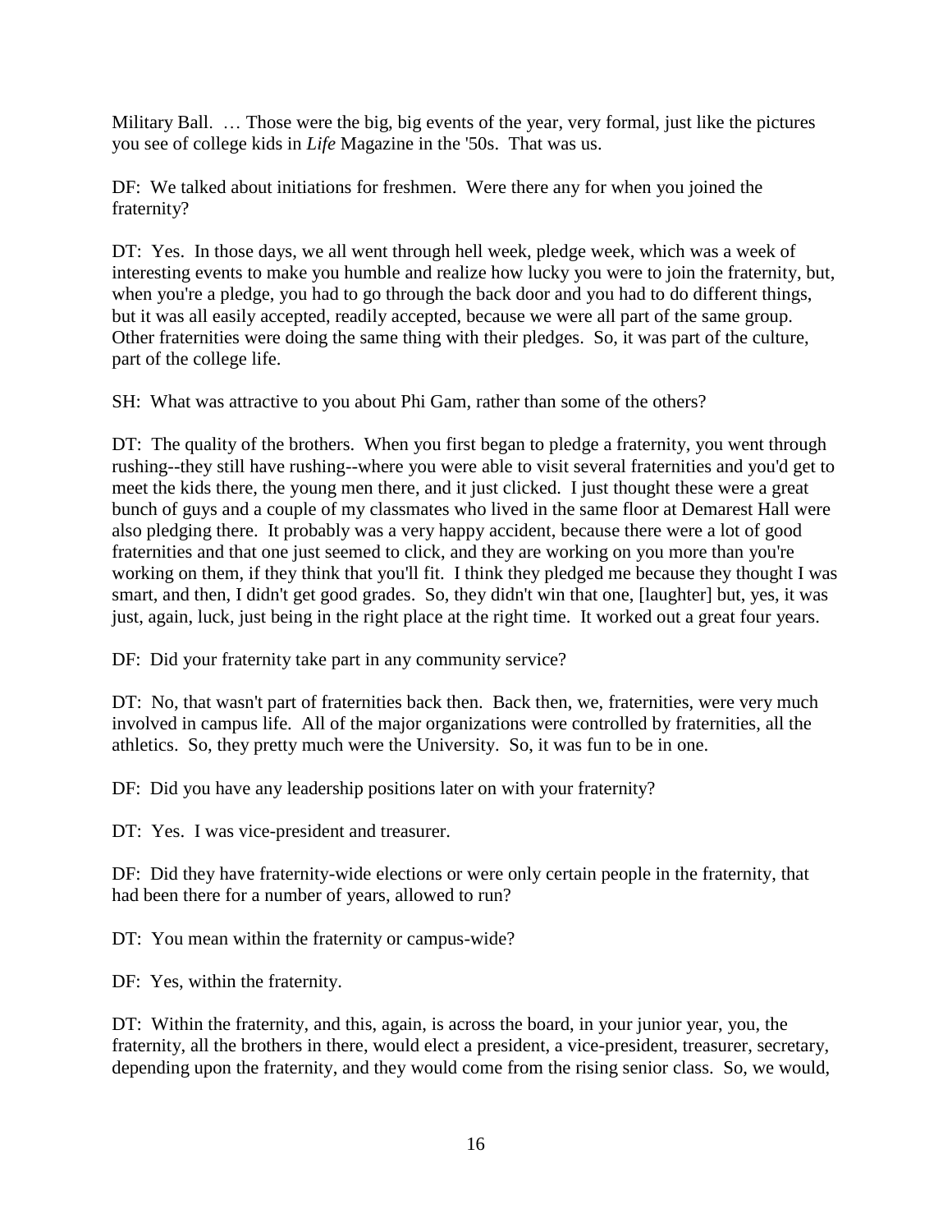Military Ball. … Those were the big, big events of the year, very formal, just like the pictures you see of college kids in *Life* Magazine in the '50s. That was us.

DF: We talked about initiations for freshmen. Were there any for when you joined the fraternity?

DT: Yes. In those days, we all went through hell week, pledge week, which was a week of interesting events to make you humble and realize how lucky you were to join the fraternity, but, when you're a pledge, you had to go through the back door and you had to do different things, but it was all easily accepted, readily accepted, because we were all part of the same group. Other fraternities were doing the same thing with their pledges. So, it was part of the culture, part of the college life.

SH: What was attractive to you about Phi Gam, rather than some of the others?

DT: The quality of the brothers. When you first began to pledge a fraternity, you went through rushing--they still have rushing--where you were able to visit several fraternities and you'd get to meet the kids there, the young men there, and it just clicked. I just thought these were a great bunch of guys and a couple of my classmates who lived in the same floor at Demarest Hall were also pledging there. It probably was a very happy accident, because there were a lot of good fraternities and that one just seemed to click, and they are working on you more than you're working on them, if they think that you'll fit. I think they pledged me because they thought I was smart, and then, I didn't get good grades. So, they didn't win that one, [laughter] but, yes, it was just, again, luck, just being in the right place at the right time. It worked out a great four years.

DF: Did your fraternity take part in any community service?

DT: No, that wasn't part of fraternities back then. Back then, we, fraternities, were very much involved in campus life. All of the major organizations were controlled by fraternities, all the athletics. So, they pretty much were the University. So, it was fun to be in one.

DF: Did you have any leadership positions later on with your fraternity?

DT: Yes. I was vice-president and treasurer.

DF: Did they have fraternity-wide elections or were only certain people in the fraternity, that had been there for a number of years, allowed to run?

DT: You mean within the fraternity or campus-wide?

DF: Yes, within the fraternity.

DT: Within the fraternity, and this, again, is across the board, in your junior year, you, the fraternity, all the brothers in there, would elect a president, a vice-president, treasurer, secretary, depending upon the fraternity, and they would come from the rising senior class. So, we would,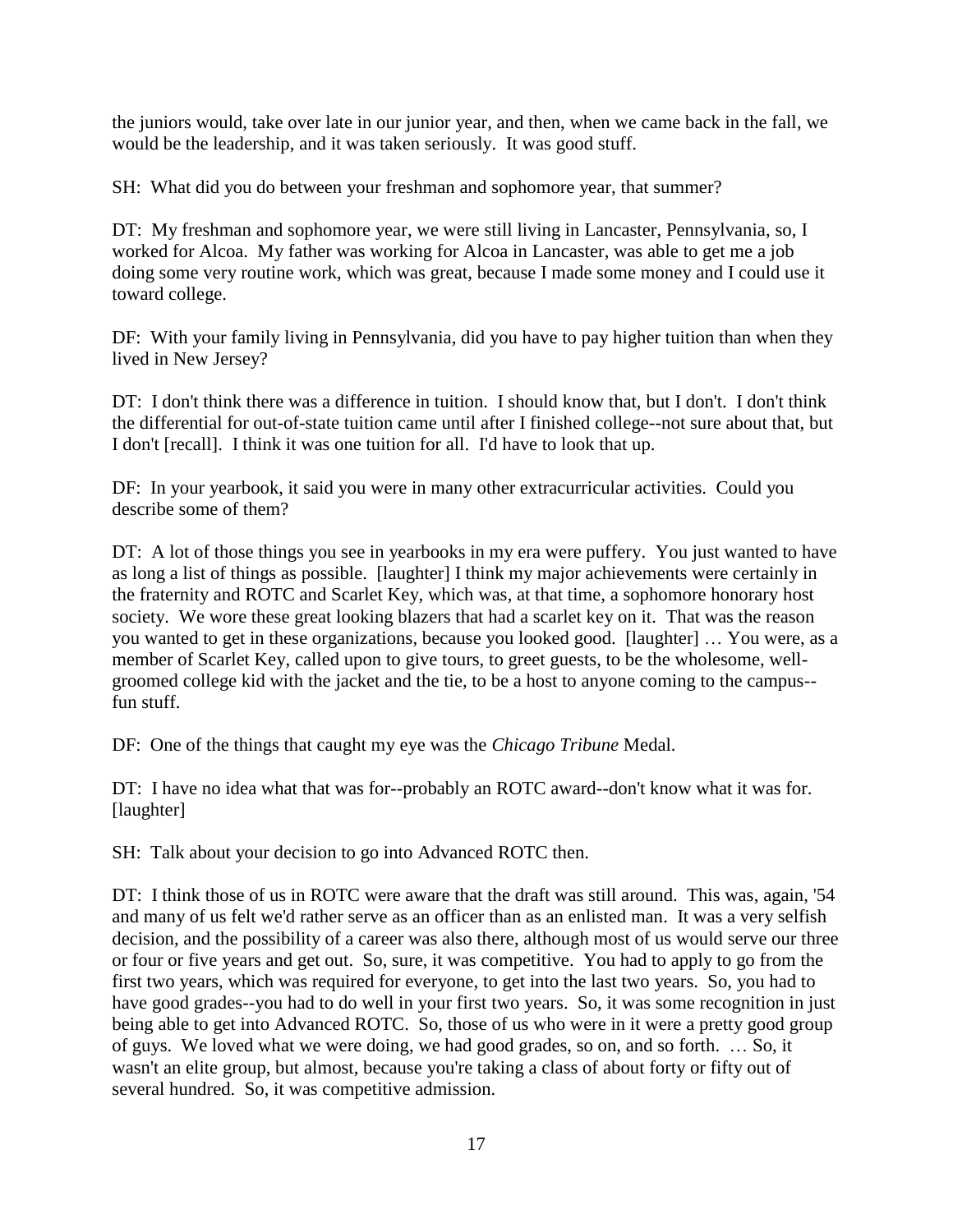the juniors would, take over late in our junior year, and then, when we came back in the fall, we would be the leadership, and it was taken seriously. It was good stuff.

SH: What did you do between your freshman and sophomore year, that summer?

DT: My freshman and sophomore year, we were still living in Lancaster, Pennsylvania, so, I worked for Alcoa. My father was working for Alcoa in Lancaster, was able to get me a job doing some very routine work, which was great, because I made some money and I could use it toward college.

DF: With your family living in Pennsylvania, did you have to pay higher tuition than when they lived in New Jersey?

DT: I don't think there was a difference in tuition. I should know that, but I don't. I don't think the differential for out-of-state tuition came until after I finished college--not sure about that, but I don't [recall]. I think it was one tuition for all. I'd have to look that up.

DF: In your yearbook, it said you were in many other extracurricular activities. Could you describe some of them?

DT: A lot of those things you see in yearbooks in my era were puffery. You just wanted to have as long a list of things as possible. [laughter] I think my major achievements were certainly in the fraternity and ROTC and Scarlet Key, which was, at that time, a sophomore honorary host society. We wore these great looking blazers that had a scarlet key on it. That was the reason you wanted to get in these organizations, because you looked good. [laughter] … You were, as a member of Scarlet Key, called upon to give tours, to greet guests, to be the wholesome, well-groomed college kid with the jacket and the tie, to be a host to anyone coming to the campus--fun stuff.

DF: One of the things that caught my eye was the *Chicago Tribune* Medal.

DT: I have no idea what that was for--probably an ROTC award--don't know what it was for. [laughter]

SH: Talk about your decision to go into Advanced ROTC then.

DT: I think those of us in ROTC were aware that the draft was still around. This was, again, '54 and many of us felt we'd rather serve as an officer than as an enlisted man. It was a very selfish decision, and the possibility of a career was also there, although most of us would serve our three or four or five years and get out. So, sure, it was competitive. You had to apply to go from the first two years, which was required for everyone, to get into the last two years. So, you had to have good grades--you had to do well in your first two years. So, it was some recognition in just being able to get into Advanced ROTC. So, those of us who were in it were a pretty good group of guys. We loved what we were doing, we had good grades, so on, and so forth. … So, it wasn't an elite group, but almost, because you're taking a class of about forty or fifty out of several hundred. So, it was competitive admission.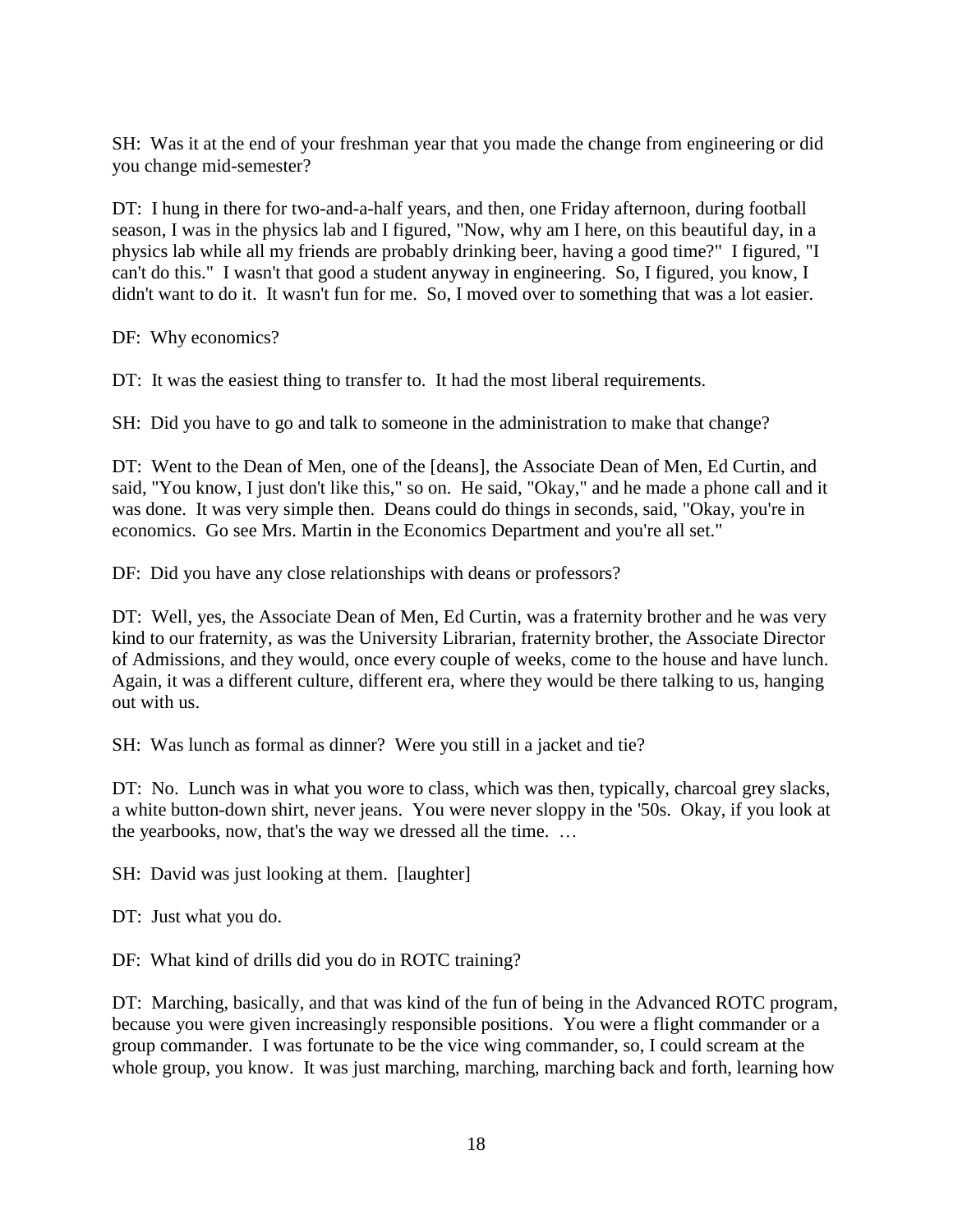SH: Was it at the end of your freshman year that you made the change from engineering or did you change mid-semester?

DT: I hung in there for two-and-a-half years, and then, one Friday afternoon, during football season, I was in the physics lab and I figured, "Now, why am I here, on this beautiful day, in a physics lab while all my friends are probably drinking beer, having a good time?" I figured, "I can't do this." I wasn't that good a student anyway in engineering. So, I figured, you know, I didn't want to do it. It wasn't fun for me. So, I moved over to something that was a lot easier.

DF: Why economics?

DT: It was the easiest thing to transfer to. It had the most liberal requirements.

SH: Did you have to go and talk to someone in the administration to make that change?

DT: Went to the Dean of Men, one of the [deans], the Associate Dean of Men, Ed Curtin, and said, "You know, I just don't like this," so on. He said, "Okay," and he made a phone call and it was done. It was very simple then. Deans could do things in seconds, said, "Okay, you're in economics. Go see Mrs. Martin in the Economics Department and you're all set."

DF: Did you have any close relationships with deans or professors?

DT: Well, yes, the Associate Dean of Men, Ed Curtin, was a fraternity brother and he was very kind to our fraternity, as was the University Librarian, fraternity brother, the Associate Director of Admissions, and they would, once every couple of weeks, come to the house and have lunch. Again, it was a different culture, different era, where they would be there talking to us, hanging out with us.

SH: Was lunch as formal as dinner? Were you still in a jacket and tie?

DT: No. Lunch was in what you wore to class, which was then, typically, charcoal grey slacks, a white button-down shirt, never jeans. You were never sloppy in the '50s. Okay, if you look at the yearbooks, now, that's the way we dressed all the time. …

SH: David was just looking at them. [laughter]

DT: Just what you do.

DF: What kind of drills did you do in ROTC training?

DT: Marching, basically, and that was kind of the fun of being in the Advanced ROTC program, because you were given increasingly responsible positions. You were a flight commander or a group commander. I was fortunate to be the vice wing commander, so, I could scream at the whole group, you know. It was just marching, marching, marching back and forth, learning how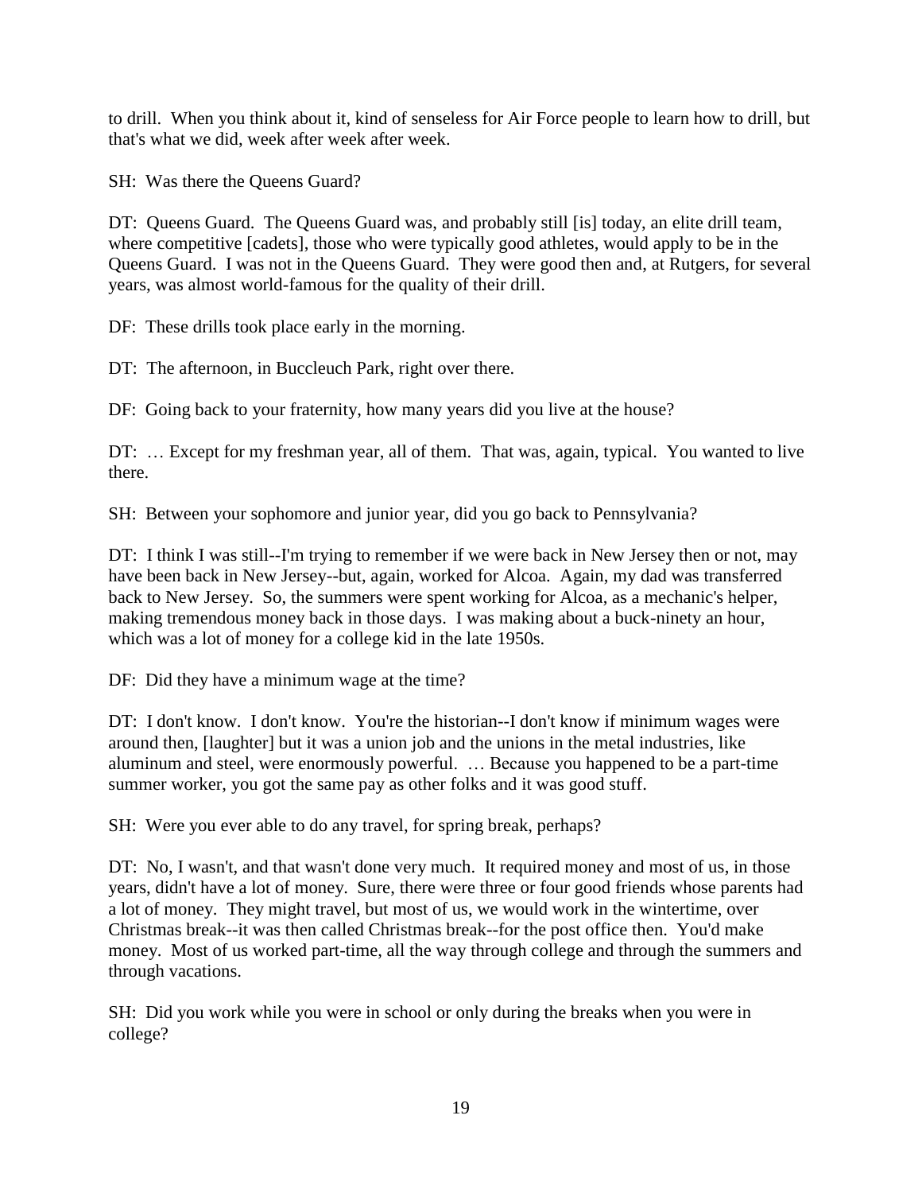to drill. When you think about it, kind of senseless for Air Force people to learn how to drill, but that's what we did, week after week after week.

SH: Was there the Queens Guard?

DT: Queens Guard. The Queens Guard was, and probably still [is] today, an elite drill team, where competitive [cadets], those who were typically good athletes, would apply to be in the Queens Guard. I was not in the Queens Guard. They were good then and, at Rutgers, for several years, was almost world-famous for the quality of their drill.

DF: These drills took place early in the morning.

DT: The afternoon, in Buccleuch Park, right over there.

DF: Going back to your fraternity, how many years did you live at the house?

DT: … Except for my freshman year, all of them. That was, again, typical. You wanted to live there.

SH: Between your sophomore and junior year, did you go back to Pennsylvania?

DT: I think I was still--I'm trying to remember if we were back in New Jersey then or not, may have been back in New Jersey--but, again, worked for Alcoa. Again, my dad was transferred back to New Jersey. So, the summers were spent working for Alcoa, as a mechanic's helper, making tremendous money back in those days. I was making about a buck-ninety an hour, which was a lot of money for a college kid in the late 1950s.

DF: Did they have a minimum wage at the time?

DT: I don't know. I don't know. You're the historian--I don't know if minimum wages were around then, [laughter] but it was a union job and the unions in the metal industries, like aluminum and steel, were enormously powerful. … Because you happened to be a part-time summer worker, you got the same pay as other folks and it was good stuff.

SH: Were you ever able to do any travel, for spring break, perhaps?

DT: No, I wasn't, and that wasn't done very much. It required money and most of us, in those years, didn't have a lot of money. Sure, there were three or four good friends whose parents had a lot of money. They might travel, but most of us, we would work in the wintertime, over Christmas break--it was then called Christmas break--for the post office then. You'd make money. Most of us worked part-time, all the way through college and through the summers and through vacations.

SH: Did you work while you were in school or only during the breaks when you were in college?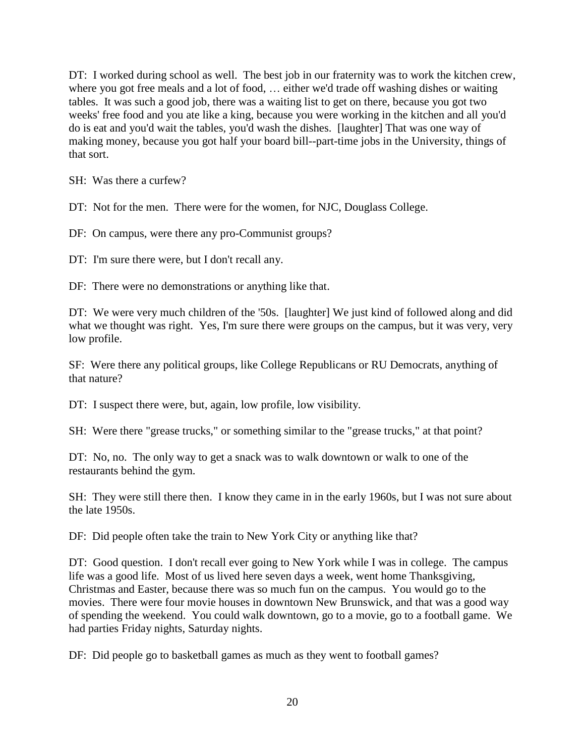DT: I worked during school as well. The best job in our fraternity was to work the kitchen crew, where you got free meals and a lot of food, … either we'd trade off washing dishes or waiting tables. It was such a good job, there was a waiting list to get on there, because you got two weeks' free food and you ate like a king, because you were working in the kitchen and all you'd do is eat and you'd wait the tables, you'd wash the dishes. [laughter] That was one way of making money, because you got half your board bill--part-time jobs in the University, things of that sort.

SH: Was there a curfew?

DT: Not for the men. There were for the women, for NJC, Douglass College.

DF: On campus, were there any pro-Communist groups?

DT: I'm sure there were, but I don't recall any.

DF: There were no demonstrations or anything like that.

DT: We were very much children of the '50s. [laughter] We just kind of followed along and did what we thought was right. Yes, I'm sure there were groups on the campus, but it was very, very low profile.

SF: Were there any political groups, like College Republicans or RU Democrats, anything of that nature?

DT: I suspect there were, but, again, low profile, low visibility.

SH: Were there "grease trucks," or something similar to the "grease trucks," at that point?

DT: No, no. The only way to get a snack was to walk downtown or walk to one of the restaurants behind the gym.

SH: They were still there then. I know they came in in the early 1960s, but I was not sure about the late 1950s.

DF: Did people often take the train to New York City or anything like that?

DT: Good question. I don't recall ever going to New York while I was in college. The campus life was a good life. Most of us lived here seven days a week, went home Thanksgiving, Christmas and Easter, because there was so much fun on the campus. You would go to the movies. There were four movie houses in downtown New Brunswick, and that was a good way of spending the weekend. You could walk downtown, go to a movie, go to a football game. We had parties Friday nights, Saturday nights.

DF: Did people go to basketball games as much as they went to football games?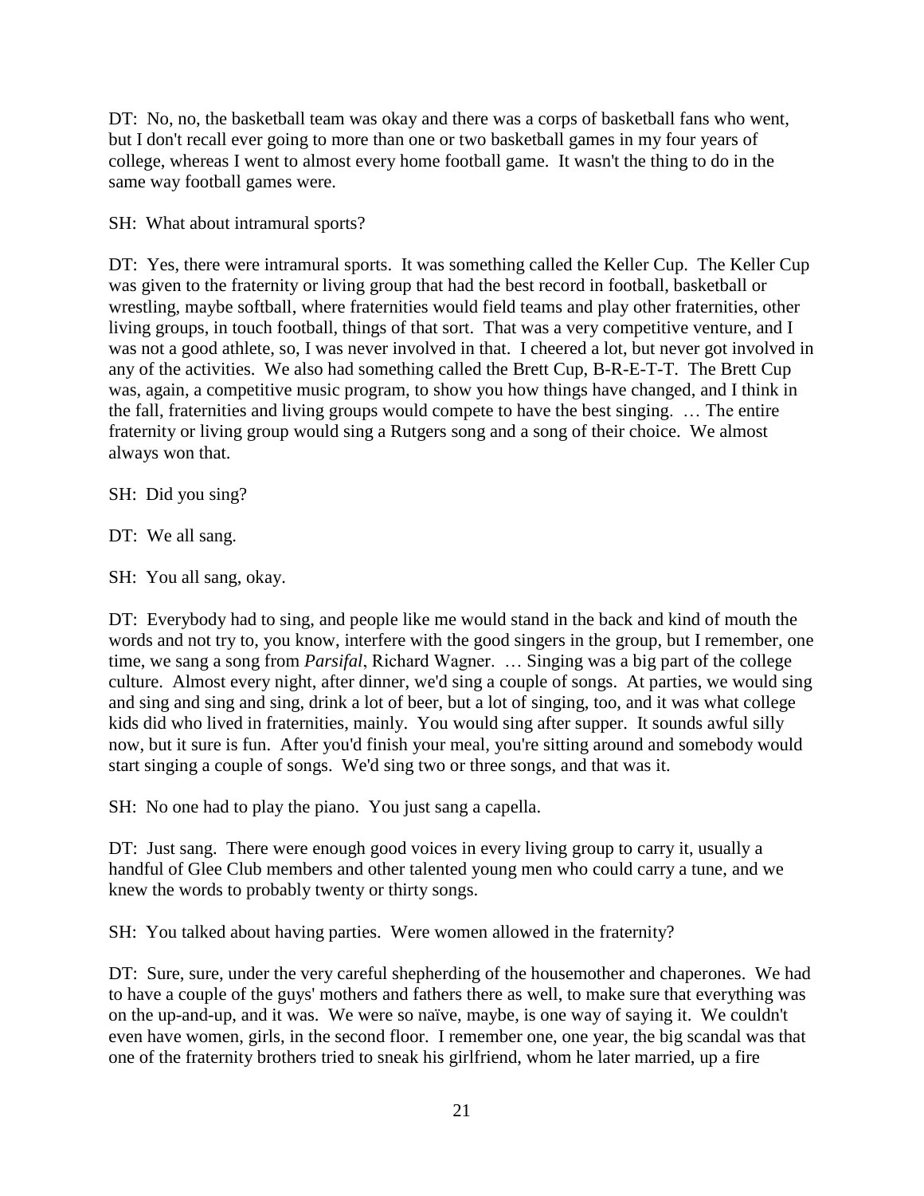DT: No, no, the basketball team was okay and there was a corps of basketball fans who went, but I don't recall ever going to more than one or two basketball games in my four years of college, whereas I went to almost every home football game. It wasn't the thing to do in the same way football games were.

SH: What about intramural sports?

DT: Yes, there were intramural sports. It was something called the Keller Cup. The Keller Cup was given to the fraternity or living group that had the best record in football, basketball or wrestling, maybe softball, where fraternities would field teams and play other fraternities, other living groups, in touch football, things of that sort. That was a very competitive venture, and I was not a good athlete, so, I was never involved in that. I cheered a lot, but never got involved in any of the activities. We also had something called the Brett Cup, B-R-E-T-T. The Brett Cup was, again, a competitive music program, to show you how things have changed, and I think in the fall, fraternities and living groups would compete to have the best singing. … The entire fraternity or living group would sing a Rutgers song and a song of their choice. We almost always won that.

SH: Did you sing?

DT: We all sang.

SH: You all sang, okay.

DT: Everybody had to sing, and people like me would stand in the back and kind of mouth the words and not try to, you know, interfere with the good singers in the group, but I remember, one time, we sang a song from *Parsifal*, Richard Wagner. … Singing was a big part of the college culture. Almost every night, after dinner, we'd sing a couple of songs. At parties, we would sing and sing and sing and sing, drink a lot of beer, but a lot of singing, too, and it was what college kids did who lived in fraternities, mainly. You would sing after supper. It sounds awful silly now, but it sure is fun. After you'd finish your meal, you're sitting around and somebody would start singing a couple of songs. We'd sing two or three songs, and that was it.

SH: No one had to play the piano. You just sang a capella.

DT: Just sang. There were enough good voices in every living group to carry it, usually a handful of Glee Club members and other talented young men who could carry a tune, and we knew the words to probably twenty or thirty songs.

SH: You talked about having parties. Were women allowed in the fraternity?

DT: Sure, sure, under the very careful shepherding of the housemother and chaperones. We had to have a couple of the guys' mothers and fathers there as well, to make sure that everything was on the up-and-up, and it was. We were so naïve, maybe, is one way of saying it. We couldn't even have women, girls, in the second floor. I remember one, one year, the big scandal was that one of the fraternity brothers tried to sneak his girlfriend, whom he later married, up a fire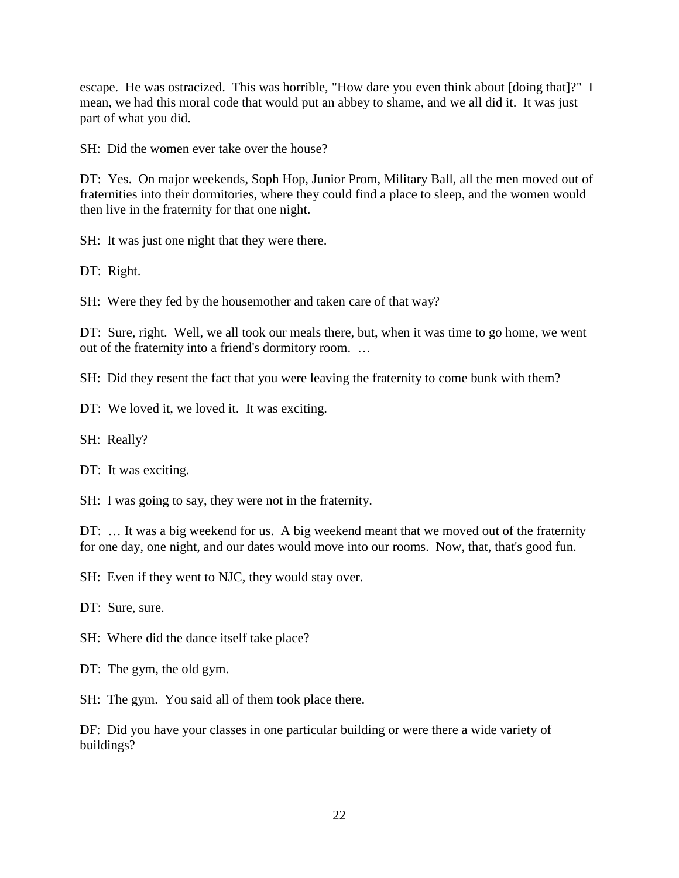escape. He was ostracized. This was horrible, "How dare you even think about [doing that]?" I mean, we had this moral code that would put an abbey to shame, and we all did it. It was just part of what you did.

SH: Did the women ever take over the house?

DT: Yes. On major weekends, Soph Hop, Junior Prom, Military Ball, all the men moved out of fraternities into their dormitories, where they could find a place to sleep, and the women would then live in the fraternity for that one night.

SH: It was just one night that they were there.

DT: Right.

SH: Were they fed by the housemother and taken care of that way?

DT: Sure, right. Well, we all took our meals there, but, when it was time to go home, we went out of the fraternity into a friend's dormitory room. …

SH: Did they resent the fact that you were leaving the fraternity to come bunk with them?

DT: We loved it, we loved it. It was exciting.

SH: Really?

DT: It was exciting.

SH: I was going to say, they were not in the fraternity.

DT: … It was a big weekend for us. A big weekend meant that we moved out of the fraternity for one day, one night, and our dates would move into our rooms. Now, that, that's good fun.

SH: Even if they went to NJC, they would stay over.

DT: Sure, sure.

SH: Where did the dance itself take place?

DT: The gym, the old gym.

SH: The gym. You said all of them took place there.

DF: Did you have your classes in one particular building or were there a wide variety of buildings?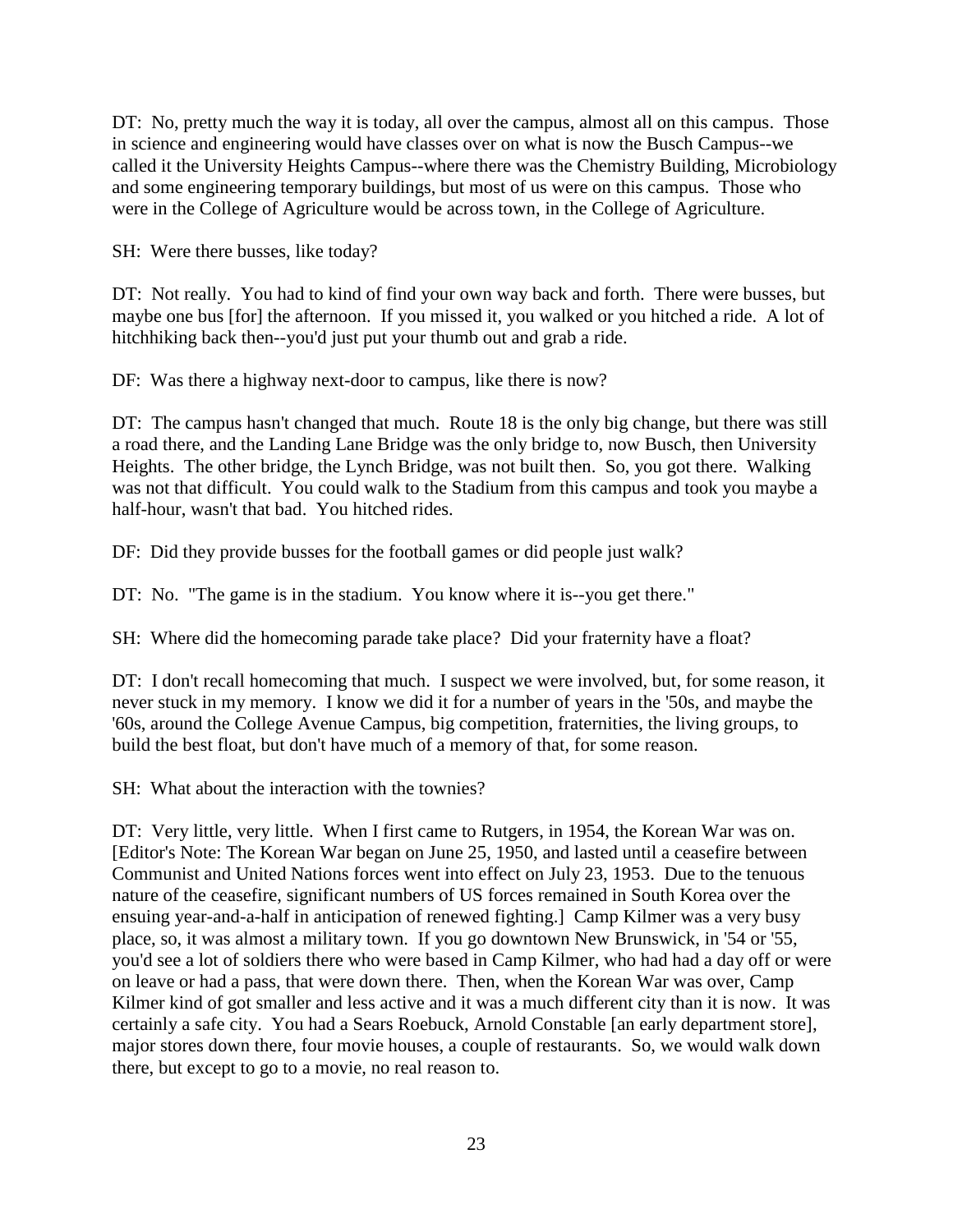DT: No, pretty much the way it is today, all over the campus, almost all on this campus. Those in science and engineering would have classes over on what is now the Busch Campus--we called it the University Heights Campus--where there was the Chemistry Building, Microbiology and some engineering temporary buildings, but most of us were on this campus. Those who were in the College of Agriculture would be across town, in the College of Agriculture.

SH: Were there busses, like today?

DT: Not really. You had to kind of find your own way back and forth. There were busses, but maybe one bus [for] the afternoon. If you missed it, you walked or you hitched a ride. A lot of hitchhiking back then--you'd just put your thumb out and grab a ride.

DF: Was there a highway next-door to campus, like there is now?

DT: The campus hasn't changed that much. Route 18 is the only big change, but there was still a road there, and the Landing Lane Bridge was the only bridge to, now Busch, then University Heights. The other bridge, the Lynch Bridge, was not built then. So, you got there. Walking was not that difficult. You could walk to the Stadium from this campus and took you maybe a half-hour, wasn't that bad. You hitched rides.

DF: Did they provide busses for the football games or did people just walk?

DT: No. "The game is in the stadium. You know where it is--you get there."

SH: Where did the homecoming parade take place? Did your fraternity have a float?

DT: I don't recall homecoming that much. I suspect we were involved, but, for some reason, it never stuck in my memory. I know we did it for a number of years in the '50s, and maybe the '60s, around the College Avenue Campus, big competition, fraternities, the living groups, to build the best float, but don't have much of a memory of that, for some reason.

SH: What about the interaction with the townies?

DT: Very little, very little. When I first came to Rutgers, in 1954, the Korean War was on. [Editor's Note: The Korean War began on June 25, 1950, and lasted until a ceasefire between Communist and United Nations forces went into effect on July 23, 1953. Due to the tenuous nature of the ceasefire, significant numbers of US forces remained in South Korea over the ensuing year-and-a-half in anticipation of renewed fighting.] Camp Kilmer was a very busy place, so, it was almost a military town. If you go downtown New Brunswick, in '54 or '55, you'd see a lot of soldiers there who were based in Camp Kilmer, who had had a day off or were on leave or had a pass, that were down there. Then, when the Korean War was over, Camp Kilmer kind of got smaller and less active and it was a much different city than it is now. It was certainly a safe city. You had a Sears Roebuck, Arnold Constable [an early department store], major stores down there, four movie houses, a couple of restaurants. So, we would walk down there, but except to go to a movie, no real reason to.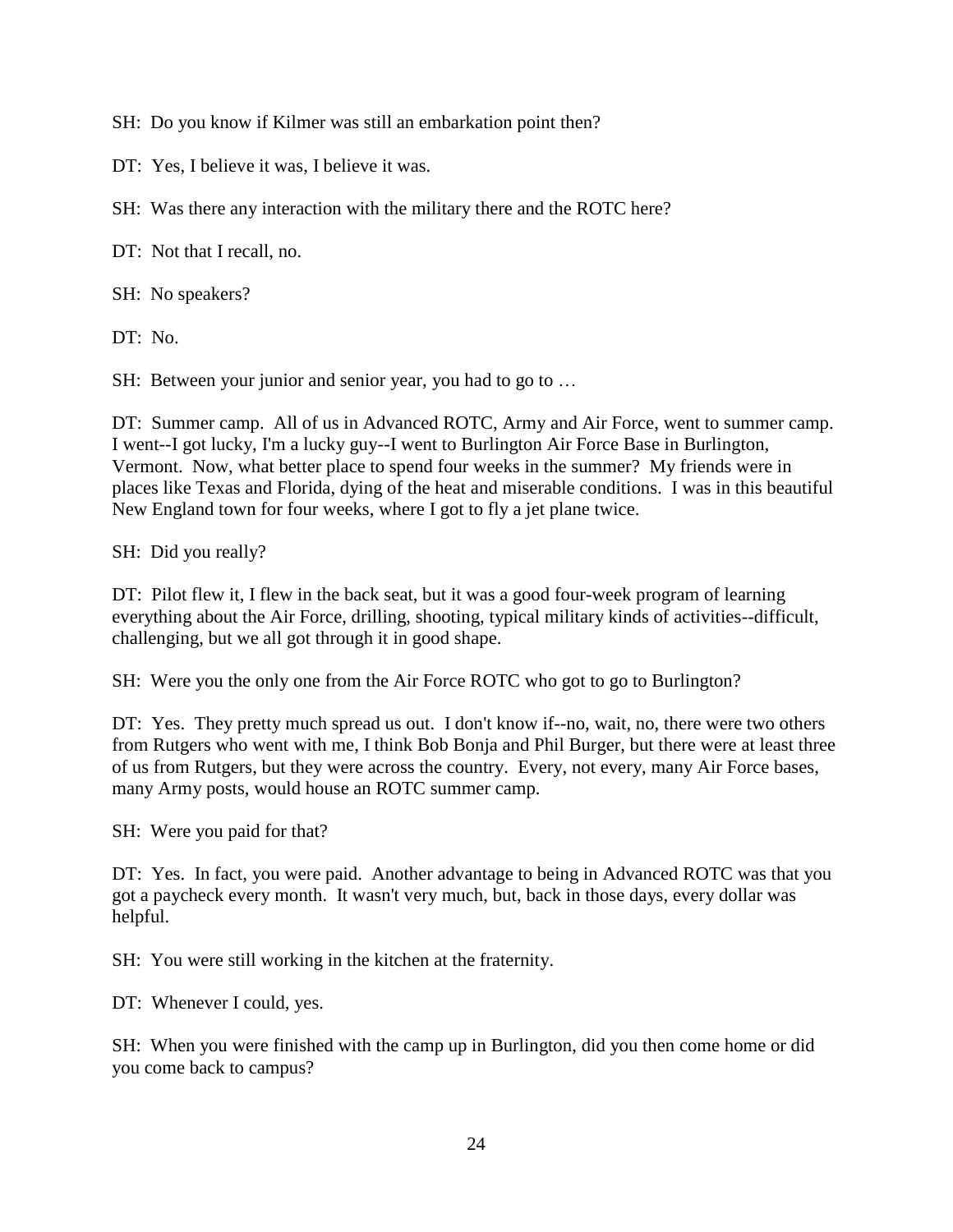SH: Do you know if Kilmer was still an embarkation point then?

DT: Yes, I believe it was, I believe it was.

SH: Was there any interaction with the military there and the ROTC here?

DT: Not that I recall, no.

SH: No speakers?

DT: No.

SH: Between your junior and senior year, you had to go to …

DT: Summer camp. All of us in Advanced ROTC, Army and Air Force, went to summer camp. I went--I got lucky, I'm a lucky guy--I went to Burlington Air Force Base in Burlington, Vermont. Now, what better place to spend four weeks in the summer? My friends were in places like Texas and Florida, dying of the heat and miserable conditions. I was in this beautiful New England town for four weeks, where I got to fly a jet plane twice.

SH: Did you really?

DT: Pilot flew it, I flew in the back seat, but it was a good four-week program of learning everything about the Air Force, drilling, shooting, typical military kinds of activities--difficult, challenging, but we all got through it in good shape.

SH: Were you the only one from the Air Force ROTC who got to go to Burlington?

DT: Yes. They pretty much spread us out. I don't know if--no, wait, no, there were two others from Rutgers who went with me, I think Bob Bonja and Phil Burger, but there were at least three of us from Rutgers, but they were across the country. Every, not every, many Air Force bases, many Army posts, would house an ROTC summer camp.

SH: Were you paid for that?

DT: Yes. In fact, you were paid. Another advantage to being in Advanced ROTC was that you got a paycheck every month. It wasn't very much, but, back in those days, every dollar was helpful.

SH: You were still working in the kitchen at the fraternity.

DT: Whenever I could, yes.

SH: When you were finished with the camp up in Burlington, did you then come home or did you come back to campus?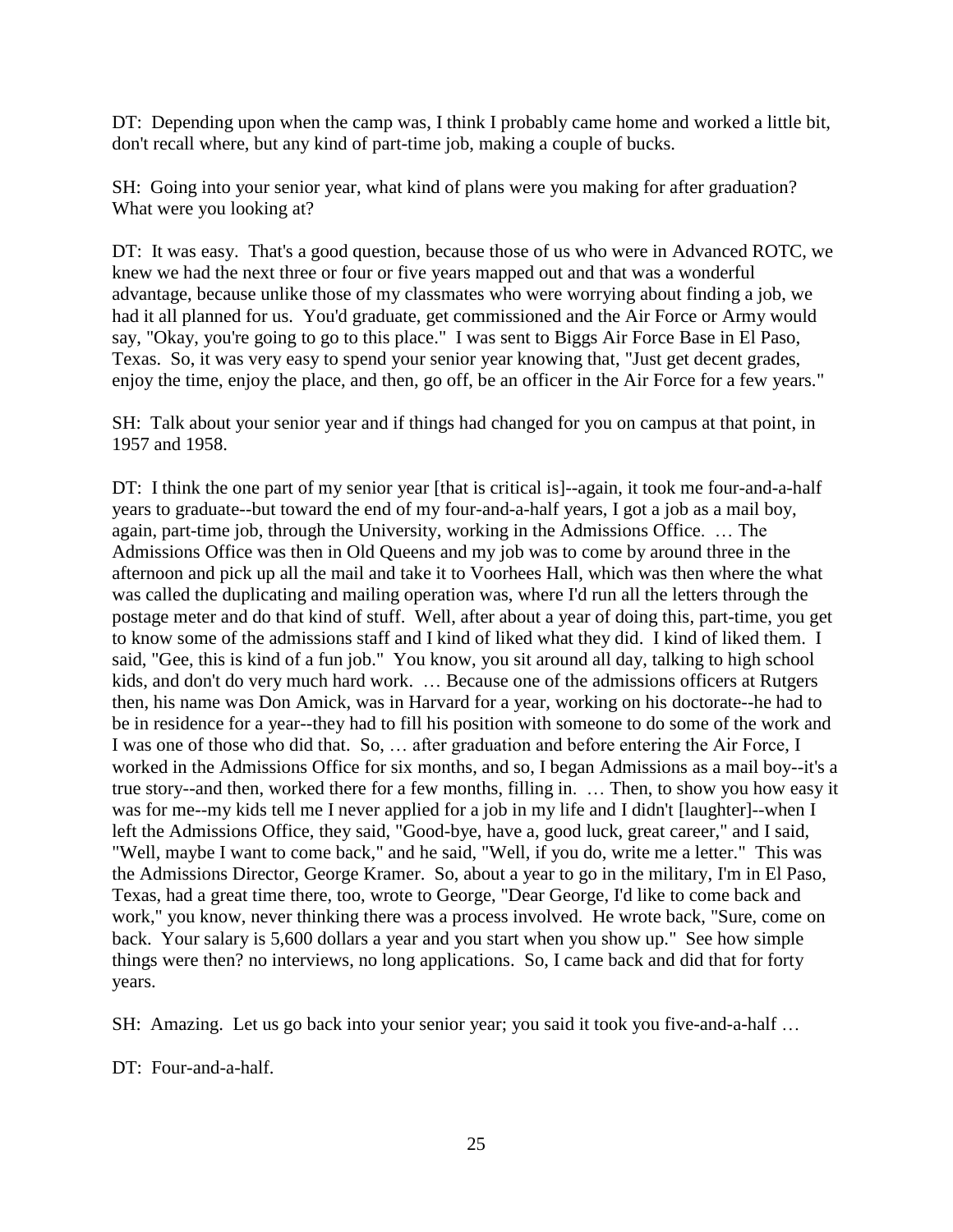DT: Depending upon when the camp was, I think I probably came home and worked a little bit, don't recall where, but any kind of part-time job, making a couple of bucks.

SH: Going into your senior year, what kind of plans were you making for after graduation? What were you looking at?

DT: It was easy. That's a good question, because those of us who were in Advanced ROTC, we knew we had the next three or four or five years mapped out and that was a wonderful advantage, because unlike those of my classmates who were worrying about finding a job, we had it all planned for us. You'd graduate, get commissioned and the Air Force or Army would say, "Okay, you're going to go to this place." I was sent to Biggs Air Force Base in El Paso, Texas. So, it was very easy to spend your senior year knowing that, "Just get decent grades, enjoy the time, enjoy the place, and then, go off, be an officer in the Air Force for a few years."

SH: Talk about your senior year and if things had changed for you on campus at that point, in 1957 and 1958.

DT: I think the one part of my senior year [that is critical is]--again, it took me four-and-a-half years to graduate--but toward the end of my four-and-a-half years, I got a job as a mail boy, again, part-time job, through the University, working in the Admissions Office. … The Admissions Office was then in Old Queens and my job was to come by around three in the afternoon and pick up all the mail and take it to Voorhees Hall, which was then where the what was called the duplicating and mailing operation was, where I'd run all the letters through the postage meter and do that kind of stuff. Well, after about a year of doing this, part-time, you get to know some of the admissions staff and I kind of liked what they did. I kind of liked them. I said, "Gee, this is kind of a fun job." You know, you sit around all day, talking to high school kids, and don't do very much hard work. … Because one of the admissions officers at Rutgers then, his name was Don Amick, was in Harvard for a year, working on his doctorate--he had to be in residence for a year--they had to fill his position with someone to do some of the work and I was one of those who did that. So, … after graduation and before entering the Air Force, I worked in the Admissions Office for six months, and so, I began Admissions as a mail boy--it's a true story--and then, worked there for a few months, filling in. … Then, to show you how easy it was for me--my kids tell me I never applied for a job in my life and I didn't [laughter]--when I left the Admissions Office, they said, "Good-bye, have a, good luck, great career," and I said, "Well, maybe I want to come back," and he said, "Well, if you do, write me a letter." This was the Admissions Director, George Kramer. So, about a year to go in the military, I'm in El Paso, Texas, had a great time there, too, wrote to George, "Dear George, I'd like to come back and work," you know, never thinking there was a process involved. He wrote back, "Sure, come on back. Your salary is 5,600 dollars a year and you start when you show up." See how simple things were then? no interviews, no long applications. So, I came back and did that for forty years.

SH: Amazing. Let us go back into your senior year; you said it took you five-and-a-half …

DT: Four-and-a-half.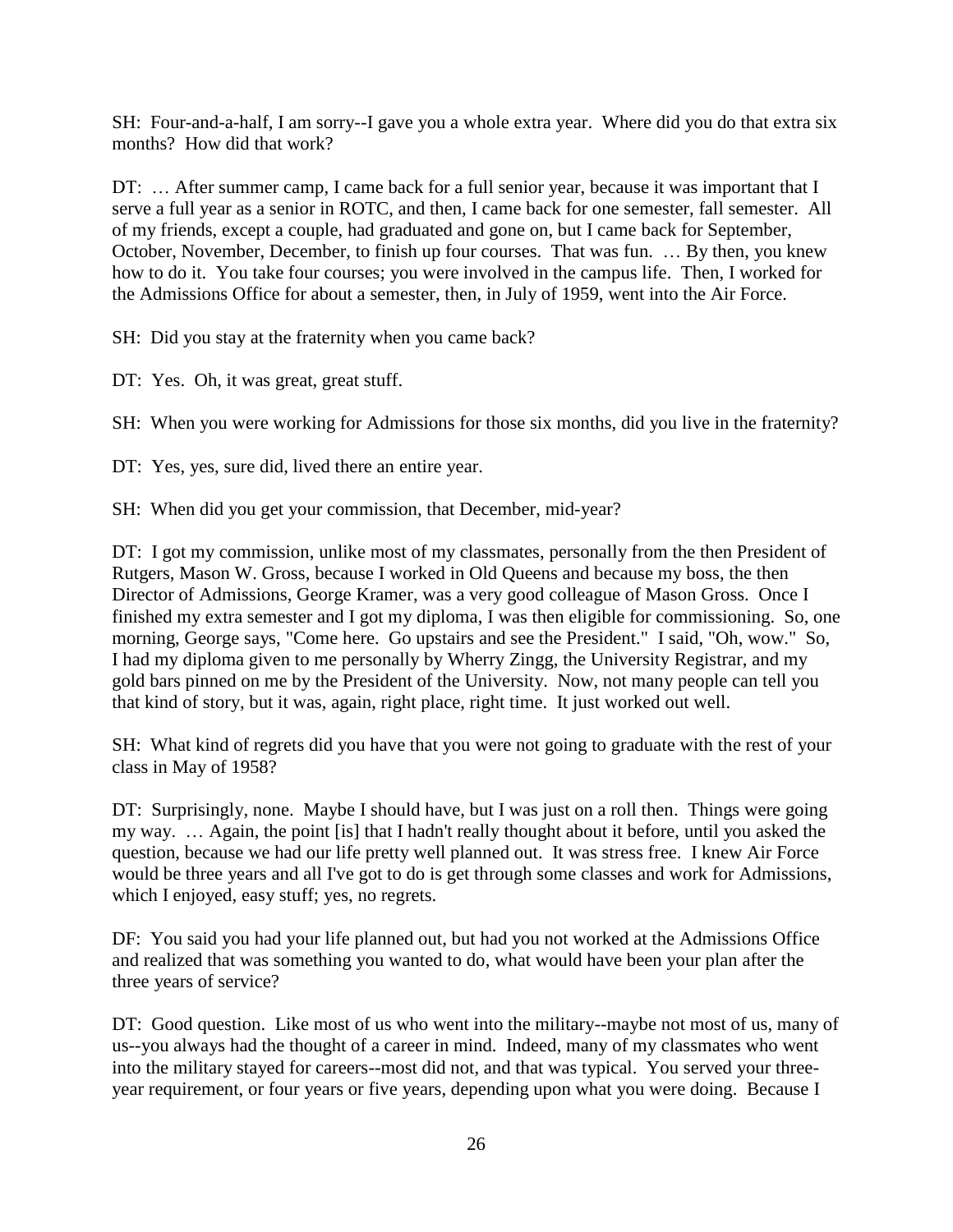SH: Four-and-a-half, I am sorry--I gave you a whole extra year. Where did you do that extra six months? How did that work?

DT: … After summer camp, I came back for a full senior year, because it was important that I serve a full year as a senior in ROTC, and then, I came back for one semester, fall semester. All of my friends, except a couple, had graduated and gone on, but I came back for September, October, November, December, to finish up four courses. That was fun. … By then, you knew how to do it. You take four courses; you were involved in the campus life. Then, I worked for the Admissions Office for about a semester, then, in July of 1959, went into the Air Force.

SH: Did you stay at the fraternity when you came back?

DT: Yes. Oh, it was great, great stuff.

SH: When you were working for Admissions for those six months, did you live in the fraternity?

DT: Yes, yes, sure did, lived there an entire year.

SH: When did you get your commission, that December, mid-year?

DT: I got my commission, unlike most of my classmates, personally from the then President of Rutgers, Mason W. Gross, because I worked in Old Queens and because my boss, the then Director of Admissions, George Kramer, was a very good colleague of Mason Gross. Once I finished my extra semester and I got my diploma, I was then eligible for commissioning. So, one morning, George says, "Come here. Go upstairs and see the President." I said, "Oh, wow." So, I had my diploma given to me personally by Wherry Zingg, the University Registrar, and my gold bars pinned on me by the President of the University. Now, not many people can tell you that kind of story, but it was, again, right place, right time. It just worked out well.

SH: What kind of regrets did you have that you were not going to graduate with the rest of your class in May of 1958?

DT: Surprisingly, none. Maybe I should have, but I was just on a roll then. Things were going my way. … Again, the point [is] that I hadn't really thought about it before, until you asked the question, because we had our life pretty well planned out. It was stress free. I knew Air Force would be three years and all I've got to do is get through some classes and work for Admissions, which I enjoyed, easy stuff; yes, no regrets.

DF: You said you had your life planned out, but had you not worked at the Admissions Office and realized that was something you wanted to do, what would have been your plan after the three years of service?

DT: Good question. Like most of us who went into the military--maybe not most of us, many of us--you always had the thought of a career in mind. Indeed, many of my classmates who went into the military stayed for careers--most did not, and that was typical. You served your three-year requirement, or four years or five years, depending upon what you were doing. Because I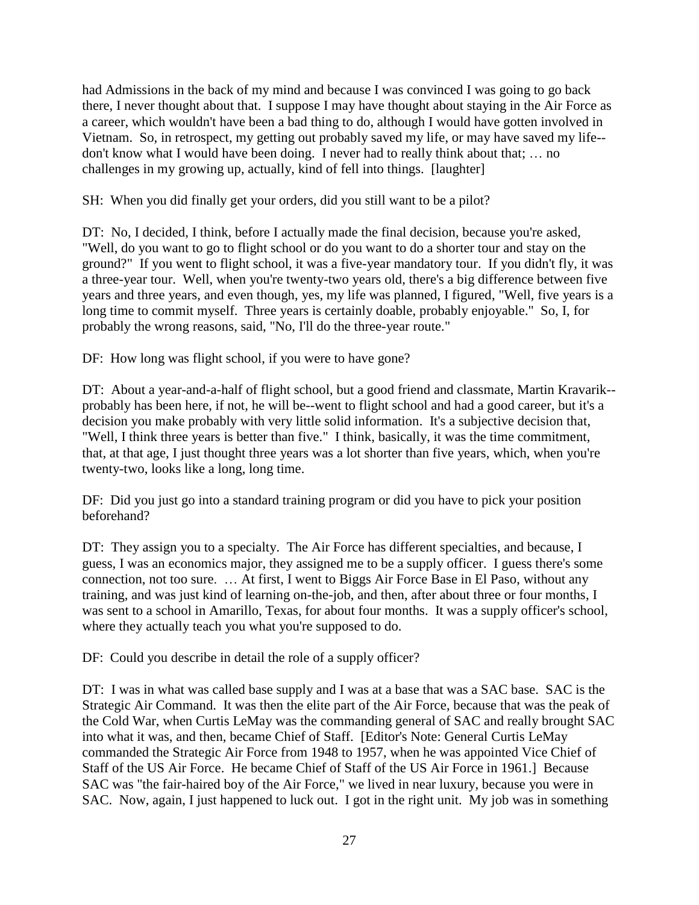had Admissions in the back of my mind and because I was convinced I was going to go back there, I never thought about that. I suppose I may have thought about staying in the Air Force as a career, which wouldn't have been a bad thing to do, although I would have gotten involved in Vietnam. So, in retrospect, my getting out probably saved my life, or may have saved my life--don't know what I would have been doing. I never had to really think about that; … no challenges in my growing up, actually, kind of fell into things. [laughter]

SH: When you did finally get your orders, did you still want to be a pilot?

DT: No, I decided, I think, before I actually made the final decision, because you're asked, "Well, do you want to go to flight school or do you want to do a shorter tour and stay on the ground?" If you went to flight school, it was a five-year mandatory tour. If you didn't fly, it was a three-year tour. Well, when you're twenty-two years old, there's a big difference between five years and three years, and even though, yes, my life was planned, I figured, "Well, five years is a long time to commit myself. Three years is certainly doable, probably enjoyable." So, I, for probably the wrong reasons, said, "No, I'll do the three-year route."

DF: How long was flight school, if you were to have gone?

DT: About a year-and-a-half of flight school, but a good friend and classmate, Martin Kravarik--probably has been here, if not, he will be--went to flight school and had a good career, but it's a decision you make probably with very little solid information. It's a subjective decision that, "Well, I think three years is better than five." I think, basically, it was the time commitment, that, at that age, I just thought three years was a lot shorter than five years, which, when you're twenty-two, looks like a long, long time.

DF: Did you just go into a standard training program or did you have to pick your position beforehand?

DT: They assign you to a specialty. The Air Force has different specialties, and because, I guess, I was an economics major, they assigned me to be a supply officer. I guess there's some connection, not too sure. … At first, I went to Biggs Air Force Base in El Paso, without any training, and was just kind of learning on-the-job, and then, after about three or four months, I was sent to a school in Amarillo, Texas, for about four months. It was a supply officer's school, where they actually teach you what you're supposed to do.

DF: Could you describe in detail the role of a supply officer?

DT: I was in what was called base supply and I was at a base that was a SAC base. SAC is the Strategic Air Command. It was then the elite part of the Air Force, because that was the peak of the Cold War, when Curtis LeMay was the commanding general of SAC and really brought SAC into what it was, and then, became Chief of Staff. [Editor's Note: General Curtis LeMay commanded the Strategic Air Force from 1948 to 1957, when he was appointed Vice Chief of Staff of the US Air Force. He became Chief of Staff of the US Air Force in 1961.] Because SAC was "the fair-haired boy of the Air Force," we lived in near luxury, because you were in SAC. Now, again, I just happened to luck out. I got in the right unit. My job was in something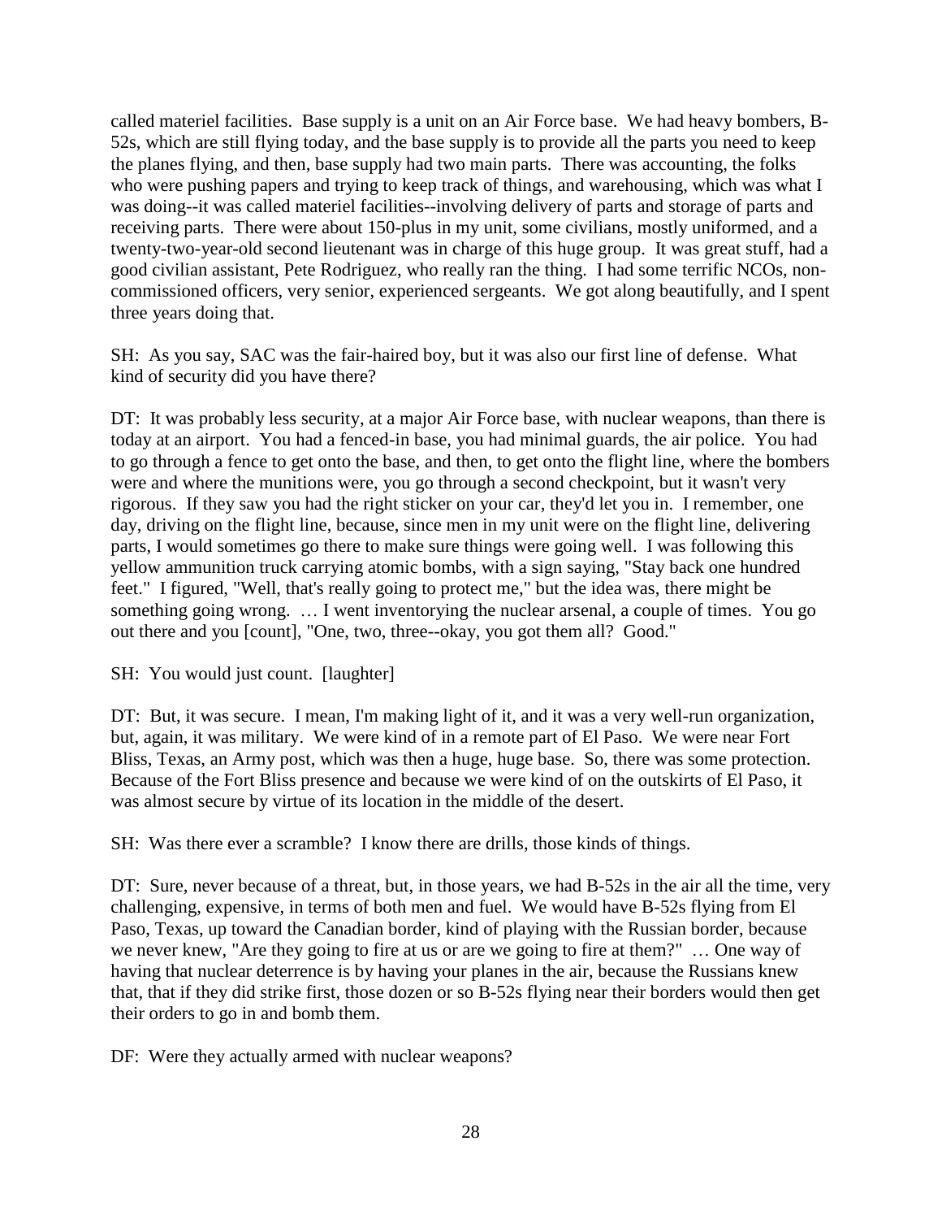called materiel facilities. Base supply is a unit on an Air Force base. We had heavy bombers, B-52s, which are still flying today, and the base supply is to provide all the parts you need to keep the planes flying, and then, base supply had two main parts. There was accounting, the folks who were pushing papers and trying to keep track of things, and warehousing, which was what I was doing--it was called materiel facilities--involving delivery of parts and storage of parts and receiving parts. There were about 150-plus in my unit, some civilians, mostly uniformed, and a twenty-two-year-old second lieutenant was in charge of this huge group. It was great stuff, had a good civilian assistant, Pete Rodriguez, who really ran the thing. I had some terrific NCOs, non-commissioned officers, very senior, experienced sergeants. We got along beautifully, and I spent three years doing that.

SH: As you say, SAC was the fair-haired boy, but it was also our first line of defense. What kind of security did you have there?

DT: It was probably less security, at a major Air Force base, with nuclear weapons, than there is today at an airport. You had a fenced-in base, you had minimal guards, the air police. You had to go through a fence to get onto the base, and then, to get onto the flight line, where the bombers were and where the munitions were, you go through a second checkpoint, but it wasn't very rigorous. If they saw you had the right sticker on your car, they'd let you in. I remember, one day, driving on the flight line, because, since men in my unit were on the flight line, delivering parts, I would sometimes go there to make sure things were going well. I was following this yellow ammunition truck carrying atomic bombs, with a sign saying, "Stay back one hundred feet." I figured, "Well, that's really going to protect me," but the idea was, there might be something going wrong. … I went inventorying the nuclear arsenal, a couple of times. You go out there and you [count], "One, two, three--okay, you got them all? Good."

SH: You would just count. [laughter]

DT: But, it was secure. I mean, I'm making light of it, and it was a very well-run organization, but, again, it was military. We were kind of in a remote part of El Paso. We were near Fort Bliss, Texas, an Army post, which was then a huge, huge base. So, there was some protection. Because of the Fort Bliss presence and because we were kind of on the outskirts of El Paso, it was almost secure by virtue of its location in the middle of the desert.

SH: Was there ever a scramble? I know there are drills, those kinds of things.

DT: Sure, never because of a threat, but, in those years, we had B-52s in the air all the time, very challenging, expensive, in terms of both men and fuel. We would have B-52s flying from El Paso, Texas, up toward the Canadian border, kind of playing with the Russian border, because we never knew, "Are they going to fire at us or are we going to fire at them?" … One way of having that nuclear deterrence is by having your planes in the air, because the Russians knew that, that if they did strike first, those dozen or so B-52s flying near their borders would then get their orders to go in and bomb them.

DF: Were they actually armed with nuclear weapons?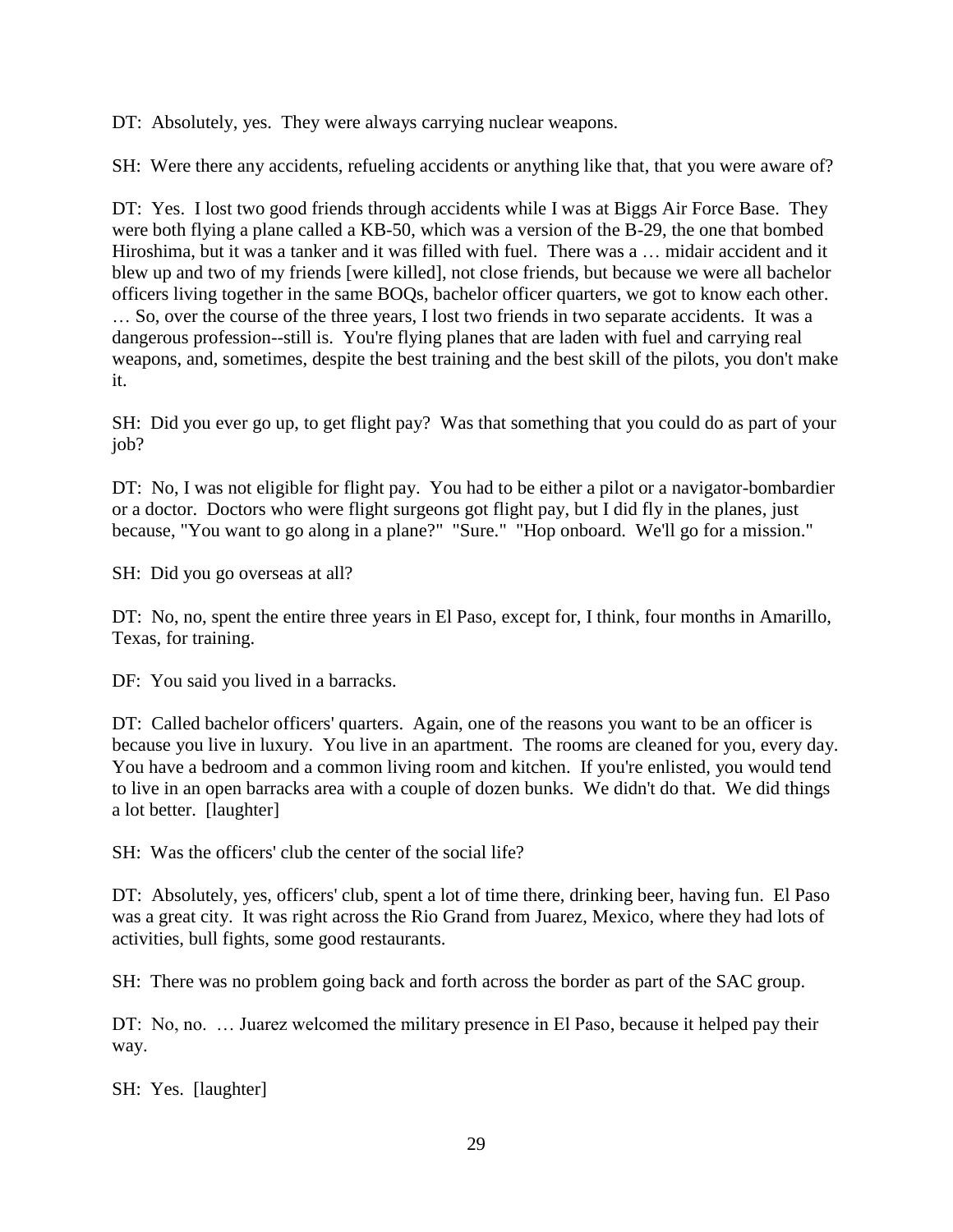DT: Absolutely, yes. They were always carrying nuclear weapons.

SH: Were there any accidents, refueling accidents or anything like that, that you were aware of?

DT: Yes. I lost two good friends through accidents while I was at Biggs Air Force Base. They were both flying a plane called a KB-50, which was a version of the B-29, the one that bombed Hiroshima, but it was a tanker and it was filled with fuel. There was a … midair accident and it blew up and two of my friends [were killed], not close friends, but because we were all bachelor officers living together in the same BOQs, bachelor officer quarters, we got to know each other. … So, over the course of the three years, I lost two friends in two separate accidents. It was a dangerous profession--still is. You're flying planes that are laden with fuel and carrying real weapons, and, sometimes, despite the best training and the best skill of the pilots, you don't make it.

SH: Did you ever go up, to get flight pay? Was that something that you could do as part of your job?

DT: No, I was not eligible for flight pay. You had to be either a pilot or a navigator-bombardier or a doctor. Doctors who were flight surgeons got flight pay, but I did fly in the planes, just because, "You want to go along in a plane?" "Sure." "Hop onboard. We'll go for a mission."

SH: Did you go overseas at all?

DT: No, no, spent the entire three years in El Paso, except for, I think, four months in Amarillo, Texas, for training.

DF: You said you lived in a barracks.

DT: Called bachelor officers' quarters. Again, one of the reasons you want to be an officer is because you live in luxury. You live in an apartment. The rooms are cleaned for you, every day. You have a bedroom and a common living room and kitchen. If you're enlisted, you would tend to live in an open barracks area with a couple of dozen bunks. We didn't do that. We did things a lot better. [laughter]

SH: Was the officers' club the center of the social life?

DT: Absolutely, yes, officers' club, spent a lot of time there, drinking beer, having fun. El Paso was a great city. It was right across the Rio Grand from Juarez, Mexico, where they had lots of activities, bull fights, some good restaurants.

SH: There was no problem going back and forth across the border as part of the SAC group.

DT: No, no. … Juarez welcomed the military presence in El Paso, because it helped pay their way.

SH: Yes. [laughter]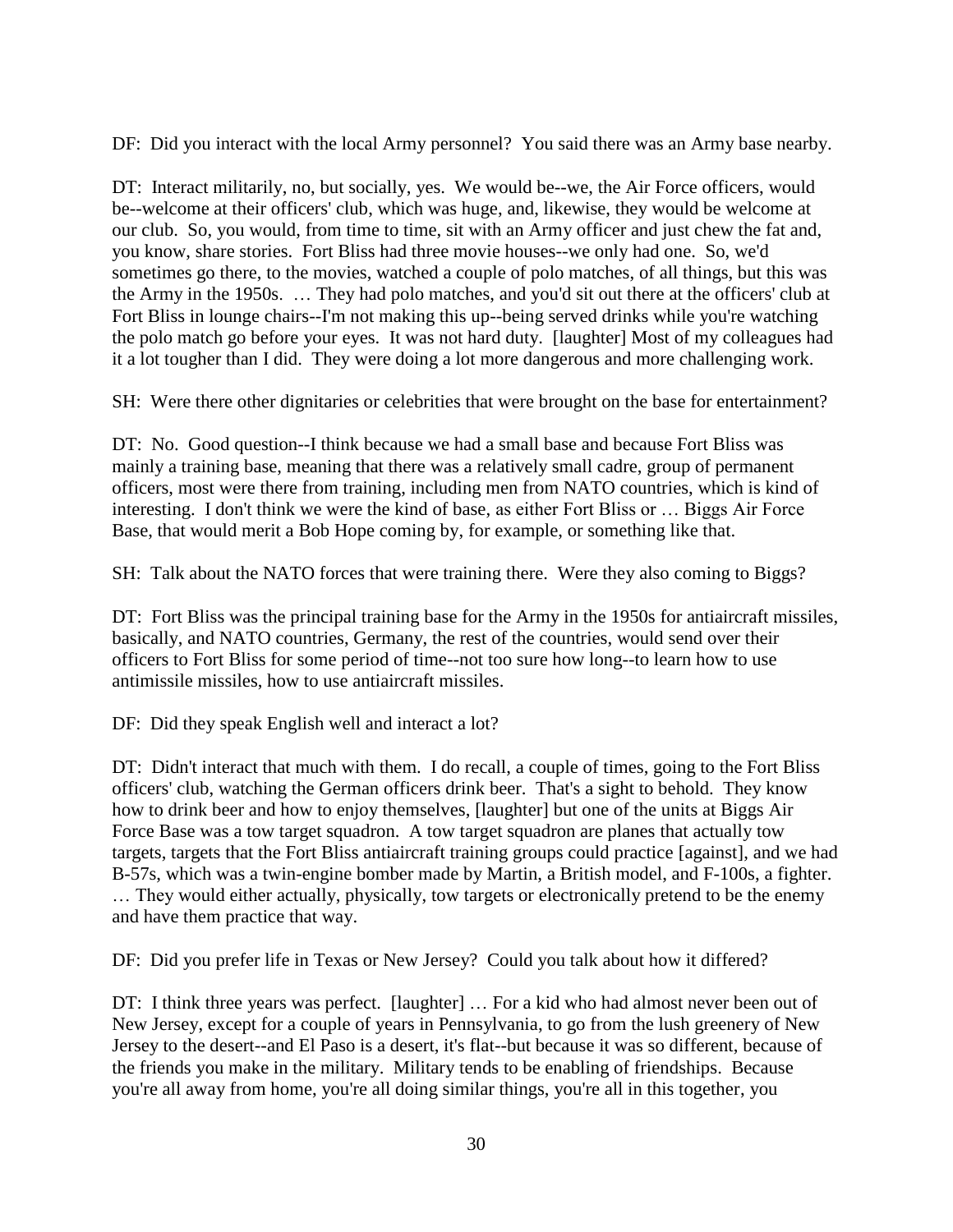DF: Did you interact with the local Army personnel? You said there was an Army base nearby.

DT: Interact militarily, no, but socially, yes. We would be--we, the Air Force officers, would be--welcome at their officers' club, which was huge, and, likewise, they would be welcome at our club. So, you would, from time to time, sit with an Army officer and just chew the fat and, you know, share stories. Fort Bliss had three movie houses--we only had one. So, we'd sometimes go there, to the movies, watched a couple of polo matches, of all things, but this was the Army in the 1950s. … They had polo matches, and you'd sit out there at the officers' club at Fort Bliss in lounge chairs--I'm not making this up--being served drinks while you're watching the polo match go before your eyes. It was not hard duty. [laughter] Most of my colleagues had it a lot tougher than I did. They were doing a lot more dangerous and more challenging work.

SH: Were there other dignitaries or celebrities that were brought on the base for entertainment?

DT: No. Good question--I think because we had a small base and because Fort Bliss was mainly a training base, meaning that there was a relatively small cadre, group of permanent officers, most were there from training, including men from NATO countries, which is kind of interesting. I don't think we were the kind of base, as either Fort Bliss or … Biggs Air Force Base, that would merit a Bob Hope coming by, for example, or something like that.

SH: Talk about the NATO forces that were training there. Were they also coming to Biggs?

DT: Fort Bliss was the principal training base for the Army in the 1950s for antiaircraft missiles, basically, and NATO countries, Germany, the rest of the countries, would send over their officers to Fort Bliss for some period of time--not too sure how long--to learn how to use antimissile missiles, how to use antiaircraft missiles.

DF: Did they speak English well and interact a lot?

DT: Didn't interact that much with them. I do recall, a couple of times, going to the Fort Bliss officers' club, watching the German officers drink beer. That's a sight to behold. They know how to drink beer and how to enjoy themselves, [laughter] but one of the units at Biggs Air Force Base was a tow target squadron. A tow target squadron are planes that actually tow targets, targets that the Fort Bliss antiaircraft training groups could practice [against], and we had B-57s, which was a twin-engine bomber made by Martin, a British model, and F-100s, a fighter. … They would either actually, physically, tow targets or electronically pretend to be the enemy and have them practice that way.

DF: Did you prefer life in Texas or New Jersey? Could you talk about how it differed?

DT: I think three years was perfect. [laughter] … For a kid who had almost never been out of New Jersey, except for a couple of years in Pennsylvania, to go from the lush greenery of New Jersey to the desert--and El Paso is a desert, it's flat--but because it was so different, because of the friends you make in the military. Military tends to be enabling of friendships. Because you're all away from home, you're all doing similar things, you're all in this together, you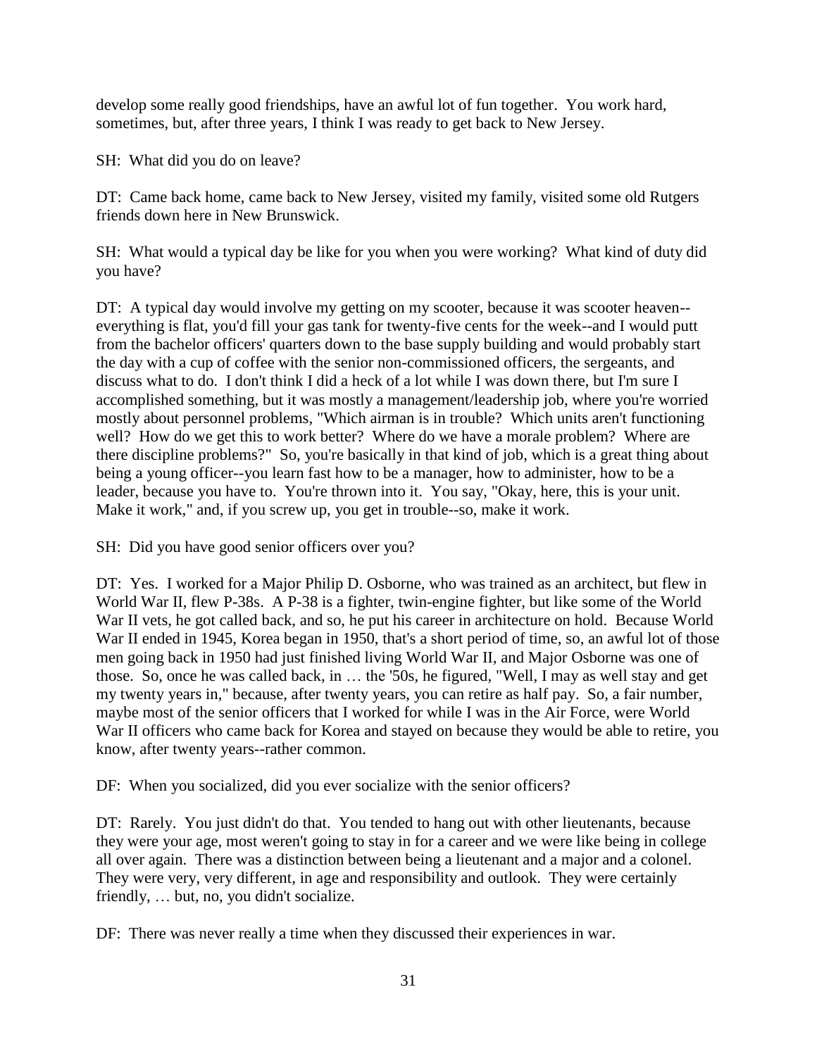develop some really good friendships, have an awful lot of fun together. You work hard, sometimes, but, after three years, I think I was ready to get back to New Jersey.

SH: What did you do on leave?

DT: Came back home, came back to New Jersey, visited my family, visited some old Rutgers friends down here in New Brunswick.

SH: What would a typical day be like for you when you were working? What kind of duty did you have?

DT: A typical day would involve my getting on my scooter, because it was scooter heaven--everything is flat, you'd fill your gas tank for twenty-five cents for the week--and I would putt from the bachelor officers' quarters down to the base supply building and would probably start the day with a cup of coffee with the senior non-commissioned officers, the sergeants, and discuss what to do. I don't think I did a heck of a lot while I was down there, but I'm sure I accomplished something, but it was mostly a management/leadership job, where you're worried mostly about personnel problems, "Which airman is in trouble? Which units aren't functioning well? How do we get this to work better? Where do we have a morale problem? Where are there discipline problems?" So, you're basically in that kind of job, which is a great thing about being a young officer--you learn fast how to be a manager, how to administer, how to be a leader, because you have to. You're thrown into it. You say, "Okay, here, this is your unit. Make it work," and, if you screw up, you get in trouble--so, make it work.

SH: Did you have good senior officers over you?

DT: Yes. I worked for a Major Philip D. Osborne, who was trained as an architect, but flew in World War II, flew P-38s. A P-38 is a fighter, twin-engine fighter, but like some of the World War II vets, he got called back, and so, he put his career in architecture on hold. Because World War II ended in 1945, Korea began in 1950, that's a short period of time, so, an awful lot of those men going back in 1950 had just finished living World War II, and Major Osborne was one of those. So, once he was called back, in … the '50s, he figured, "Well, I may as well stay and get my twenty years in," because, after twenty years, you can retire as half pay. So, a fair number, maybe most of the senior officers that I worked for while I was in the Air Force, were World War II officers who came back for Korea and stayed on because they would be able to retire, you know, after twenty years--rather common.

DF: When you socialized, did you ever socialize with the senior officers?

DT: Rarely. You just didn't do that. You tended to hang out with other lieutenants, because they were your age, most weren't going to stay in for a career and we were like being in college all over again. There was a distinction between being a lieutenant and a major and a colonel. They were very, very different, in age and responsibility and outlook. They were certainly friendly, … but, no, you didn't socialize.

DF: There was never really a time when they discussed their experiences in war.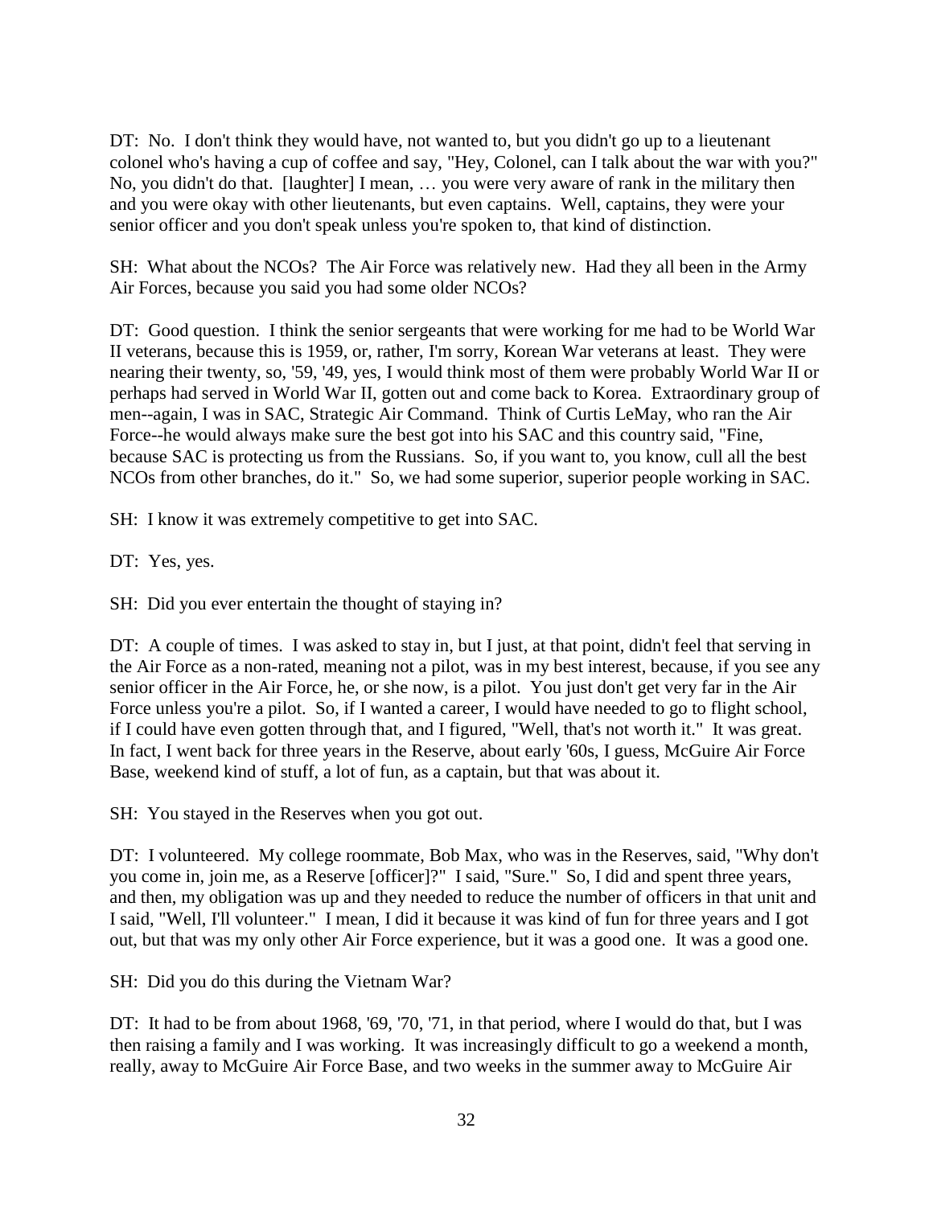DT: No. I don't think they would have, not wanted to, but you didn't go up to a lieutenant colonel who's having a cup of coffee and say, "Hey, Colonel, can I talk about the war with you?" No, you didn't do that. [laughter] I mean, … you were very aware of rank in the military then and you were okay with other lieutenants, but even captains. Well, captains, they were your senior officer and you don't speak unless you're spoken to, that kind of distinction.

SH: What about the NCOs? The Air Force was relatively new. Had they all been in the Army Air Forces, because you said you had some older NCOs?

DT: Good question. I think the senior sergeants that were working for me had to be World War II veterans, because this is 1959, or, rather, I'm sorry, Korean War veterans at least. They were nearing their twenty, so, '59, '49, yes, I would think most of them were probably World War II or perhaps had served in World War II, gotten out and come back to Korea. Extraordinary group of men--again, I was in SAC, Strategic Air Command. Think of Curtis LeMay, who ran the Air Force--he would always make sure the best got into his SAC and this country said, "Fine, because SAC is protecting us from the Russians. So, if you want to, you know, cull all the best NCOs from other branches, do it." So, we had some superior, superior people working in SAC.

SH: I know it was extremely competitive to get into SAC.

DT: Yes, yes.

SH: Did you ever entertain the thought of staying in?

DT: A couple of times. I was asked to stay in, but I just, at that point, didn't feel that serving in the Air Force as a non-rated, meaning not a pilot, was in my best interest, because, if you see any senior officer in the Air Force, he, or she now, is a pilot. You just don't get very far in the Air Force unless you're a pilot. So, if I wanted a career, I would have needed to go to flight school, if I could have even gotten through that, and I figured, "Well, that's not worth it." It was great. In fact, I went back for three years in the Reserve, about early '60s, I guess, McGuire Air Force Base, weekend kind of stuff, a lot of fun, as a captain, but that was about it.

SH: You stayed in the Reserves when you got out.

DT: I volunteered. My college roommate, Bob Max, who was in the Reserves, said, "Why don't you come in, join me, as a Reserve [officer]?" I said, "Sure." So, I did and spent three years, and then, my obligation was up and they needed to reduce the number of officers in that unit and I said, "Well, I'll volunteer." I mean, I did it because it was kind of fun for three years and I got out, but that was my only other Air Force experience, but it was a good one. It was a good one.

SH: Did you do this during the Vietnam War?

DT: It had to be from about 1968, '69, '70, '71, in that period, where I would do that, but I was then raising a family and I was working. It was increasingly difficult to go a weekend a month, really, away to McGuire Air Force Base, and two weeks in the summer away to McGuire Air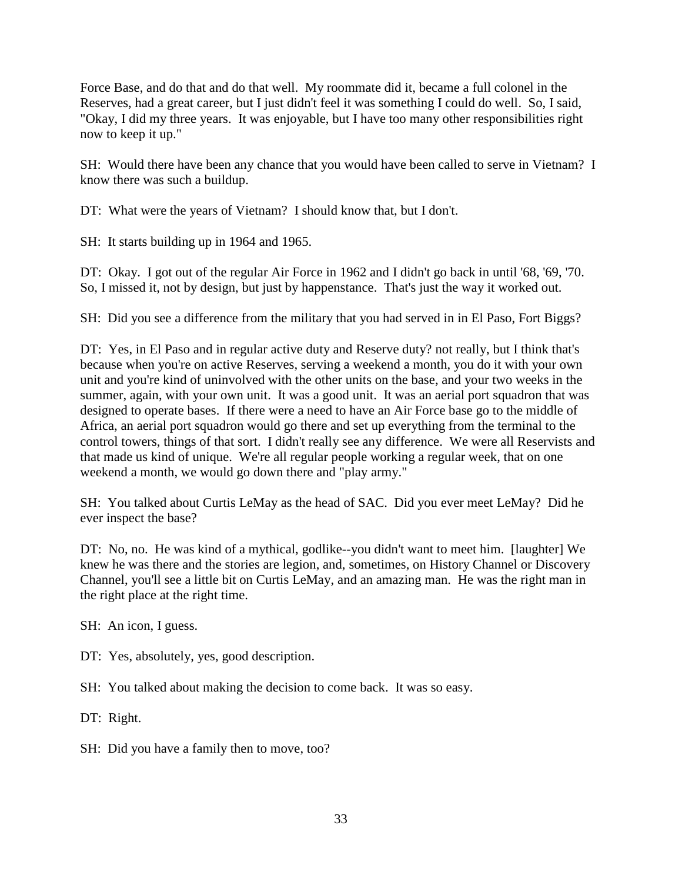Force Base, and do that and do that well. My roommate did it, became a full colonel in the Reserves, had a great career, but I just didn't feel it was something I could do well. So, I said, "Okay, I did my three years. It was enjoyable, but I have too many other responsibilities right now to keep it up."

SH: Would there have been any chance that you would have been called to serve in Vietnam? I know there was such a buildup.

DT: What were the years of Vietnam? I should know that, but I don't.

SH: It starts building up in 1964 and 1965.

DT: Okay. I got out of the regular Air Force in 1962 and I didn't go back in until '68, '69, '70. So, I missed it, not by design, but just by happenstance. That's just the way it worked out.

SH: Did you see a difference from the military that you had served in in El Paso, Fort Biggs?

DT: Yes, in El Paso and in regular active duty and Reserve duty? not really, but I think that's because when you're on active Reserves, serving a weekend a month, you do it with your own unit and you're kind of uninvolved with the other units on the base, and your two weeks in the summer, again, with your own unit. It was a good unit. It was an aerial port squadron that was designed to operate bases. If there were a need to have an Air Force base go to the middle of Africa, an aerial port squadron would go there and set up everything from the terminal to the control towers, things of that sort. I didn't really see any difference. We were all Reservists and that made us kind of unique. We're all regular people working a regular week, that on one weekend a month, we would go down there and "play army."

SH: You talked about Curtis LeMay as the head of SAC. Did you ever meet LeMay? Did he ever inspect the base?

DT: No, no. He was kind of a mythical, godlike--you didn't want to meet him. [laughter] We knew he was there and the stories are legion, and, sometimes, on History Channel or Discovery Channel, you'll see a little bit on Curtis LeMay, and an amazing man. He was the right man in the right place at the right time.

SH: An icon, I guess.

DT: Yes, absolutely, yes, good description.

SH: You talked about making the decision to come back. It was so easy.

DT: Right.

SH: Did you have a family then to move, too?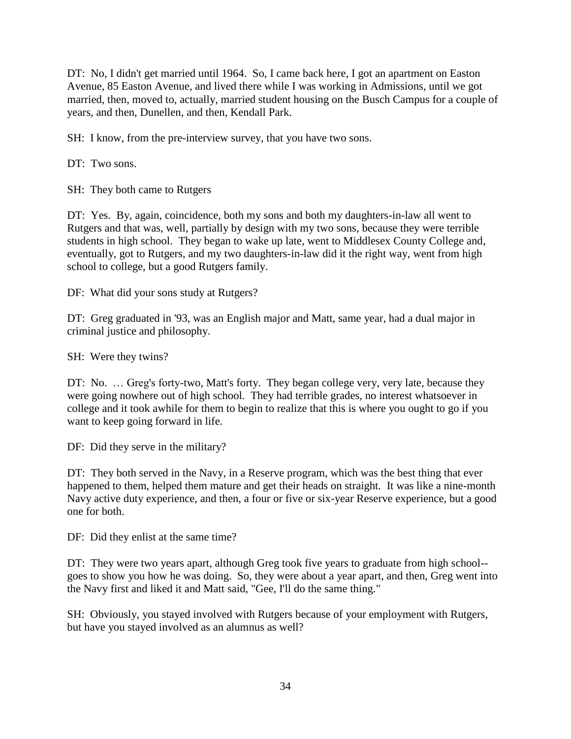DT: No, I didn't get married until 1964. So, I came back here, I got an apartment on Easton Avenue, 85 Easton Avenue, and lived there while I was working in Admissions, until we got married, then, moved to, actually, married student housing on the Busch Campus for a couple of years, and then, Dunellen, and then, Kendall Park.

SH: I know, from the pre-interview survey, that you have two sons.

DT: Two sons.

SH: They both came to Rutgers

DT: Yes. By, again, coincidence, both my sons and both my daughters-in-law all went to Rutgers and that was, well, partially by design with my two sons, because they were terrible students in high school. They began to wake up late, went to Middlesex County College and, eventually, got to Rutgers, and my two daughters-in-law did it the right way, went from high school to college, but a good Rutgers family.

DF: What did your sons study at Rutgers?

DT: Greg graduated in '93, was an English major and Matt, same year, had a dual major in criminal justice and philosophy.

SH: Were they twins?

DT: No. … Greg's forty-two, Matt's forty. They began college very, very late, because they were going nowhere out of high school. They had terrible grades, no interest whatsoever in college and it took awhile for them to begin to realize that this is where you ought to go if you want to keep going forward in life.

DF: Did they serve in the military?

DT: They both served in the Navy, in a Reserve program, which was the best thing that ever happened to them, helped them mature and get their heads on straight. It was like a nine-month Navy active duty experience, and then, a four or five or six-year Reserve experience, but a good one for both.

DF: Did they enlist at the same time?

DT: They were two years apart, although Greg took five years to graduate from high school--goes to show you how he was doing. So, they were about a year apart, and then, Greg went into the Navy first and liked it and Matt said, "Gee, I'll do the same thing."

SH: Obviously, you stayed involved with Rutgers because of your employment with Rutgers, but have you stayed involved as an alumnus as well?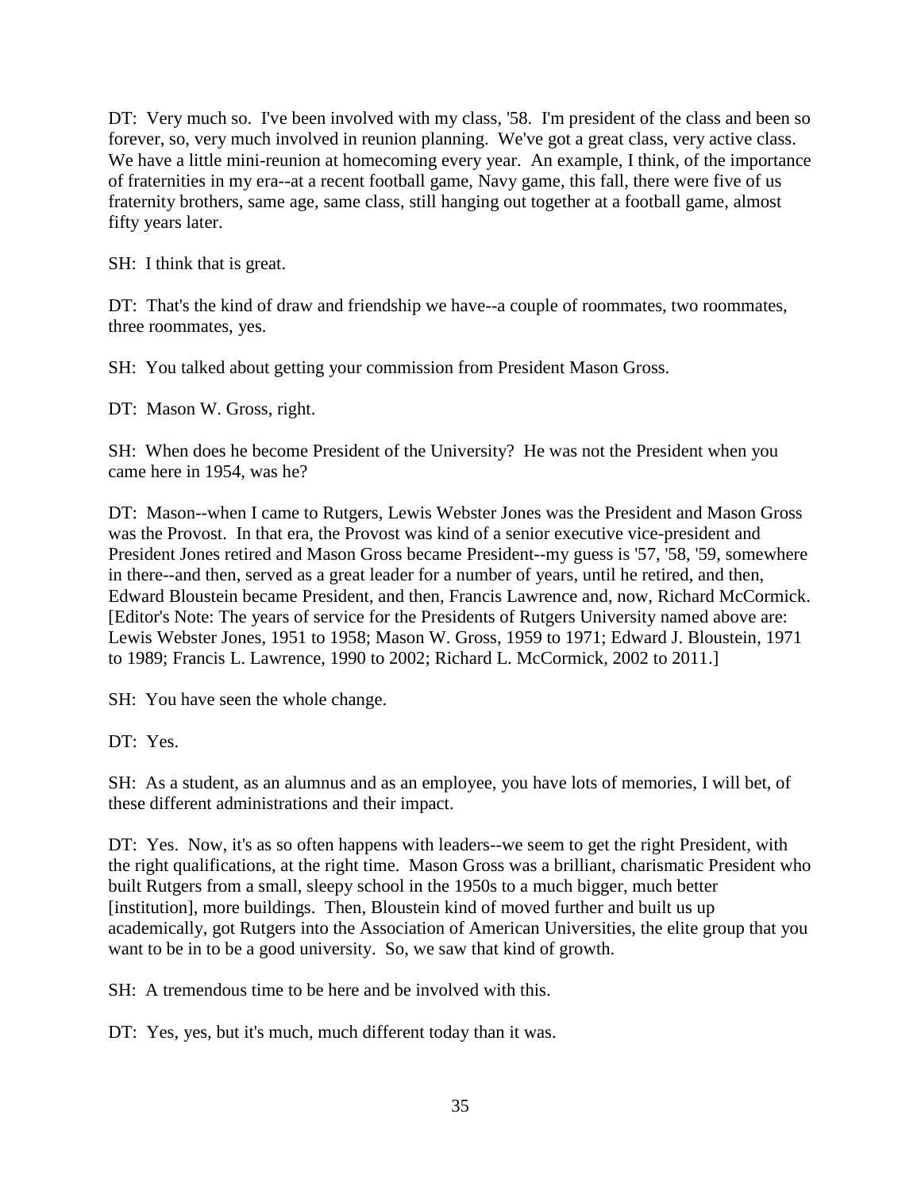DT: Very much so. I've been involved with my class, '58. I'm president of the class and been so forever, so, very much involved in reunion planning. We've got a great class, very active class. We have a little mini-reunion at homecoming every year. An example, I think, of the importance of fraternities in my era--at a recent football game, Navy game, this fall, there were five of us fraternity brothers, same age, same class, still hanging out together at a football game, almost fifty years later.

SH: I think that is great.

DT: That's the kind of draw and friendship we have--a couple of roommates, two roommates, three roommates, yes.

SH: You talked about getting your commission from President Mason Gross.

DT: Mason W. Gross, right.

SH: When does he become President of the University? He was not the President when you came here in 1954, was he?

DT: Mason--when I came to Rutgers, Lewis Webster Jones was the President and Mason Gross was the Provost. In that era, the Provost was kind of a senior executive vice-president and President Jones retired and Mason Gross became President--my guess is '57, '58, '59, somewhere in there--and then, served as a great leader for a number of years, until he retired, and then, Edward Bloustein became President, and then, Francis Lawrence and, now, Richard McCormick. [Editor's Note: The years of service for the Presidents of Rutgers University named above are: Lewis Webster Jones, 1951 to 1958; Mason W. Gross, 1959 to 1971; Edward J. Bloustein, 1971 to 1989; Francis L. Lawrence, 1990 to 2002; Richard L. McCormick, 2002 to 2011.]

SH: You have seen the whole change.

DT: Yes.

SH: As a student, as an alumnus and as an employee, you have lots of memories, I will bet, of these different administrations and their impact.

DT: Yes. Now, it's as so often happens with leaders--we seem to get the right President, with the right qualifications, at the right time. Mason Gross was a brilliant, charismatic President who built Rutgers from a small, sleepy school in the 1950s to a much bigger, much better [institution], more buildings. Then, Bloustein kind of moved further and built us up academically, got Rutgers into the Association of American Universities, the elite group that you want to be in to be a good university. So, we saw that kind of growth.

SH: A tremendous time to be here and be involved with this.

DT: Yes, yes, but it's much, much different today than it was.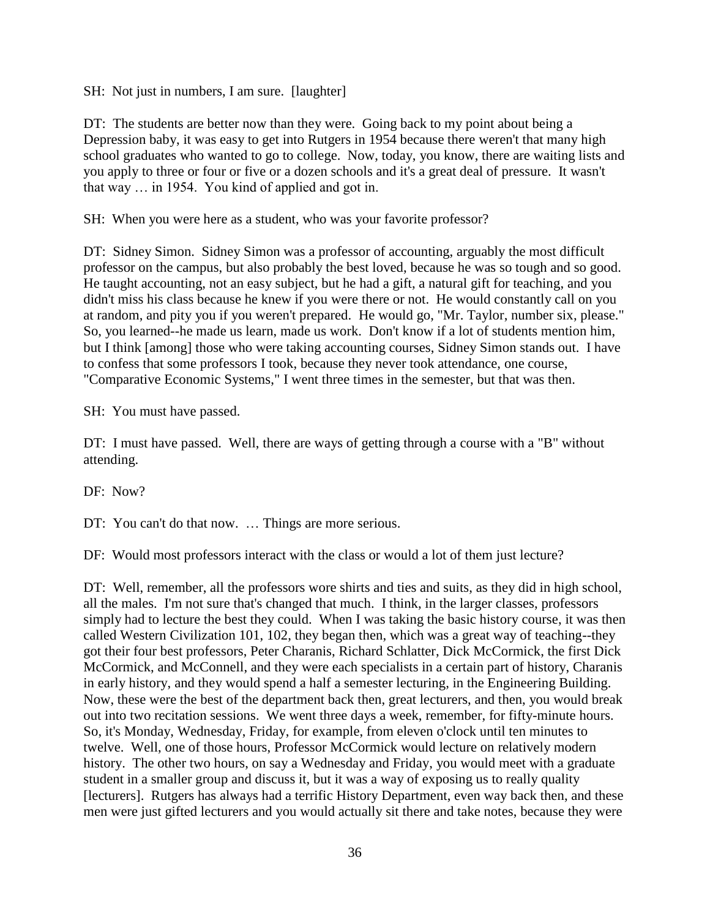SH: Not just in numbers, I am sure. [laughter]

DT: The students are better now than they were. Going back to my point about being a Depression baby, it was easy to get into Rutgers in 1954 because there weren't that many high school graduates who wanted to go to college. Now, today, you know, there are waiting lists and you apply to three or four or five or a dozen schools and it's a great deal of pressure. It wasn't that way … in 1954. You kind of applied and got in.

SH: When you were here as a student, who was your favorite professor?

DT: Sidney Simon. Sidney Simon was a professor of accounting, arguably the most difficult professor on the campus, but also probably the best loved, because he was so tough and so good. He taught accounting, not an easy subject, but he had a gift, a natural gift for teaching, and you didn't miss his class because he knew if you were there or not. He would constantly call on you at random, and pity you if you weren't prepared. He would go, "Mr. Taylor, number six, please." So, you learned--he made us learn, made us work. Don't know if a lot of students mention him, but I think [among] those who were taking accounting courses, Sidney Simon stands out. I have to confess that some professors I took, because they never took attendance, one course, "Comparative Economic Systems," I went three times in the semester, but that was then.

SH: You must have passed.

DT: I must have passed. Well, there are ways of getting through a course with a "B" without attending.

DF: Now?

DT: You can't do that now. … Things are more serious.

DF: Would most professors interact with the class or would a lot of them just lecture?

DT: Well, remember, all the professors wore shirts and ties and suits, as they did in high school, all the males. I'm not sure that's changed that much. I think, in the larger classes, professors simply had to lecture the best they could. When I was taking the basic history course, it was then called Western Civilization 101, 102, they began then, which was a great way of teaching--they got their four best professors, Peter Charanis, Richard Schlatter, Dick McCormick, the first Dick McCormick, and McConnell, and they were each specialists in a certain part of history, Charanis in early history, and they would spend a half a semester lecturing, in the Engineering Building. Now, these were the best of the department back then, great lecturers, and then, you would break out into two recitation sessions. We went three days a week, remember, for fifty-minute hours. So, it's Monday, Wednesday, Friday, for example, from eleven o'clock until ten minutes to twelve. Well, one of those hours, Professor McCormick would lecture on relatively modern history. The other two hours, on say a Wednesday and Friday, you would meet with a graduate student in a smaller group and discuss it, but it was a way of exposing us to really quality [lecturers]. Rutgers has always had a terrific History Department, even way back then, and these men were just gifted lecturers and you would actually sit there and take notes, because they were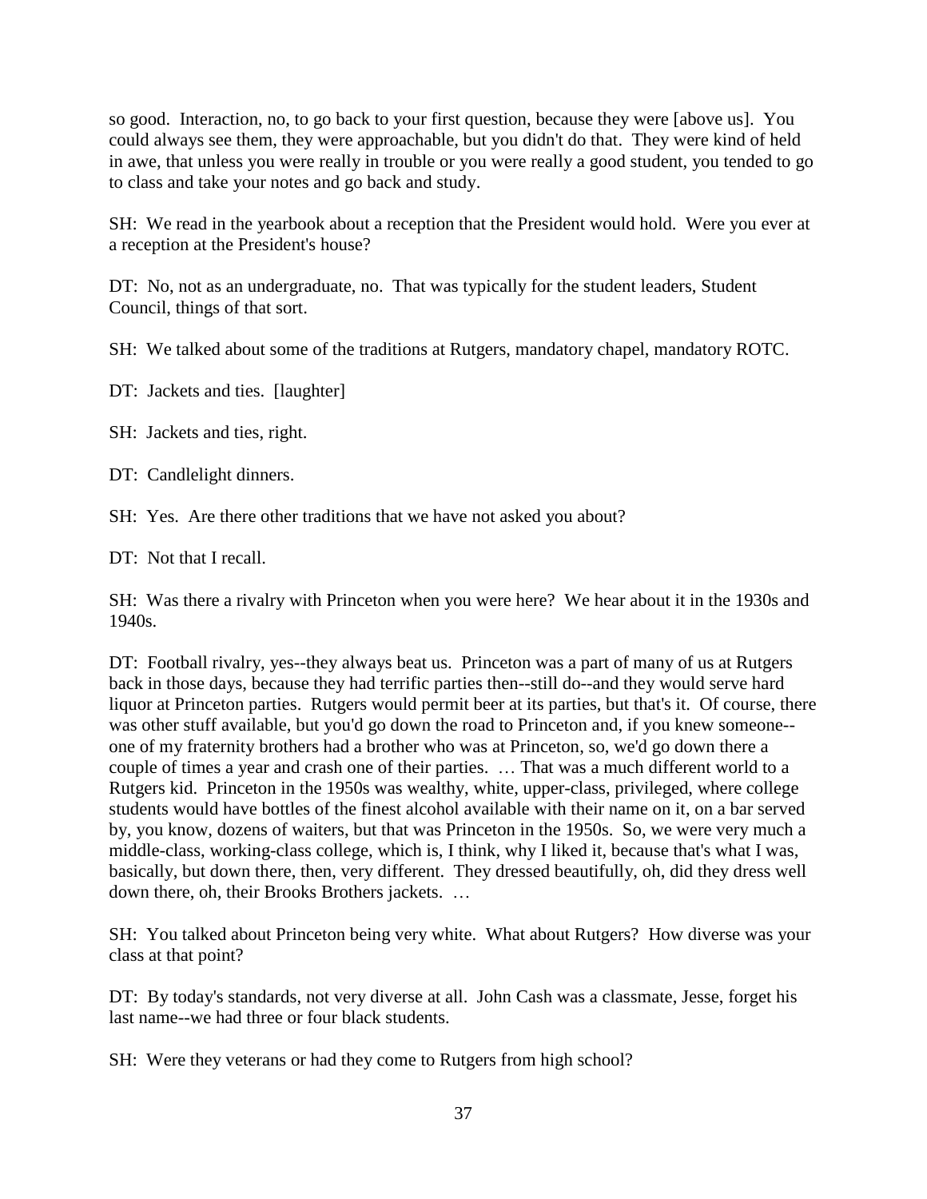so good. Interaction, no, to go back to your first question, because they were [above us]. You could always see them, they were approachable, but you didn't do that. They were kind of held in awe, that unless you were really in trouble or you were really a good student, you tended to go to class and take your notes and go back and study.

SH: We read in the yearbook about a reception that the President would hold. Were you ever at a reception at the President's house?

DT: No, not as an undergraduate, no. That was typically for the student leaders, Student Council, things of that sort.

SH: We talked about some of the traditions at Rutgers, mandatory chapel, mandatory ROTC.

DT: Jackets and ties. [laughter]

SH: Jackets and ties, right.

DT: Candlelight dinners.

SH: Yes. Are there other traditions that we have not asked you about?

DT: Not that I recall.

SH: Was there a rivalry with Princeton when you were here? We hear about it in the 1930s and 1940s.

DT: Football rivalry, yes--they always beat us. Princeton was a part of many of us at Rutgers back in those days, because they had terrific parties then--still do--and they would serve hard liquor at Princeton parties. Rutgers would permit beer at its parties, but that's it. Of course, there was other stuff available, but you'd go down the road to Princeton and, if you knew someone--one of my fraternity brothers had a brother who was at Princeton, so, we'd go down there a couple of times a year and crash one of their parties. … That was a much different world to a Rutgers kid. Princeton in the 1950s was wealthy, white, upper-class, privileged, where college students would have bottles of the finest alcohol available with their name on it, on a bar served by, you know, dozens of waiters, but that was Princeton in the 1950s. So, we were very much a middle-class, working-class college, which is, I think, why I liked it, because that's what I was, basically, but down there, then, very different. They dressed beautifully, oh, did they dress well down there, oh, their Brooks Brothers jackets. …

SH: You talked about Princeton being very white. What about Rutgers? How diverse was your class at that point?

DT: By today's standards, not very diverse at all. John Cash was a classmate, Jesse, forget his last name--we had three or four black students.

SH: Were they veterans or had they come to Rutgers from high school?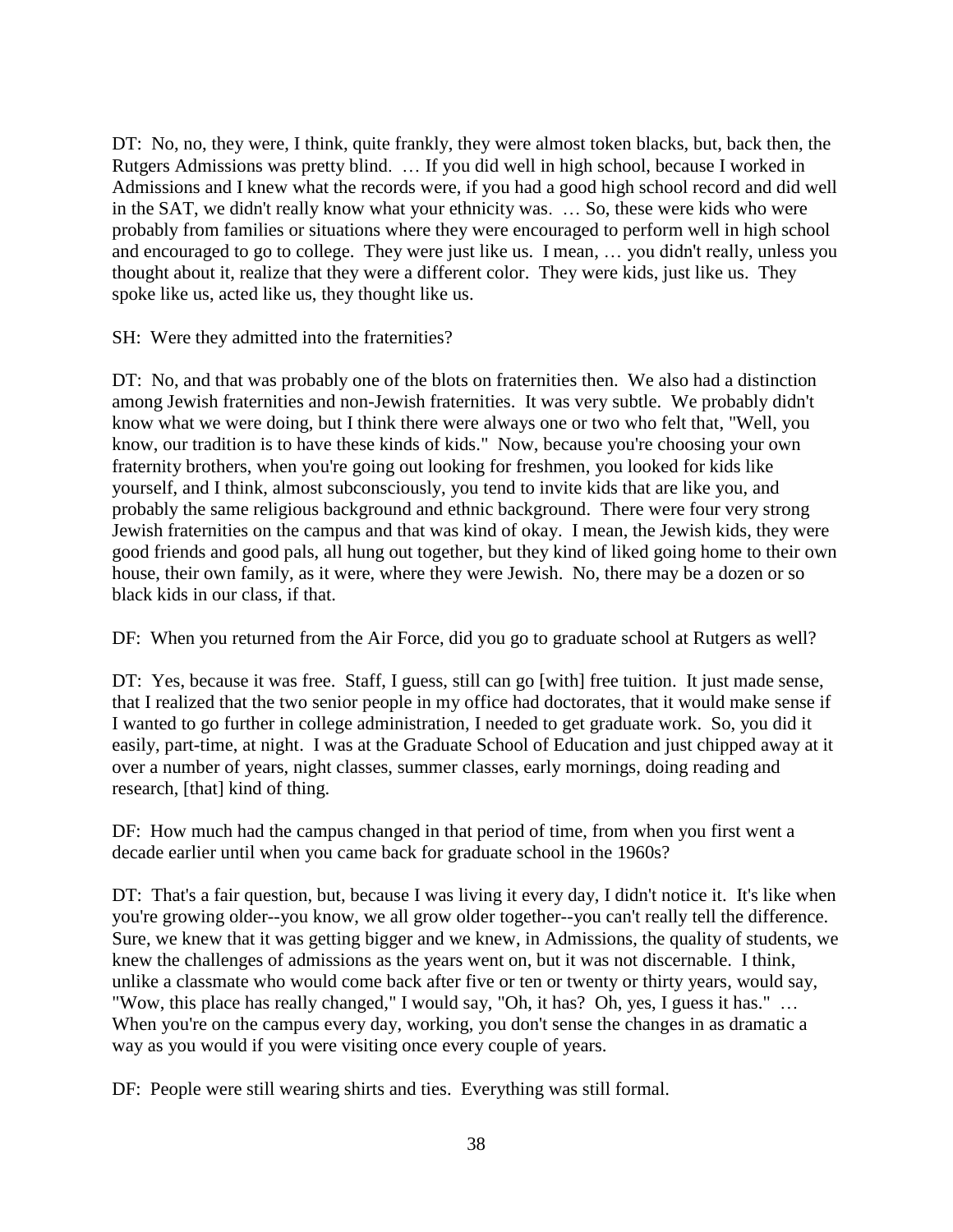DT: No, no, they were, I think, quite frankly, they were almost token blacks, but, back then, the Rutgers Admissions was pretty blind. … If you did well in high school, because I worked in Admissions and I knew what the records were, if you had a good high school record and did well in the SAT, we didn't really know what your ethnicity was. … So, these were kids who were probably from families or situations where they were encouraged to perform well in high school and encouraged to go to college. They were just like us. I mean, … you didn't really, unless you thought about it, realize that they were a different color. They were kids, just like us. They spoke like us, acted like us, they thought like us.

SH: Were they admitted into the fraternities?

DT: No, and that was probably one of the blots on fraternities then. We also had a distinction among Jewish fraternities and non-Jewish fraternities. It was very subtle. We probably didn't know what we were doing, but I think there were always one or two who felt that, "Well, you know, our tradition is to have these kinds of kids." Now, because you're choosing your own fraternity brothers, when you're going out looking for freshmen, you looked for kids like yourself, and I think, almost subconsciously, you tend to invite kids that are like you, and probably the same religious background and ethnic background. There were four very strong Jewish fraternities on the campus and that was kind of okay. I mean, the Jewish kids, they were good friends and good pals, all hung out together, but they kind of liked going home to their own house, their own family, as it were, where they were Jewish. No, there may be a dozen or so black kids in our class, if that.

DF: When you returned from the Air Force, did you go to graduate school at Rutgers as well?

DT: Yes, because it was free. Staff, I guess, still can go [with] free tuition. It just made sense, that I realized that the two senior people in my office had doctorates, that it would make sense if I wanted to go further in college administration, I needed to get graduate work. So, you did it easily, part-time, at night. I was at the Graduate School of Education and just chipped away at it over a number of years, night classes, summer classes, early mornings, doing reading and research, [that] kind of thing.

DF: How much had the campus changed in that period of time, from when you first went a decade earlier until when you came back for graduate school in the 1960s?

DT: That's a fair question, but, because I was living it every day, I didn't notice it. It's like when you're growing older--you know, we all grow older together--you can't really tell the difference. Sure, we knew that it was getting bigger and we knew, in Admissions, the quality of students, we knew the challenges of admissions as the years went on, but it was not discernable. I think, unlike a classmate who would come back after five or ten or twenty or thirty years, would say, "Wow, this place has really changed," I would say, "Oh, it has? Oh, yes, I guess it has." … When you're on the campus every day, working, you don't sense the changes in as dramatic a way as you would if you were visiting once every couple of years.

DF: People were still wearing shirts and ties. Everything was still formal.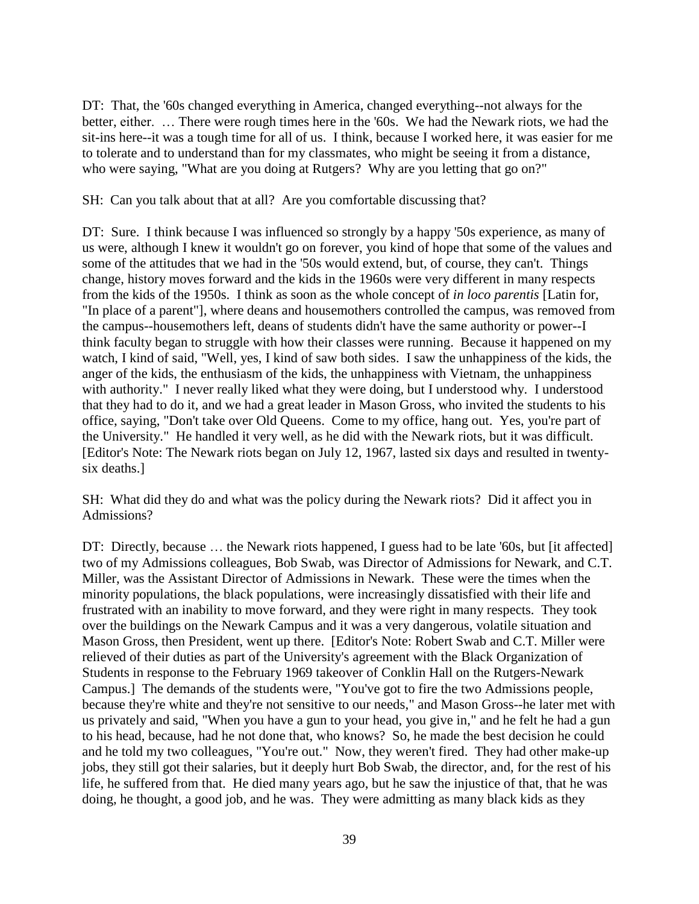DT: That, the '60s changed everything in America, changed everything--not always for the better, either. … There were rough times here in the '60s. We had the Newark riots, we had the sit-ins here--it was a tough time for all of us. I think, because I worked here, it was easier for me to tolerate and to understand than for my classmates, who might be seeing it from a distance, who were saying, "What are you doing at Rutgers? Why are you letting that go on?"

SH: Can you talk about that at all? Are you comfortable discussing that?

DT: Sure. I think because I was influenced so strongly by a happy '50s experience, as many of us were, although I knew it wouldn't go on forever, you kind of hope that some of the values and some of the attitudes that we had in the '50s would extend, but, of course, they can't. Things change, history moves forward and the kids in the 1960s were very different in many respects from the kids of the 1950s. I think as soon as the whole concept of *in loco parentis* [Latin for, "In place of a parent"], where deans and housemothers controlled the campus, was removed from the campus--housemothers left, deans of students didn't have the same authority or power--I think faculty began to struggle with how their classes were running. Because it happened on my watch, I kind of said, "Well, yes, I kind of saw both sides. I saw the unhappiness of the kids, the anger of the kids, the enthusiasm of the kids, the unhappiness with Vietnam, the unhappiness with authority." I never really liked what they were doing, but I understood why. I understood that they had to do it, and we had a great leader in Mason Gross, who invited the students to his office, saying, "Don't take over Old Queens. Come to my office, hang out. Yes, you're part of the University." He handled it very well, as he did with the Newark riots, but it was difficult. [Editor's Note: The Newark riots began on July 12, 1967, lasted six days and resulted in twenty-six deaths.]

SH: What did they do and what was the policy during the Newark riots? Did it affect you in Admissions?

DT: Directly, because … the Newark riots happened, I guess had to be late '60s, but [it affected] two of my Admissions colleagues, Bob Swab, was Director of Admissions for Newark, and C.T. Miller, was the Assistant Director of Admissions in Newark. These were the times when the minority populations, the black populations, were increasingly dissatisfied with their life and frustrated with an inability to move forward, and they were right in many respects. They took over the buildings on the Newark Campus and it was a very dangerous, volatile situation and Mason Gross, then President, went up there. [Editor's Note: Robert Swab and C.T. Miller were relieved of their duties as part of the University's agreement with the Black Organization of Students in response to the February 1969 takeover of Conklin Hall on the Rutgers-Newark Campus.] The demands of the students were, "You've got to fire the two Admissions people, because they're white and they're not sensitive to our needs," and Mason Gross--he later met with us privately and said, "When you have a gun to your head, you give in," and he felt he had a gun to his head, because, had he not done that, who knows? So, he made the best decision he could and he told my two colleagues, "You're out." Now, they weren't fired. They had other make-up jobs, they still got their salaries, but it deeply hurt Bob Swab, the director, and, for the rest of his life, he suffered from that. He died many years ago, but he saw the injustice of that, that he was doing, he thought, a good job, and he was. They were admitting as many black kids as they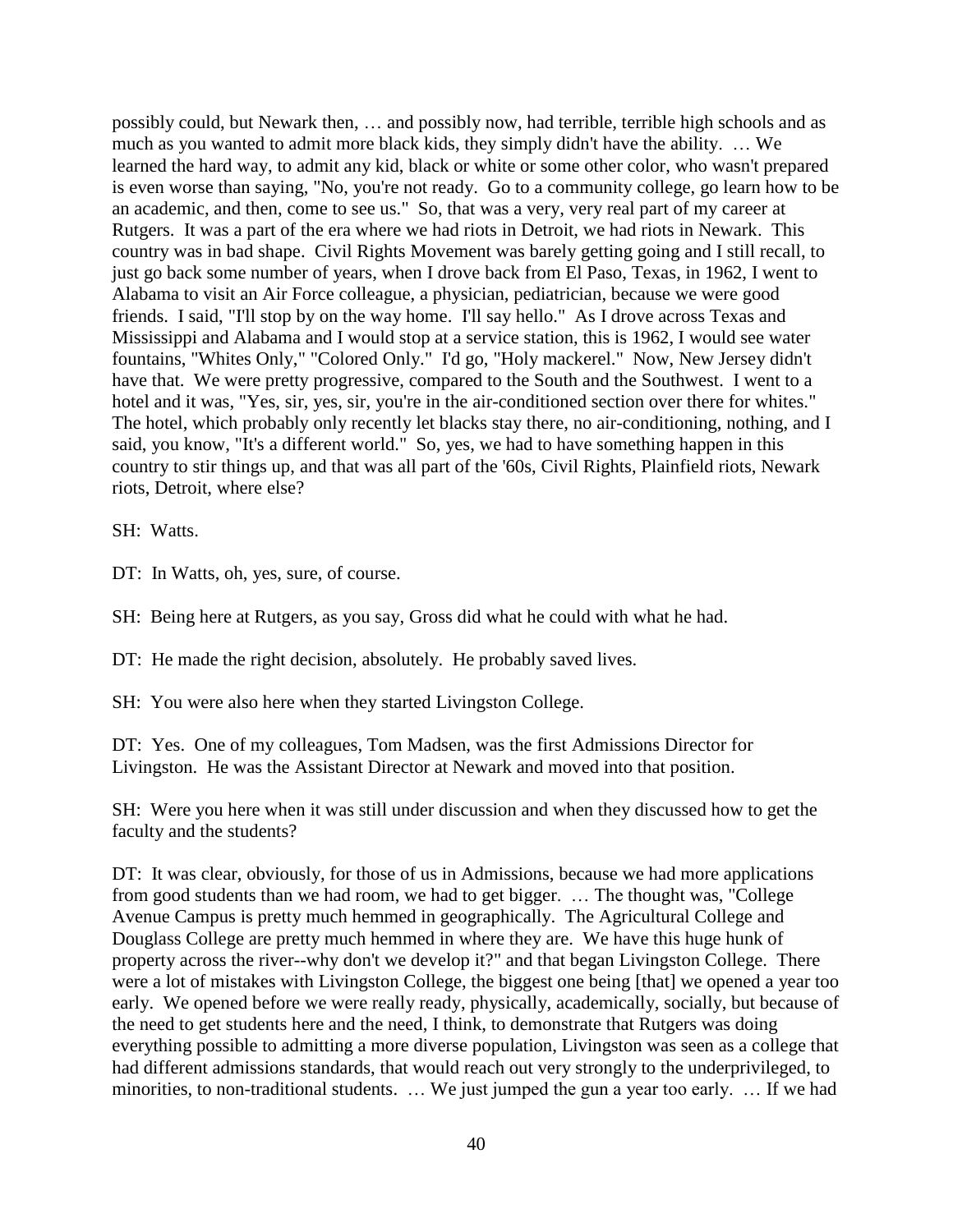possibly could, but Newark then, … and possibly now, had terrible, terrible high schools and as much as you wanted to admit more black kids, they simply didn't have the ability. … We learned the hard way, to admit any kid, black or white or some other color, who wasn't prepared is even worse than saying, "No, you're not ready. Go to a community college, go learn how to be an academic, and then, come to see us." So, that was a very, very real part of my career at Rutgers. It was a part of the era where we had riots in Detroit, we had riots in Newark. This country was in bad shape. Civil Rights Movement was barely getting going and I still recall, to just go back some number of years, when I drove back from El Paso, Texas, in 1962, I went to Alabama to visit an Air Force colleague, a physician, pediatrician, because we were good friends. I said, "I'll stop by on the way home. I'll say hello." As I drove across Texas and Mississippi and Alabama and I would stop at a service station, this is 1962, I would see water fountains, "Whites Only," "Colored Only." I'd go, "Holy mackerel." Now, New Jersey didn't have that. We were pretty progressive, compared to the South and the Southwest. I went to a hotel and it was, "Yes, sir, yes, sir, you're in the air-conditioned section over there for whites." The hotel, which probably only recently let blacks stay there, no air-conditioning, nothing, and I said, you know, "It's a different world." So, yes, we had to have something happen in this country to stir things up, and that was all part of the '60s, Civil Rights, Plainfield riots, Newark riots, Detroit, where else?

SH: Watts.

DT: In Watts, oh, yes, sure, of course.

SH: Being here at Rutgers, as you say, Gross did what he could with what he had.

DT: He made the right decision, absolutely. He probably saved lives.

SH: You were also here when they started Livingston College.

DT: Yes. One of my colleagues, Tom Madsen, was the first Admissions Director for Livingston. He was the Assistant Director at Newark and moved into that position.

SH: Were you here when it was still under discussion and when they discussed how to get the faculty and the students?

DT: It was clear, obviously, for those of us in Admissions, because we had more applications from good students than we had room, we had to get bigger. … The thought was, "College Avenue Campus is pretty much hemmed in geographically. The Agricultural College and Douglass College are pretty much hemmed in where they are. We have this huge hunk of property across the river--why don't we develop it?" and that began Livingston College. There were a lot of mistakes with Livingston College, the biggest one being [that] we opened a year too early. We opened before we were really ready, physically, academically, socially, but because of the need to get students here and the need, I think, to demonstrate that Rutgers was doing everything possible to admitting a more diverse population, Livingston was seen as a college that had different admissions standards, that would reach out very strongly to the underprivileged, to minorities, to non-traditional students. … We just jumped the gun a year too early. … If we had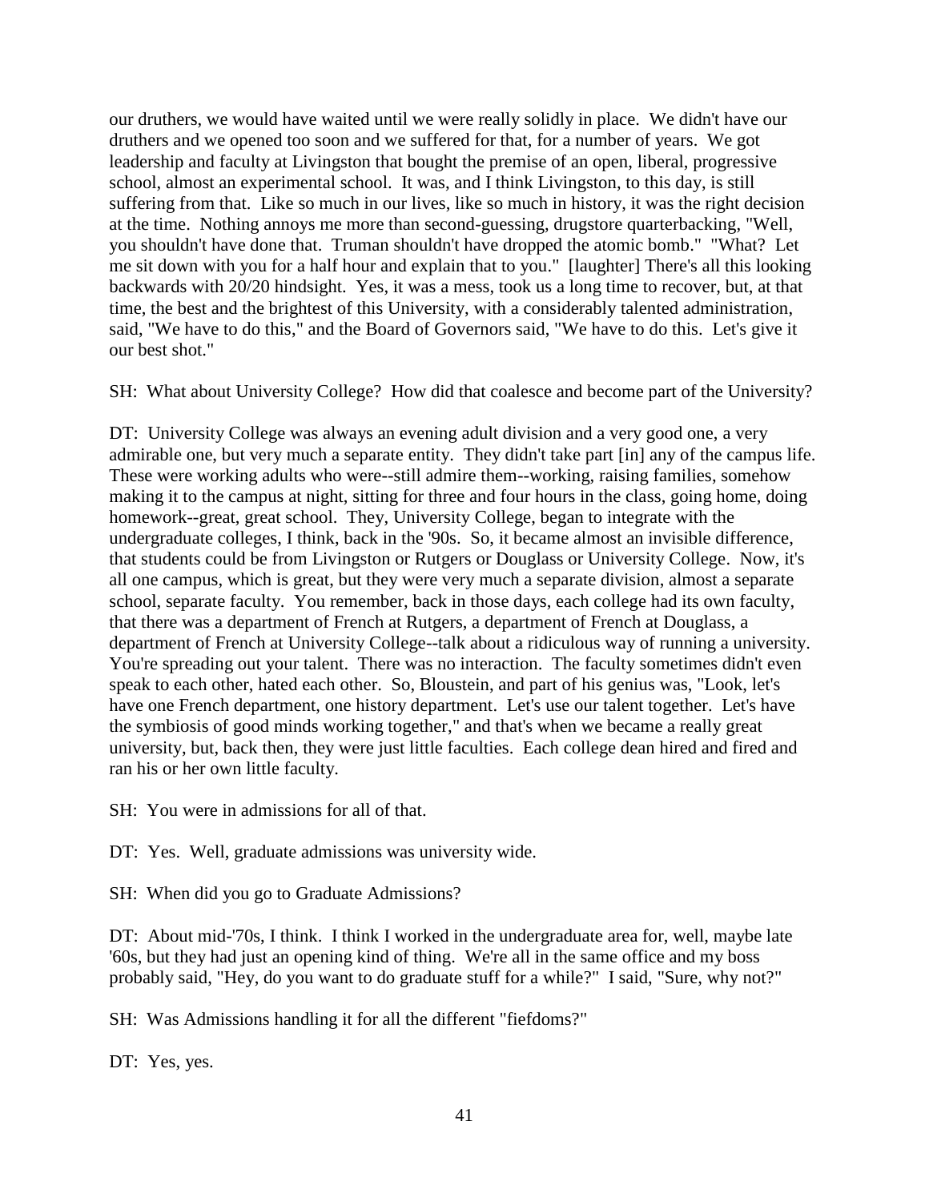our druthers, we would have waited until we were really solidly in place. We didn't have our druthers and we opened too soon and we suffered for that, for a number of years. We got leadership and faculty at Livingston that bought the premise of an open, liberal, progressive school, almost an experimental school. It was, and I think Livingston, to this day, is still suffering from that. Like so much in our lives, like so much in history, it was the right decision at the time. Nothing annoys me more than second-guessing, drugstore quarterbacking, "Well, you shouldn't have done that. Truman shouldn't have dropped the atomic bomb." "What? Let me sit down with you for a half hour and explain that to you." [laughter] There's all this looking backwards with 20/20 hindsight. Yes, it was a mess, took us a long time to recover, but, at that time, the best and the brightest of this University, with a considerably talented administration, said, "We have to do this," and the Board of Governors said, "We have to do this. Let's give it our best shot."

SH: What about University College? How did that coalesce and become part of the University?

DT: University College was always an evening adult division and a very good one, a very admirable one, but very much a separate entity. They didn't take part [in] any of the campus life. These were working adults who were--still admire them--working, raising families, somehow making it to the campus at night, sitting for three and four hours in the class, going home, doing homework--great, great school. They, University College, began to integrate with the undergraduate colleges, I think, back in the '90s. So, it became almost an invisible difference, that students could be from Livingston or Rutgers or Douglass or University College. Now, it's all one campus, which is great, but they were very much a separate division, almost a separate school, separate faculty. You remember, back in those days, each college had its own faculty, that there was a department of French at Rutgers, a department of French at Douglass, a department of French at University College--talk about a ridiculous way of running a university. You're spreading out your talent. There was no interaction. The faculty sometimes didn't even speak to each other, hated each other. So, Bloustein, and part of his genius was, "Look, let's have one French department, one history department. Let's use our talent together. Let's have the symbiosis of good minds working together," and that's when we became a really great university, but, back then, they were just little faculties. Each college dean hired and fired and ran his or her own little faculty.

SH: You were in admissions for all of that.

DT: Yes. Well, graduate admissions was university wide.

SH: When did you go to Graduate Admissions?

DT: About mid-'70s, I think. I think I worked in the undergraduate area for, well, maybe late '60s, but they had just an opening kind of thing. We're all in the same office and my boss probably said, "Hey, do you want to do graduate stuff for a while?" I said, "Sure, why not?"

SH: Was Admissions handling it for all the different "fiefdoms?"

DT: Yes, yes.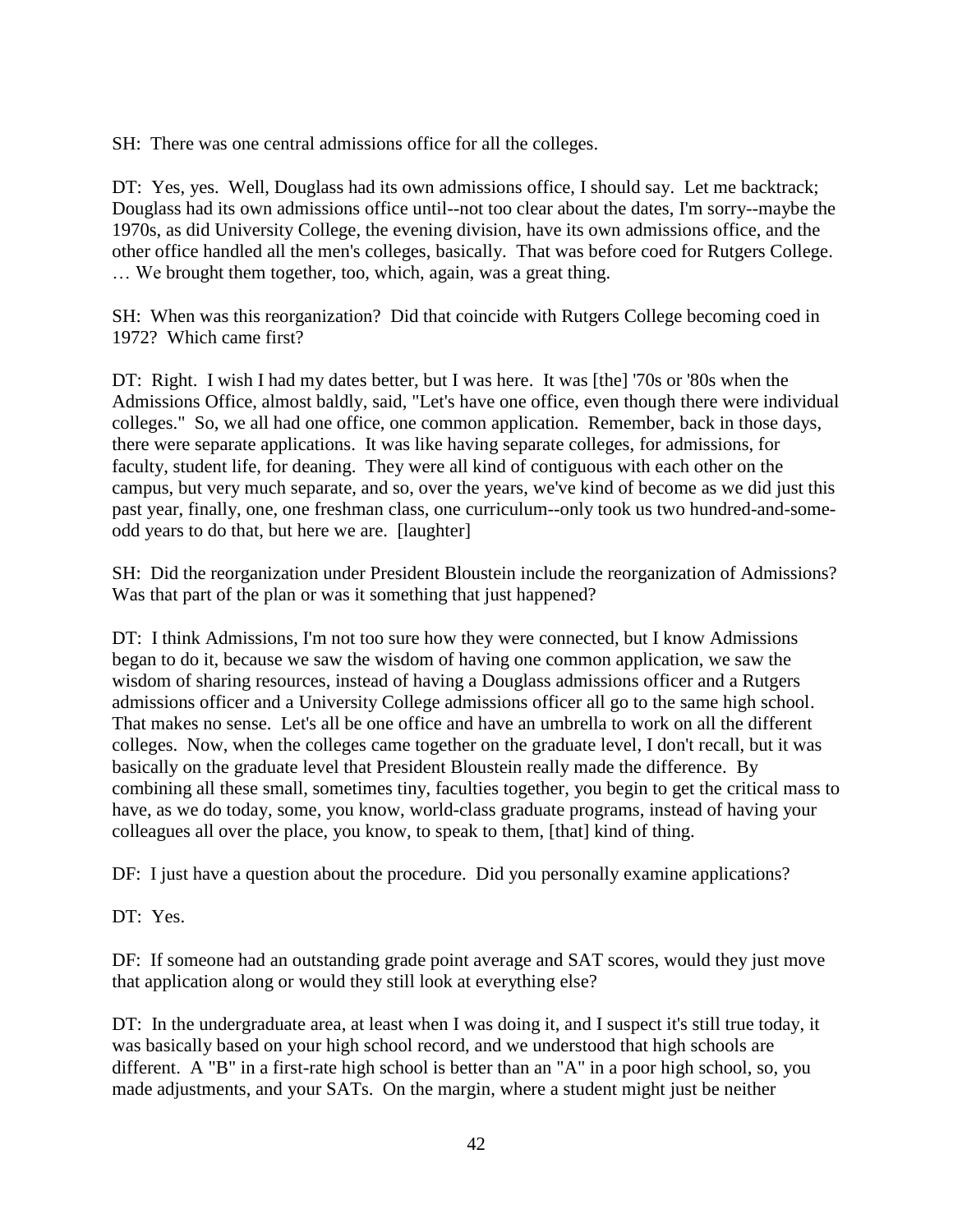SH: There was one central admissions office for all the colleges.

DT: Yes, yes. Well, Douglass had its own admissions office, I should say. Let me backtrack; Douglass had its own admissions office until--not too clear about the dates, I'm sorry--maybe the 1970s, as did University College, the evening division, have its own admissions office, and the other office handled all the men's colleges, basically. That was before coed for Rutgers College. … We brought them together, too, which, again, was a great thing.

SH: When was this reorganization? Did that coincide with Rutgers College becoming coed in 1972? Which came first?

DT: Right. I wish I had my dates better, but I was here. It was [the] '70s or '80s when the Admissions Office, almost baldly, said, "Let's have one office, even though there were individual colleges." So, we all had one office, one common application. Remember, back in those days, there were separate applications. It was like having separate colleges, for admissions, for faculty, student life, for deaning. They were all kind of contiguous with each other on the campus, but very much separate, and so, over the years, we've kind of become as we did just this past year, finally, one, one freshman class, one curriculum--only took us two hundred-and-some-odd years to do that, but here we are. [laughter]

SH: Did the reorganization under President Bloustein include the reorganization of Admissions? Was that part of the plan or was it something that just happened?

DT: I think Admissions, I'm not too sure how they were connected, but I know Admissions began to do it, because we saw the wisdom of having one common application, we saw the wisdom of sharing resources, instead of having a Douglass admissions officer and a Rutgers admissions officer and a University College admissions officer all go to the same high school. That makes no sense. Let's all be one office and have an umbrella to work on all the different colleges. Now, when the colleges came together on the graduate level, I don't recall, but it was basically on the graduate level that President Bloustein really made the difference. By combining all these small, sometimes tiny, faculties together, you begin to get the critical mass to have, as we do today, some, you know, world-class graduate programs, instead of having your colleagues all over the place, you know, to speak to them, [that] kind of thing.

DF: I just have a question about the procedure. Did you personally examine applications?

DT: Yes.

DF: If someone had an outstanding grade point average and SAT scores, would they just move that application along or would they still look at everything else?

DT: In the undergraduate area, at least when I was doing it, and I suspect it's still true today, it was basically based on your high school record, and we understood that high schools are different. A "B" in a first-rate high school is better than an "A" in a poor high school, so, you made adjustments, and your SATs. On the margin, where a student might just be neither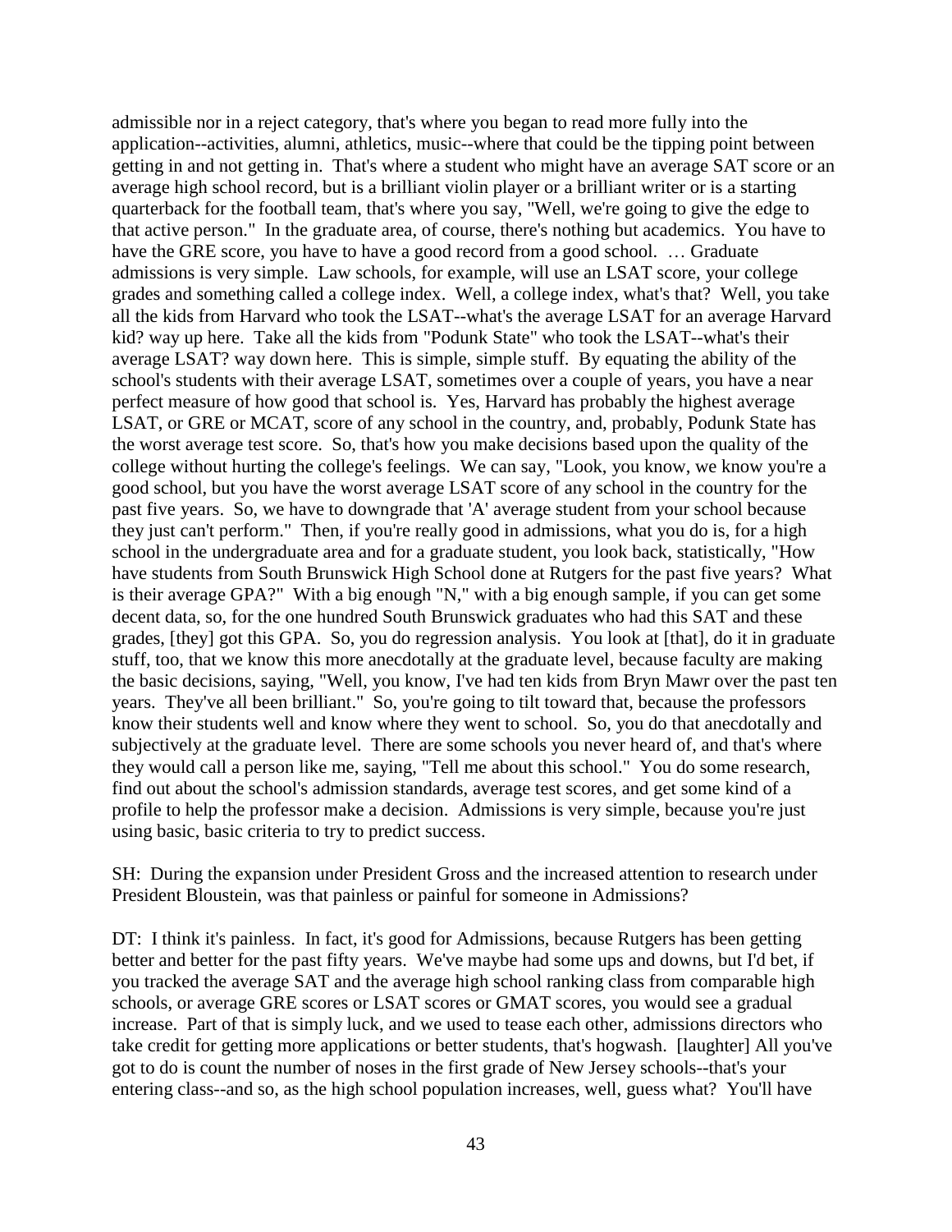admissible nor in a reject category, that's where you began to read more fully into the application--activities, alumni, athletics, music--where that could be the tipping point between getting in and not getting in. That's where a student who might have an average SAT score or an average high school record, but is a brilliant violin player or a brilliant writer or is a starting quarterback for the football team, that's where you say, "Well, we're going to give the edge to that active person." In the graduate area, of course, there's nothing but academics. You have to have the GRE score, you have to have a good record from a good school. … Graduate admissions is very simple. Law schools, for example, will use an LSAT score, your college grades and something called a college index. Well, a college index, what's that? Well, you take all the kids from Harvard who took the LSAT--what's the average LSAT for an average Harvard kid? way up here. Take all the kids from "Podunk State" who took the LSAT--what's their average LSAT? way down here. This is simple, simple stuff. By equating the ability of the school's students with their average LSAT, sometimes over a couple of years, you have a near perfect measure of how good that school is. Yes, Harvard has probably the highest average LSAT, or GRE or MCAT, score of any school in the country, and, probably, Podunk State has the worst average test score. So, that's how you make decisions based upon the quality of the college without hurting the college's feelings. We can say, "Look, you know, we know you're a good school, but you have the worst average LSAT score of any school in the country for the past five years. So, we have to downgrade that 'A' average student from your school because they just can't perform." Then, if you're really good in admissions, what you do is, for a high school in the undergraduate area and for a graduate student, you look back, statistically, "How have students from South Brunswick High School done at Rutgers for the past five years? What is their average GPA?" With a big enough "N," with a big enough sample, if you can get some decent data, so, for the one hundred South Brunswick graduates who had this SAT and these grades, [they] got this GPA. So, you do regression analysis. You look at [that], do it in graduate stuff, too, that we know this more anecdotally at the graduate level, because faculty are making the basic decisions, saying, "Well, you know, I've had ten kids from Bryn Mawr over the past ten years. They've all been brilliant." So, you're going to tilt toward that, because the professors know their students well and know where they went to school. So, you do that anecdotally and subjectively at the graduate level. There are some schools you never heard of, and that's where they would call a person like me, saying, "Tell me about this school." You do some research, find out about the school's admission standards, average test scores, and get some kind of a profile to help the professor make a decision. Admissions is very simple, because you're just using basic, basic criteria to try to predict success.

SH: During the expansion under President Gross and the increased attention to research under President Bloustein, was that painless or painful for someone in Admissions?

DT: I think it's painless. In fact, it's good for Admissions, because Rutgers has been getting better and better for the past fifty years. We've maybe had some ups and downs, but I'd bet, if you tracked the average SAT and the average high school ranking class from comparable high schools, or average GRE scores or LSAT scores or GMAT scores, you would see a gradual increase. Part of that is simply luck, and we used to tease each other, admissions directors who take credit for getting more applications or better students, that's hogwash. [laughter] All you've got to do is count the number of noses in the first grade of New Jersey schools--that's your entering class--and so, as the high school population increases, well, guess what? You'll have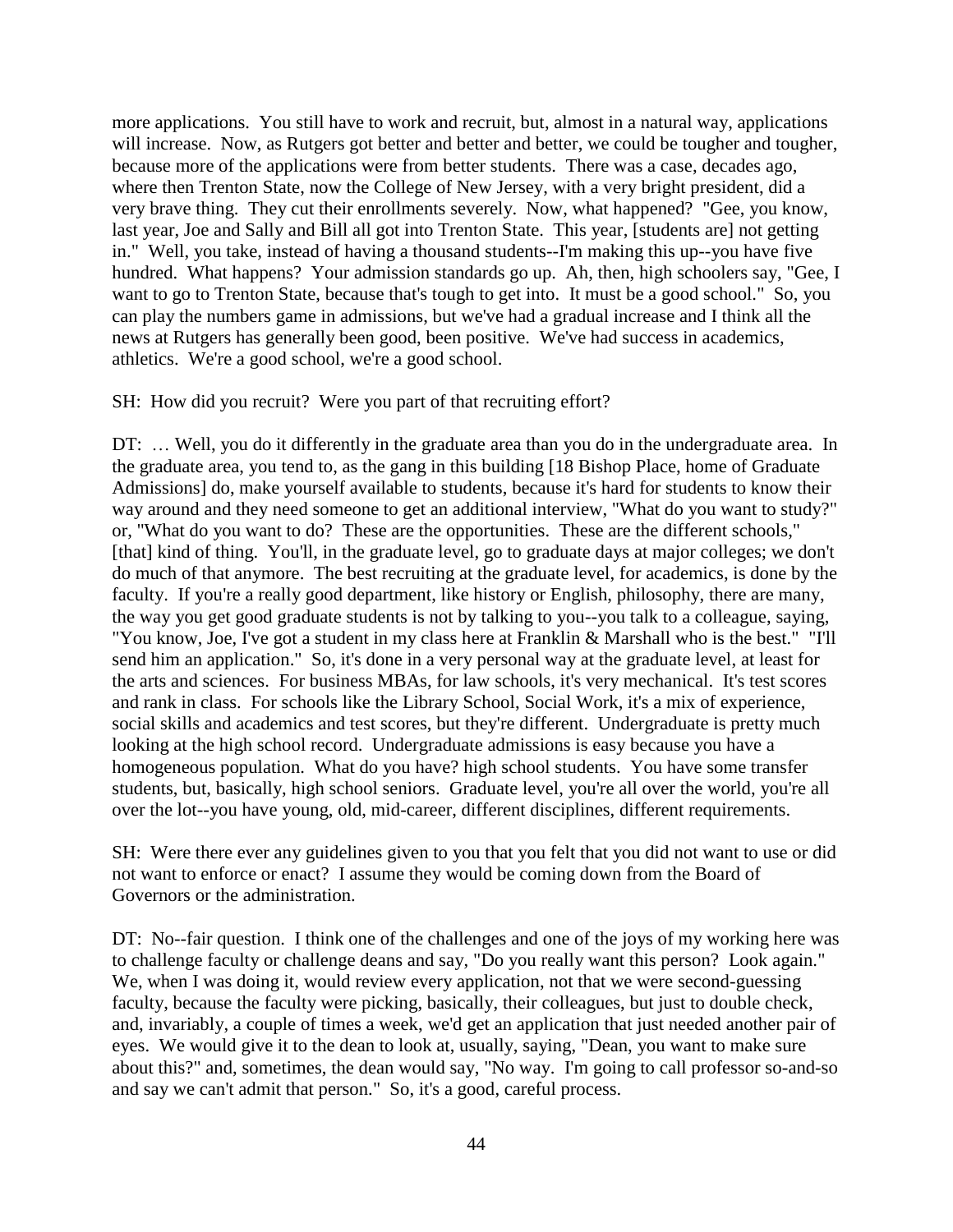more applications. You still have to work and recruit, but, almost in a natural way, applications will increase. Now, as Rutgers got better and better and better, we could be tougher and tougher, because more of the applications were from better students. There was a case, decades ago, where then Trenton State, now the College of New Jersey, with a very bright president, did a very brave thing. They cut their enrollments severely. Now, what happened? "Gee, you know, last year, Joe and Sally and Bill all got into Trenton State. This year, [students are] not getting in." Well, you take, instead of having a thousand students--I'm making this up--you have five hundred. What happens? Your admission standards go up. Ah, then, high schoolers say, "Gee, I want to go to Trenton State, because that's tough to get into. It must be a good school." So, you can play the numbers game in admissions, but we've had a gradual increase and I think all the news at Rutgers has generally been good, been positive. We've had success in academics, athletics. We're a good school, we're a good school.

SH: How did you recruit? Were you part of that recruiting effort?

DT: … Well, you do it differently in the graduate area than you do in the undergraduate area. In the graduate area, you tend to, as the gang in this building [18 Bishop Place, home of Graduate Admissions] do, make yourself available to students, because it's hard for students to know their way around and they need someone to get an additional interview, "What do you want to study?" or, "What do you want to do? These are the opportunities. These are the different schools," [that] kind of thing. You'll, in the graduate level, go to graduate days at major colleges; we don't do much of that anymore. The best recruiting at the graduate level, for academics, is done by the faculty. If you're a really good department, like history or English, philosophy, there are many, the way you get good graduate students is not by talking to you--you talk to a colleague, saying, "You know, Joe, I've got a student in my class here at Franklin & Marshall who is the best." "I'll send him an application." So, it's done in a very personal way at the graduate level, at least for the arts and sciences. For business MBAs, for law schools, it's very mechanical. It's test scores and rank in class. For schools like the Library School, Social Work, it's a mix of experience, social skills and academics and test scores, but they're different. Undergraduate is pretty much looking at the high school record. Undergraduate admissions is easy because you have a homogeneous population. What do you have? high school students. You have some transfer students, but, basically, high school seniors. Graduate level, you're all over the world, you're all over the lot--you have young, old, mid-career, different disciplines, different requirements.

SH: Were there ever any guidelines given to you that you felt that you did not want to use or did not want to enforce or enact? I assume they would be coming down from the Board of Governors or the administration.

DT: No--fair question. I think one of the challenges and one of the joys of my working here was to challenge faculty or challenge deans and say, "Do you really want this person? Look again." We, when I was doing it, would review every application, not that we were second-guessing faculty, because the faculty were picking, basically, their colleagues, but just to double check, and, invariably, a couple of times a week, we'd get an application that just needed another pair of eyes. We would give it to the dean to look at, usually, saying, "Dean, you want to make sure about this?" and, sometimes, the dean would say, "No way. I'm going to call professor so-and-so and say we can't admit that person." So, it's a good, careful process.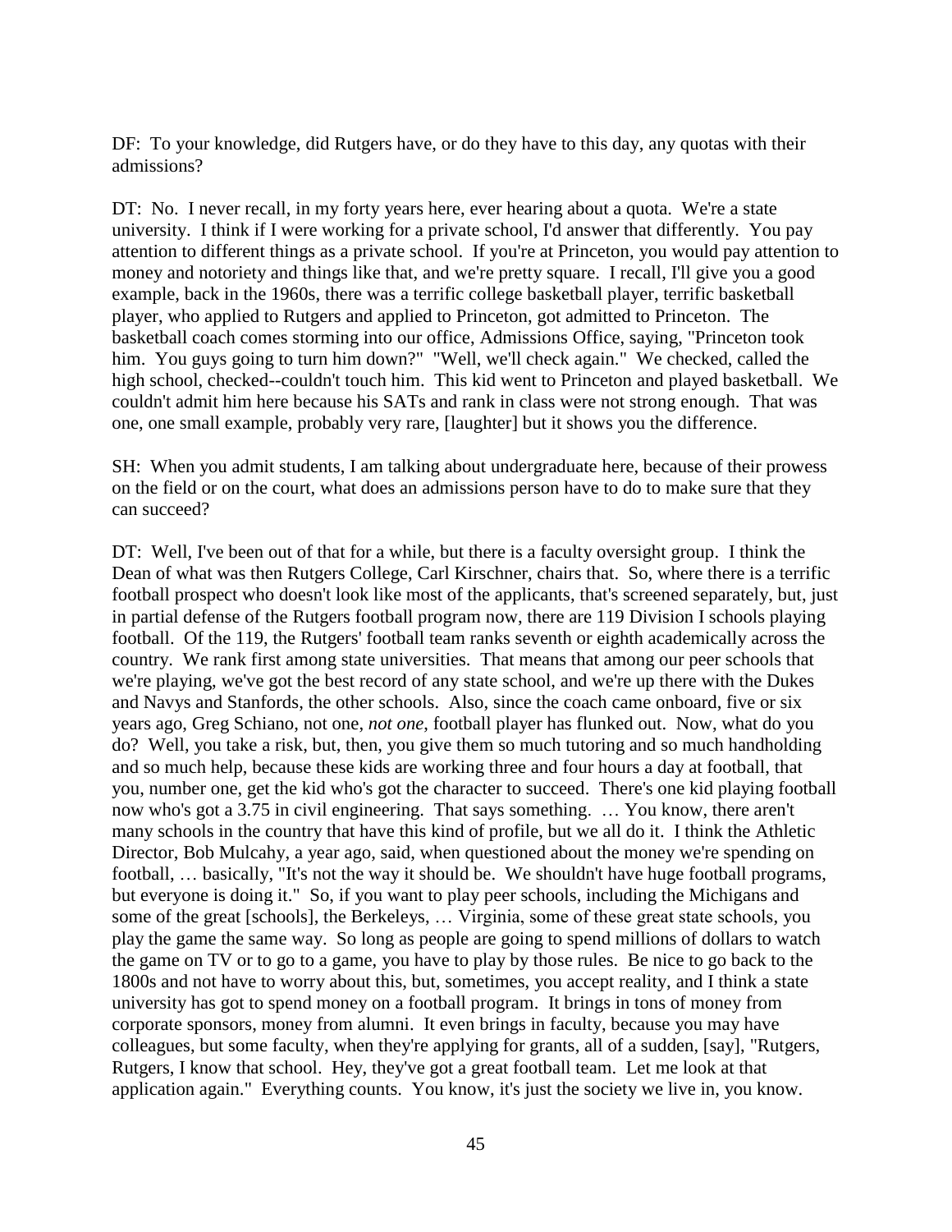DF: To your knowledge, did Rutgers have, or do they have to this day, any quotas with their admissions?

DT: No. I never recall, in my forty years here, ever hearing about a quota. We're a state university. I think if I were working for a private school, I'd answer that differently. You pay attention to different things as a private school. If you're at Princeton, you would pay attention to money and notoriety and things like that, and we're pretty square. I recall, I'll give you a good example, back in the 1960s, there was a terrific college basketball player, terrific basketball player, who applied to Rutgers and applied to Princeton, got admitted to Princeton. The basketball coach comes storming into our office, Admissions Office, saying, "Princeton took him. You guys going to turn him down?" "Well, we'll check again." We checked, called the high school, checked--couldn't touch him. This kid went to Princeton and played basketball. We couldn't admit him here because his SATs and rank in class were not strong enough. That was one, one small example, probably very rare, [laughter] but it shows you the difference.

SH: When you admit students, I am talking about undergraduate here, because of their prowess on the field or on the court, what does an admissions person have to do to make sure that they can succeed?

DT: Well, I've been out of that for a while, but there is a faculty oversight group. I think the Dean of what was then Rutgers College, Carl Kirschner, chairs that. So, where there is a terrific football prospect who doesn't look like most of the applicants, that's screened separately, but, just in partial defense of the Rutgers football program now, there are 119 Division I schools playing football. Of the 119, the Rutgers' football team ranks seventh or eighth academically across the country. We rank first among state universities. That means that among our peer schools that we're playing, we've got the best record of any state school, and we're up there with the Dukes and Navys and Stanfords, the other schools. Also, since the coach came onboard, five or six years ago, Greg Schiano, not one, *not one*, football player has flunked out. Now, what do you do? Well, you take a risk, but, then, you give them so much tutoring and so much handholding and so much help, because these kids are working three and four hours a day at football, that you, number one, get the kid who's got the character to succeed. There's one kid playing football now who's got a 3.75 in civil engineering. That says something. … You know, there aren't many schools in the country that have this kind of profile, but we all do it. I think the Athletic Director, Bob Mulcahy, a year ago, said, when questioned about the money we're spending on football, … basically, "It's not the way it should be. We shouldn't have huge football programs, but everyone is doing it." So, if you want to play peer schools, including the Michigans and some of the great [schools], the Berkeleys, … Virginia, some of these great state schools, you play the game the same way. So long as people are going to spend millions of dollars to watch the game on TV or to go to a game, you have to play by those rules. Be nice to go back to the 1800s and not have to worry about this, but, sometimes, you accept reality, and I think a state university has got to spend money on a football program. It brings in tons of money from corporate sponsors, money from alumni. It even brings in faculty, because you may have colleagues, but some faculty, when they're applying for grants, all of a sudden, [say], "Rutgers, Rutgers, I know that school. Hey, they've got a great football team. Let me look at that application again." Everything counts. You know, it's just the society we live in, you know.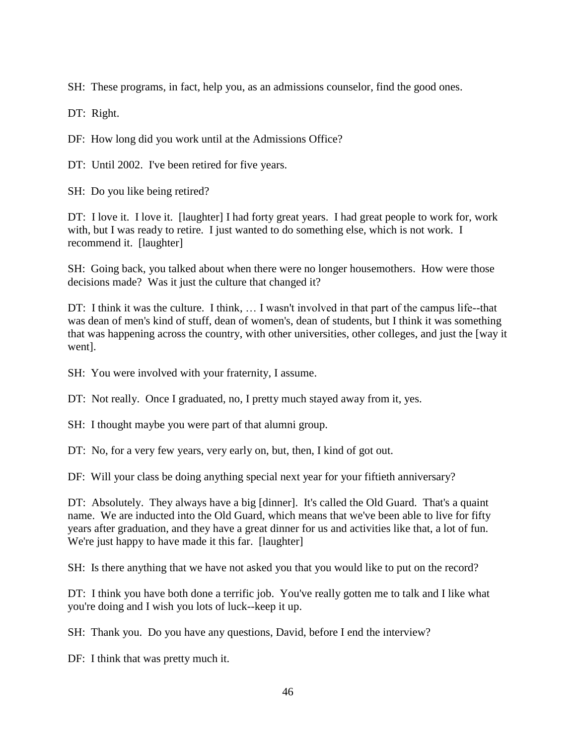SH: These programs, in fact, help you, as an admissions counselor, find the good ones.

DT: Right.

DF: How long did you work until at the Admissions Office?

DT: Until 2002. I've been retired for five years.

SH: Do you like being retired?

DT: I love it. I love it. [laughter] I had forty great years. I had great people to work for, work with, but I was ready to retire. I just wanted to do something else, which is not work. I recommend it. [laughter]

SH: Going back, you talked about when there were no longer housemothers. How were those decisions made? Was it just the culture that changed it?

DT: I think it was the culture. I think, … I wasn't involved in that part of the campus life--that was dean of men's kind of stuff, dean of women's, dean of students, but I think it was something that was happening across the country, with other universities, other colleges, and just the [way it went].

SH: You were involved with your fraternity, I assume.

DT: Not really. Once I graduated, no, I pretty much stayed away from it, yes.

SH: I thought maybe you were part of that alumni group.

DT: No, for a very few years, very early on, but, then, I kind of got out.

DF: Will your class be doing anything special next year for your fiftieth anniversary?

DT: Absolutely. They always have a big [dinner]. It's called the Old Guard. That's a quaint name. We are inducted into the Old Guard, which means that we've been able to live for fifty years after graduation, and they have a great dinner for us and activities like that, a lot of fun. We're just happy to have made it this far. [laughter]

SH: Is there anything that we have not asked you that you would like to put on the record?

DT: I think you have both done a terrific job. You've really gotten me to talk and I like what you're doing and I wish you lots of luck--keep it up.

SH: Thank you. Do you have any questions, David, before I end the interview?

DF: I think that was pretty much it.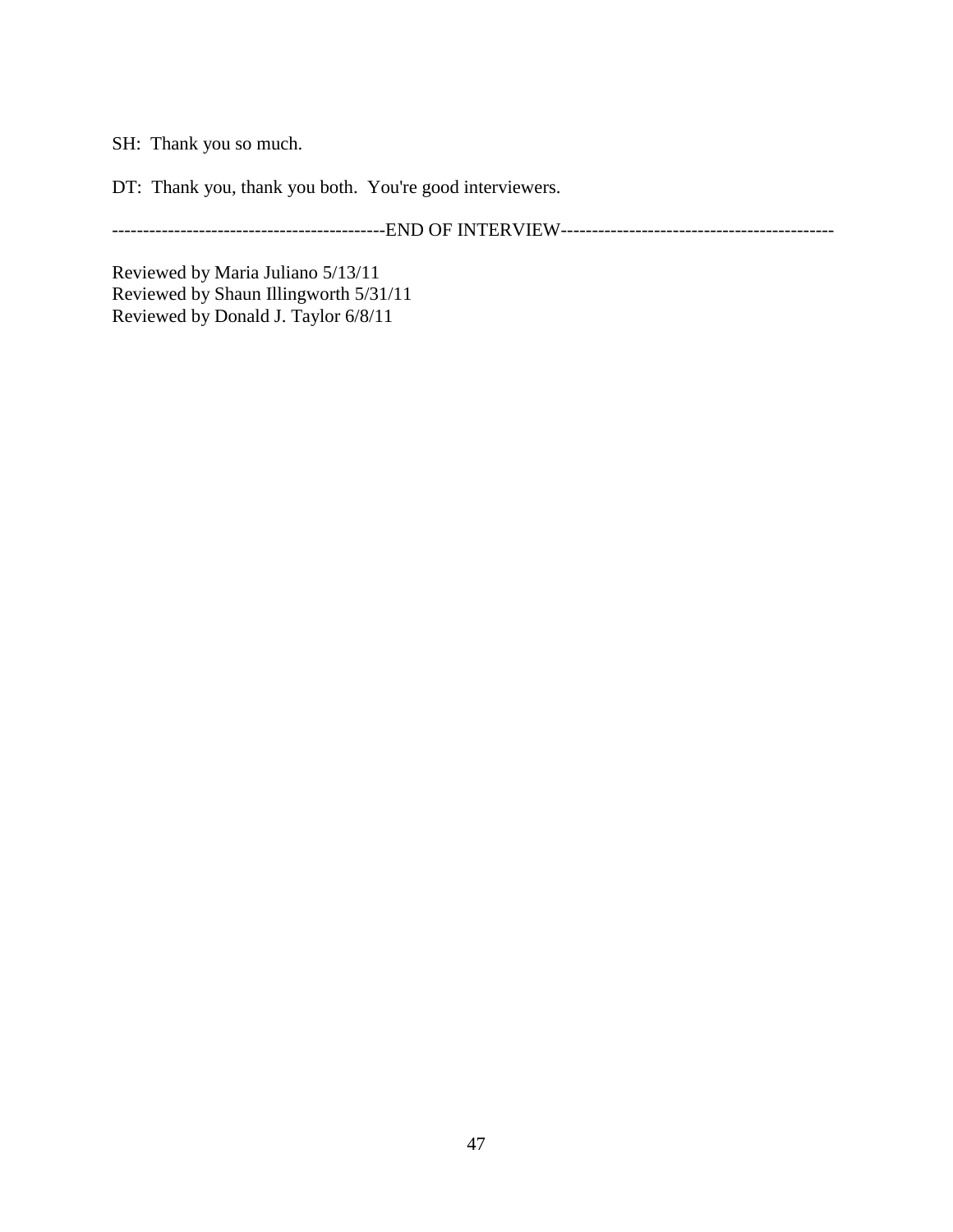SH: Thank you so much.

DT: Thank you, thank you both. You're good interviewers.

--------------------------------------------END OF INTERVIEW--------------------------------------------

Reviewed by Maria Juliano 5/13/11
Reviewed by Shaun Illingworth 5/31/11
Reviewed by Donald J. Taylor 6/8/11